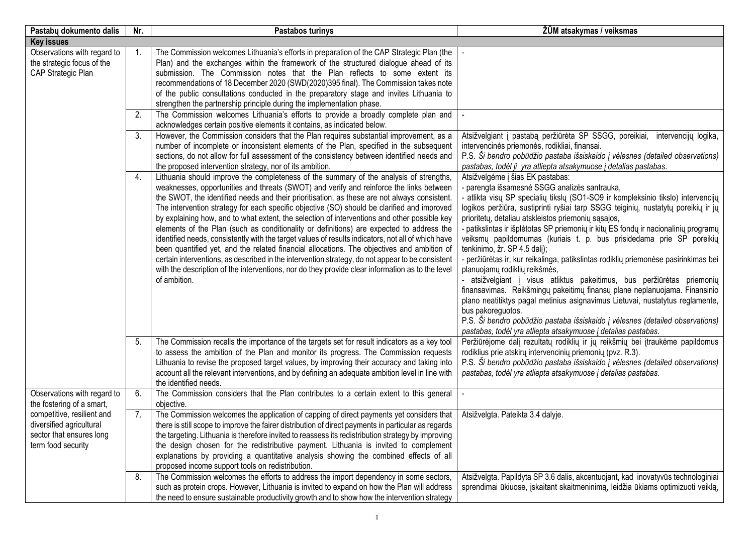| Pastabų dokumento dalis | Nr. | Pastabos turinys | ŽŪM atsakymas / veiksmas |
|---|---|---|---|
| **Key issues** | | | |
| Observations with regard to the strategic focus of the CAP Strategic Plan | 1. | The Commission welcomes Lithuania's efforts in preparation of the CAP Strategic Plan (the Plan) and the exchanges within the framework of the structured dialogue ahead of its submission. The Commission notes that the Plan reflects to some extent its recommendations of 18 December 2020 (SWD(2020)395 final). The Commission takes note of the public consultations conducted in the preparatory stage and invites Lithuania to strengthen the partnership principle during the implementation phase. | - |
| | 2. | The Commission welcomes Lithuania's efforts to provide a broadly complete plan and acknowledges certain positive elements it contains, as indicated below. | - |
| | 3. | However, the Commission considers that the Plan requires substantial improvement, as a number of incomplete or inconsistent elements of the Plan, specified in the subsequent sections, do not allow for full assessment of the consistency between identified needs and the proposed intervention strategy, nor of its ambition. | Atsižvelgiant į pastabą peržiūrėta SP SSGG, poreikiai, intervencijų logika, intervencinės priemonės, rodikliai, finansai.<br>P.S. *Ši bendro pobūdžio pastaba išsiskaido į vėlesnes (detailed observations) pastabas, todėl ji yra atliepta atsakymuose į detalias pastabas.* |
| | 4. | Lithuania should improve the completeness of the summary of the analysis of strengths, weaknesses, opportunities and threats (SWOT) and verify and reinforce the links between the SWOT, the identified needs and their prioritisation, as these are not always consistent. The intervention strategy for each specific objective (SO) should be clarified and improved by explaining how, and to what extent, the selection of interventions and other possible key elements of the Plan (such as conditionality or definitions) are expected to address the identified needs, consistently with the target values of results indicators, not all of which have been quantified yet, and the related financial allocations. The objectives and ambition of certain interventions, as described in the intervention strategy, do not appear to be consistent with the description of the interventions, nor do they provide clear information as to the level of ambition. | Atsižvelgėme į šias EK pastabas:<br>- parengta išsamesnė SSGG analizės santrauka,<br>- atlikta visų SP specialių tikslų (SO1-SO9 ir kompleksinio tikslo) intervencijų logikos peržiūra, sustiprinti ryšiai tarp SSGG teiginių, nustatytų poreikių ir jų prioritetų, detaliau atskleistos priemonių sąsajos,<br>- patikslintas ir išplėtotas SP priemonių ir kitų ES fondų ir nacionalinių programų veiksmų papildomumas (kuriais t. p. bus prisidedama prie SP poreikių tenkinimo, žr. SP 4.5 dalį);<br>- peržiūrėtas ir, kur reikalinga, patikslintas rodiklių priemonėse pasirinkimas bei planuojamų rodiklių reikšmės,<br>- atsižvelgiant į visus atliktus pakeitimus, bus peržiūrėtas priemonių finansavimas. Reikšmingų pakeitimų finansų plane neplanuojama. Finansinio plano neatitiktys pagal metinius asignavimus Lietuvai, nustatytus reglamente, bus pakoreguotos.<br>P.S. *Ši bendro pobūdžio pastaba išsiskaido į vėlesnes (detailed observations) pastabas, todėl yra atliepta atsakymuose į detalias pastabas.* |
| | 5. | The Commission recalls the importance of the targets set for result indicators as a key tool to assess the ambition of the Plan and monitor its progress. The Commission requests Lithuania to revise the proposed target values, by improving their accuracy and taking into account all the relevant interventions, and by defining an adequate ambition level in line with the identified needs. | Peržiūrėjome dalį rezultatų rodiklių ir jų reikšmių bei įtraukėme papildomus rodiklius prie atskirų intervencinių priemonių (pvz. R.3).<br>P.S. *Ši bendro pobūdžio pastaba išsiskaido į vėlesnes (detailed observations) pastabas, todėl yra atliepta atsakymuose į detalias pastabas.* |
| Observations with regard to the fostering of a smart, competitive, resilient and diversified agricultural sector that ensures long term food security | 6. | The Commission considers that the Plan contributes to a certain extent to this general objective. | - |
| | 7. | The Commission welcomes the application of capping of direct payments yet considers that there is still scope to improve the fairer distribution of direct payments in particular as regards the targeting. Lithuania is therefore invited to reassess its redistribution strategy by improving the design chosen for the redistributive payment. Lithuania is invited to complement explanations by providing a quantitative analysis showing the combined effects of all proposed income support tools on redistribution. | Atsižvelgta. Pateikta 3.4 dalyje. |
| | 8. | The Commission welcomes the efforts to address the import dependency in some sectors, such as protein crops. However, Lithuania is invited to expand on how the Plan will address the need to ensure sustainable productivity growth and to show how the intervention strategy | Atsižvelgta. Papildyta SP 3.6 dalis, akcentuojant, kad inovatyvūs technologiniai sprendimai ūkiuose, įskaitant skaitmeninimą, leidžia ūkiams optimizuoti veiklą, |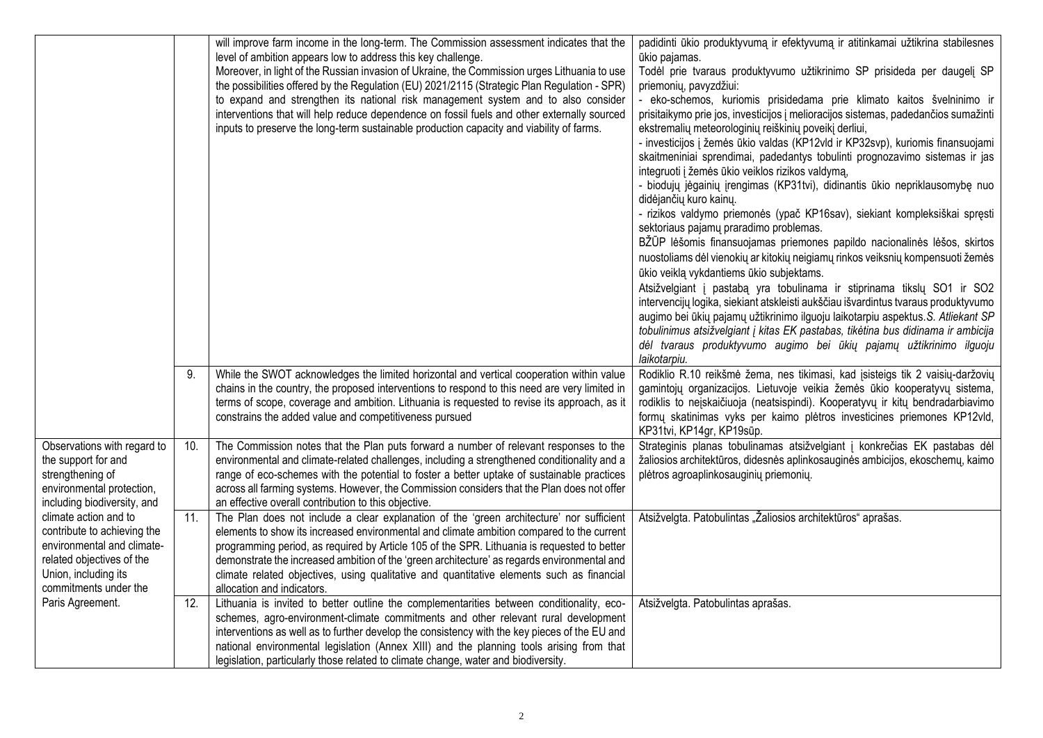| | | | |
|---|---|---|---|
| | | will improve farm income in the long-term. The Commission assessment indicates that the level of ambition appears low to address this key challenge. Moreover, in light of the Russian invasion of Ukraine, the Commission urges Lithuania to use the possibilities offered by the Regulation (EU) 2021/2115 (Strategic Plan Regulation - SPR) to expand and strengthen its national risk management system and to also consider interventions that will help reduce dependence on fossil fuels and other externally sourced inputs to preserve the long-term sustainable production capacity and viability of farms. | padidinti ūkio produktyvumą ir efektyvumą ir atitinkamai užtikrina stabilesnes ūkio pajamas. Todėl prie tvaraus produktyvumo užtikrinimo SP prisideda per daugelį SP priemonių, pavyzdžiui: - eko-schemos, kuriomis prisidedama prie klimato kaitos švelninimo ir prisitaikymo prie jos, investicijos į melioracijos sistemas, padedančios sumažinti ekstremalių meteorologinių reiškinių poveikį derliui, - investicijos į žemės ūkio valdas (KP12vld ir KP32svp), kuriomis finansuojami skaitmeniniai sprendimai, padedantys tobulinti prognozavimo sistemas ir jas integruoti į žemės ūkio veiklos rizikos valdymą, - biodujų jėgainių įrengimas (KP31tvi), didinantis ūkio nepriklausomybę nuo didėjančių kuro kainų. - rizikos valdymo priemonės (ypač KP16sav), siekiant kompleksiškai spręsti sektoriaus pajamų praradimo problemas. BŽŪP lėšomis finansuojamas priemones papildo nacionalinės lėšos, skirtos nuostoliams dėl vienokių ar kitokių neigiamų rinkos veiksnių kompensuoti žemės ūkio veiklą vykdantiems ūkio subjektams. Atsižvelgiant į pastabą yra tobulinama ir stiprinama tikslų SO1 ir SO2 intervencijų logika, siekiant atskleisti aukščiau išvardintus tvaraus produktyvumo augimo bei ūkių pajamų užtikrinimo ilguoju laikotarpiu aspektus.*S. Atliekant SP tobulinimus atsižvelgiant į kitas EK pastabas, tikėtina bus didinama ir ambicija dėl tvaraus produktyvumo augimo bei ūkių pajamų užtikrinimo ilguoju laikotarpiu.* |
| | 9. | While the SWOT acknowledges the limited horizontal and vertical cooperation within value chains in the country, the proposed interventions to respond to this need are very limited in terms of scope, coverage and ambition. Lithuania is requested to revise its approach, as it constrains the added value and competitiveness pursued | Rodiklio R.10 reikšmė žema, nes tikimasi, kad įsisteigs tik 2 vaisių-daržovių gamintojų organizacijos. Lietuvoje veikia žemės ūkio kooperatyvų sistema, rodiklis to neįskaičiuoja (neatsispindi). Kooperatyvų ir kitų bendradarbiavimo formų skatinimas vyks per kaimo plėtros investicines priemones KP12vld, KP31tvi, KP14gr, KP19sūp. |
| Observations with regard to the support for and strengthening of environmental protection, including biodiversity, and climate action and to contribute to achieving the environmental and climate-related objectives of the Union, including its commitments under the Paris Agreement. | 10. | The Commission notes that the Plan puts forward a number of relevant responses to the environmental and climate-related challenges, including a strengthened conditionality and a range of eco-schemes with the potential to foster a better uptake of sustainable practices across all farming systems. However, the Commission considers that the Plan does not offer an effective overall contribution to this objective. | Strateginis planas tobulinamas atsižvelgiant į konkrečias EK pastabas dėl žaliosios architektūros, didesnės aplinkosauginės ambicijos, ekoschemų, kaimo plėtros agroaplinkosauginių priemonių. |
| | 11. | The Plan does not include a clear explanation of the 'green architecture' nor sufficient elements to show its increased environmental and climate ambition compared to the current programming period, as required by Article 105 of the SPR. Lithuania is requested to better demonstrate the increased ambition of the 'green architecture' as regards environmental and climate related objectives, using qualitative and quantitative elements such as financial allocation and indicators. | Atsižvelgta. Patobulintas „Žaliosios architektūros“ aprašas. |
| | 12. | Lithuania is invited to better outline the complementarities between conditionality, eco-schemes, agro-environment-climate commitments and other relevant rural development interventions as well as to further develop the consistency with the key pieces of the EU and national environmental legislation (Annex XIII) and the planning tools arising from that legislation, particularly those related to climate change, water and biodiversity. | Atsižvelgta. Patobulintas aprašas. |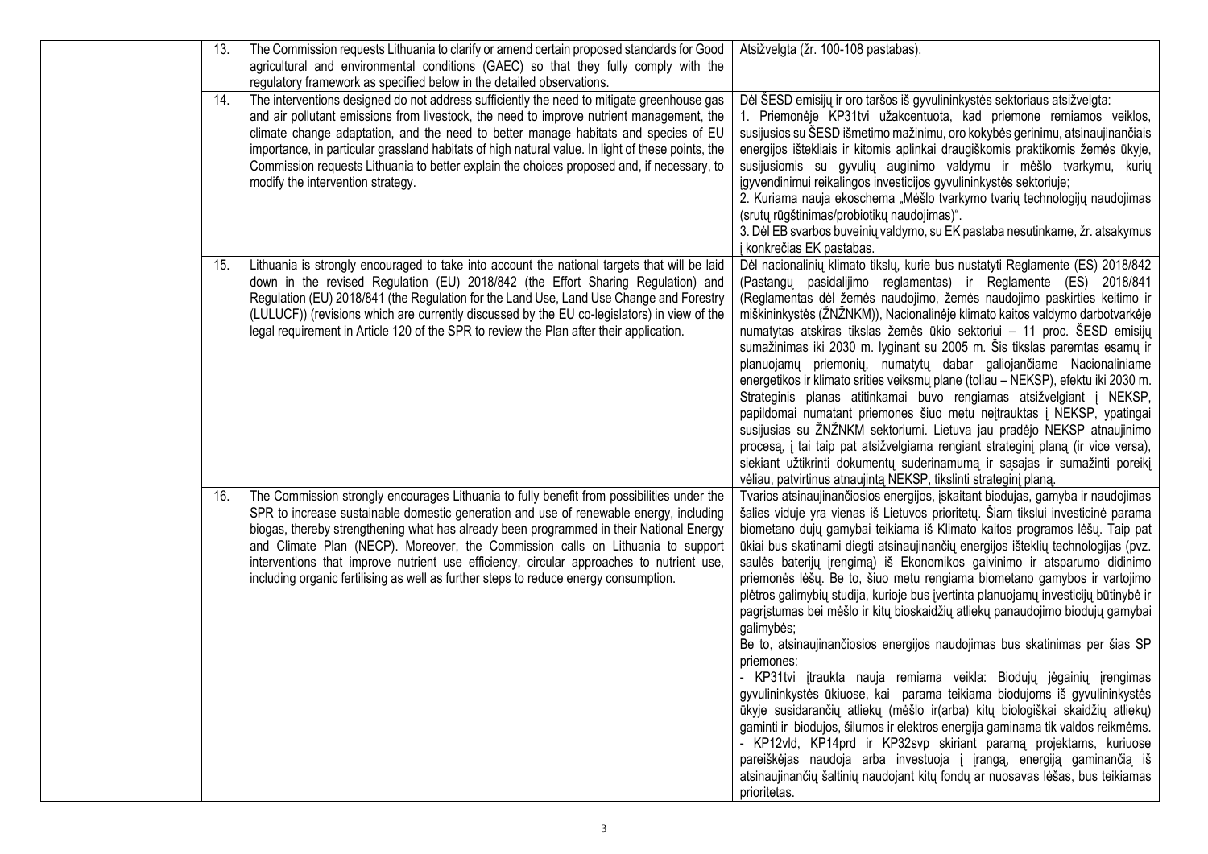| | | | |
|---|---|---|---|
| | 13. | The Commission requests Lithuania to clarify or amend certain proposed standards for Good agricultural and environmental conditions (GAEC) so that they fully comply with the regulatory framework as specified below in the detailed observations. | Atsižvelgta (žr. 100-108 pastabas). |
| | 14. | The interventions designed do not address sufficiently the need to mitigate greenhouse gas and air pollutant emissions from livestock, the need to improve nutrient management, the climate change adaptation, and the need to better manage habitats and species of EU importance, in particular grassland habitats of high natural value. In light of these points, the Commission requests Lithuania to better explain the choices proposed and, if necessary, to modify the intervention strategy. | Dėl ŠESD emisijų ir oro taršos iš gyvulininkystės sektoriaus atsižvelgta:<br>1. Priemonėje KP31tvi užakcentuota, kad priemone remiamos veiklos, susijusios su ŠESD išmetimo mažinimu, oro kokybės gerinimu, atsinaujinančiais energijos ištekliais ir kitomis aplinkai draugiškomis praktikomis žemės ūkyje, susijusiomis su gyvulių auginimo valdymu ir mėšlo tvarkymu, kurių įgyvendinimui reikalingos investicijos gyvulininkystės sektoriuje;<br>2. Kuriama nauja ekoschema „Mėšlo tvarkymo tvarių technologijų naudojimas (srutų rūgštinimas/probiotikų naudojimas)".<br>3. Dėl EB svarbos buveinių valdymo, su EK pastaba nesutinkame, žr. atsakymus į konkrečias EK pastabas. |
| | 15. | Lithuania is strongly encouraged to take into account the national targets that will be laid down in the revised Regulation (EU) 2018/842 (the Effort Sharing Regulation) and Regulation (EU) 2018/841 (the Regulation for the Land Use, Land Use Change and Forestry (LULUCF)) (revisions which are currently discussed by the EU co-legislators) in view of the legal requirement in Article 120 of the SPR to review the Plan after their application. | Dėl nacionalinių klimato tikslų, kurie bus nustatyti Reglamente (ES) 2018/842 (Pastangų pasidalijimo reglamentas) ir Reglamente (ES) 2018/841 (Reglamentas dėl žemės naudojimo, žemės naudojimo paskirties keitimo ir miškininkystės (ŽNŽNKM)), Nacionalinėje klimato kaitos valdymo darbotvarkėje numatytas atskiras tikslas žemės ūkio sektoriui – 11 proc. ŠESD emisijų sumažinimas iki 2030 m. lyginant su 2005 m. Šis tikslas paremtas esamų ir planuojamų priemonių, numatytų dabar galiojančiame Nacionaliniame energetikos ir klimato srities veiksmų plane (toliau – NEKSP), efektu iki 2030 m. Strateginis planas atitinkamai buvo rengiamas atsižvelgiant į NEKSP, papildomai numatant priemones šiuo metu neįtrauktas į NEKSP, ypatingai susijusias su ŽNŽNKM sektoriumi. Lietuva jau pradėjo NEKSP atnaujinimo procesą, į tai taip pat atsižvelgiama rengiant strateginį planą (ir vice versa), siekiant užtikrinti dokumentų suderinamumą ir sąsajas ir sumažinti poreikį vėliau, patvirtinus atnaujintą NEKSP, tikslinti strateginį planą. |
| | 16. | The Commission strongly encourages Lithuania to fully benefit from possibilities under the SPR to increase sustainable domestic generation and use of renewable energy, including biogas, thereby strengthening what has already been programmed in their National Energy and Climate Plan (NECP). Moreover, the Commission calls on Lithuania to support interventions that improve nutrient use efficiency, circular approaches to nutrient use, including organic fertilising as well as further steps to reduce energy consumption. | Tvarios atsinaujinančiosios energijos, įskaitant biodujas, gamyba ir naudojimas šalies viduje yra vienas iš Lietuvos prioritetų. Šiam tikslui investicinė parama biometano dujų gamybai teikiama iš Klimato kaitos programos lėšų. Taip pat ūkiai bus skatinami diegti atsinaujinančių energijos išteklių technologijas (pvz. saulės baterijų įrengimą) iš Ekonomikos gaivinimo ir atsparumo didinimo priemonės lėšų. Be to, šiuo metu rengiama biometano gamybos ir vartojimo plėtros galimybių studija, kurioje bus įvertinta planuojamų investicijų būtinybė ir pagrįstumas bei mėšlo ir kitų bioskaidžių atliekų panaudojimo biodujų gamybai galimybės;<br>Be to, atsinaujinančiosios energijos naudojimas bus skatinamas per šias SP priemones:<br>- KP31tvi įtraukta nauja remiama veikla: Biodujų jėgainių įrengimas gyvulininkystės ūkiuose, kai parama teikiama biodujoms iš gyvulininkystės ūkyje susidarančių atliekų (mėšlo ir(arba) kitų biologiškai skaidžių atliekų) gaminti ir biodujos, šilumos ir elektros energija gaminama tik valdos reikmėms.<br>- KP12vld, KP14prd ir KP32svp skiriant paramą projektams, kuriuose pareiškėjas naudoja arba investuoja į įrangą, energiją gaminančią iš atsinaujinančių šaltinių naudojant kitų fondų ar nuosavas lėšas, bus teikiamas prioritetas. |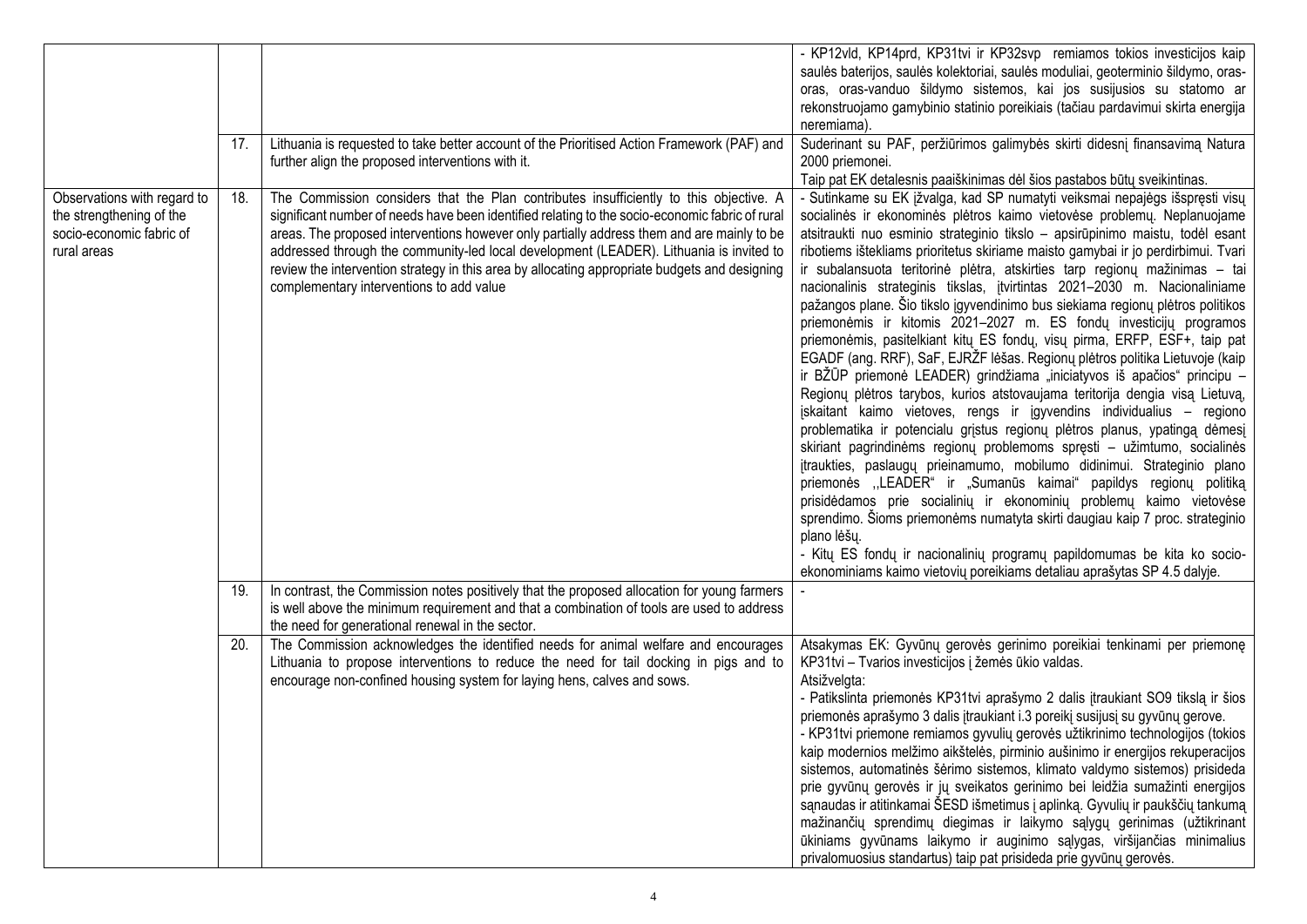| | | | |
|---|---|---|---|
| | | | - KP12vld, KP14prd, KP31tvi ir KP32svp remiamos tokios investicijos kaip saulės baterijos, saulės kolektoriai, saulės moduliai, geoterminio šildymo, oras-oras, oras-vanduo šildymo sistemos, kai jos susijusios su statomo ar rekonstruojamo gamybinio statinio poreikiais (tačiau pardavimui skirta energija neremiama). |
| | 17. | Lithuania is requested to take better account of the Prioritised Action Framework (PAF) and further align the proposed interventions with it. | Suderinant su PAF, peržiūrimos galimybės skirti didesnį finansavimą Natura 2000 priemonei.<br>Taip pat EK detalesnis paaiškinimas dėl šios pastabos būtų sveikintinas. |
| Observations with regard to the strengthening of the socio-economic fabric of rural areas | 18. | The Commission considers that the Plan contributes insufficiently to this objective. A significant number of needs have been identified relating to the socio-economic fabric of rural areas. The proposed interventions however only partially address them and are mainly to be addressed through the community-led local development (LEADER). Lithuania is invited to review the intervention strategy in this area by allocating appropriate budgets and designing complementary interventions to add value | - Sutinkame su EK įžvalga, kad SP numatyti veiksmai nepajėgs išspręsti visų socialinės ir ekonominės plėtros kaimo vietovėse problemų. Neplanuojame atsitraukti nuo esminio strateginio tikslo – apsirūpinimo maistu, todėl esant ribotiems ištekliams prioritetus skiriame maisto gamybai ir jo perdirbimui. Tvari ir subalansuota teritorinė plėtra, atskirties tarp regionų mažinimas – tai nacionalinis strateginis tikslas, įtvirtintas 2021–2030 m. Nacionaliniame pažangos plane. Šio tikslo įgyvendinimo bus siekiama regionų plėtros politikos priemonėmis ir kitomis 2021–2027 m. ES fondų investicijų programos priemonėmis, pasitelkiant kitų ES fondų, visų pirma, ERFP, ESF+, taip pat EGADF (ang. RRF), SaF, EJRŽF lėšas. Regionų plėtros politika Lietuvoje (kaip ir BŽŪP priemonė LEADER) grindžiama „iniciatyvos iš apačios“ principu – Regionų plėtros tarybos, kurios atstovaujama teritorija dengia visą Lietuvą, įskaitant kaimo vietoves, rengs ir įgyvendins individualius – regiono problematika ir potencialu grįstus regionų plėtros planus, ypatingą dėmesį skiriant pagrindinėms regionų problemoms spręsti – užimtumo, socialinės įtraukties, paslaugų prieinamumo, mobilumo didinimui. Strateginio plano priemonės ,,LEADER" ir „Sumanūs kaimai" papildys regionų politiką prisidėdamos prie socialinių ir ekonominių problemų kaimo vietovėse sprendimo. Šioms priemonėms numatyta skirti daugiau kaip 7 proc. strateginio plano lėšų.<br>- Kitų ES fondų ir nacionalinių programų papildomumas be kita ko socio-ekonominiams kaimo vietovių poreikiams detaliau aprašytas SP 4.5 dalyje. |
| | 19. | In contrast, the Commission notes positively that the proposed allocation for young farmers is well above the minimum requirement and that a combination of tools are used to address the need for generational renewal in the sector. | - |
| | 20. | The Commission acknowledges the identified needs for animal welfare and encourages Lithuania to propose interventions to reduce the need for tail docking in pigs and to encourage non-confined housing system for laying hens, calves and sows. | Atsakymas EK: Gyvūnų gerovės gerinimo poreikiai tenkinami per priemonę KP31tvi – Tvarios investicijos į žemės ūkio valdas.<br>Atsižvelgta:<br>- Patikslinta priemonės KP31tvi aprašymo 2 dalis įtraukiant SO9 tikslą ir šios priemonės aprašymo 3 dalis įtraukiant i.3 poreikį susijusį su gyvūnų gerove.<br>- KP31tvi priemone remiamos gyvulių gerovės užtikrinimo technologijos (tokios kaip modernios melžimo aikštelės, pirminio aušinimo ir energijos rekuperacijos sistemos, automatinės šėrimo sistemos, klimato valdymo sistemos) prisideda prie gyvūnų gerovės ir jų sveikatos gerinimo bei leidžia sumažinti energijos sąnaudas ir atitinkamai ŠESD išmetimus į aplinką. Gyvulių ir paukščių tankumą mažinančių sprendimų diegimas ir laikymo sąlygų gerinimas (užtikrinant ūkiniams gyvūnams laikymo ir auginimo sąlygas, viršijančias minimalius privalomuosius standartus) taip pat prisideda prie gyvūnų gerovės. |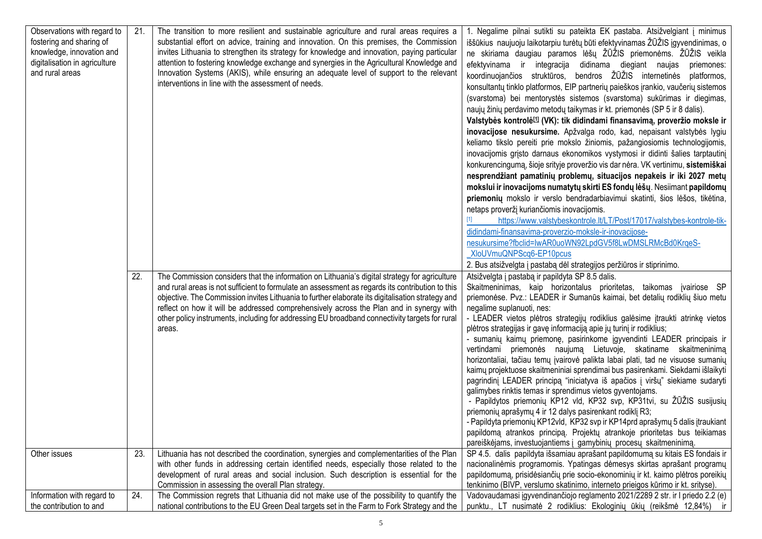| | | | |
|---|---|---|---|
| Observations with regard to fostering and sharing of knowledge, innovation and digitalisation in agriculture and rural areas | 21. | The transition to more resilient and sustainable agriculture and rural areas requires a substantial effort on advice, training and innovation. On this premises, the Commission invites Lithuania to strengthen its strategy for knowledge and innovation, paying particular attention to fostering knowledge exchange and synergies in the Agricultural Knowledge and Innovation Systems (AKIS), while ensuring an adequate level of support to the relevant interventions in line with the assessment of needs. | 1. Negalime pilnai sutikti su pateikta EK pastaba. Atsižvelgiant į minimus iššūkius naujuoju laikotarpiu turėtų būti efektyvinamas ŽŪŽIS įgyvendinimas, o ne skiriama daugiau paramos lėšų ŽŪŽIS priemonėms. ŽŪŽIS veikla efektyvinama ir integracija didinama diegiant naujas priemones: koordinuojančios struktūros, bendros ŽŪŽIS internetinės platformos, konsultantų tinklo platformos, EIP partnerių paieškos įrankio, vaučerių sistemos (svarstoma) bei mentorystės sistemos (svarstoma) sukūrimas ir diegimas, naujų žinių perdavimo metodų taikymas ir kt. priemonės (SP 5 ir 8 dalis).<br>**Valstybės kontrolė[1] (VK): tik didindami finansavimą, proveržio moksle ir inovacijose nesukursime.** Apžvalga rodo, kad, nepaisant valstybės lygiu keliamo tikslo pereiti prie mokslo žiniomis, pažangiosiomis technologijomis, inovacijomis grįsto darnaus ekonomikos vystymosi ir didinti šalies tarptautinį konkurencingumą, šioje srityje proveržio vis dar nėra. VK vertinimu, **sistemiškai nesprendžiant pamatinių problemų, situacijos nepakeis ir iki 2027 metų mokslui ir inovacijoms numatytų skirti ES fondų lėšų**. Nesiimant **papildomų priemonių** mokslo ir verslo bendradarbiavimui skatinti, šios lėšos, tikėtina, netaps proveržį kuriančiomis inovacijomis.<br>[1] https://www.valstybeskontrole.lt/LT/Post/17017/valstybes-kontrole-tik-didindami-finansavima-proverzio-moksle-ir-inovacijose-nesukursime?fbclid=IwAR0uoWN92LpdGV5f8LwDMSLRMcBd0KrqeS-_XloUVmuQNPScq6-EP10pcus<br>2. Bus atsižvelgta į pastabą dėl strategijos peržiūros ir stiprinimo. |
| | 22. | The Commission considers that the information on Lithuania's digital strategy for agriculture and rural areas is not sufficient to formulate an assessment as regards its contribution to this objective. The Commission invites Lithuania to further elaborate its digitalisation strategy and reflect on how it will be addressed comprehensively across the Plan and in synergy with other policy instruments, including for addressing EU broadband connectivity targets for rural areas. | Atsižvelgta į pastabą ir papildyta SP 8.5 dalis.<br>Skaitmeninimas, kaip horizontalus prioritetas, taikomas įvairiose SP priemonėse. Pvz.: LEADER ir Sumanūs kaimai, bet detalių rodiklių šiuo metu negalime suplanuoti, nes:<br>- LEADER vietos plėtros strategijų rodiklius galėsime įtraukti atrinkę vietos plėtros strategijas ir gavę informaciją apie jų turinį ir rodiklius;<br>- sumanių kaimų priemonę, pasirinkome įgyvendinti LEADER principais ir vertindami priemonės naujumą Lietuvoje, skatiname skaitmeninimą horizontaliai, tačiau temų įvairovė palikta labai plati, tad ne visuose sumanių kaimų projektuose skaitmeniniai sprendimai bus pasirenkami. Siekdami išlaikyti pagrindinį LEADER principą "iniciatyva iš apačios į viršų" siekiame sudaryti galimybes rinktis temas ir sprendimus vietos gyventojams.<br>- Papildytos priemonių KP12 vld, KP32 svp, KP31tvi, su ŽŪŽIS susijusių priemonių aprašymų 4 ir 12 dalys pasirenkant rodiklį R3;<br>- Papildyta priemonių KP12vld, KP32 svp ir KP14prd aprašymų 5 dalis įtraukiant papildomą atrankos principą. Projektų atrankoje prioritetas bus teikiamas pareiškėjams, investuojantiems į gamybinių procesų skaitmeninimą. |
| Other issues | 23. | Lithuania has not described the coordination, synergies and complementarities of the Plan with other funds in addressing certain identified needs, especially those related to the development of rural areas and social inclusion. Such description is essential for the Commission in assessing the overall Plan strategy. | SP 4.5. dalis papildyta išsamiau aprašant papildomumą su kitais ES fondais ir nacionalinėmis programomis. Ypatingas dėmesys skirtas aprašant programų papildomumą, prisidėsiančių prie socio-ekonominių ir kt. kaimo plėtros poreikių tenkinimo (BIVP, verslumo skatinimo, interneto prieigos kūrimo ir kt. srityse). |
| Information with regard to the contribution to and | 24. | The Commission regrets that Lithuania did not make use of the possibility to quantify the national contributions to the EU Green Deal targets set in the Farm to Fork Strategy and the | Vadovaudamasi įgyvendinančiojo reglamento 2021/2289 2 str. ir I priedo 2.2 (e) punktu., LT numatė 2 rodiklius: Ekologinių ūkių (reikšmė 12,84%) ir |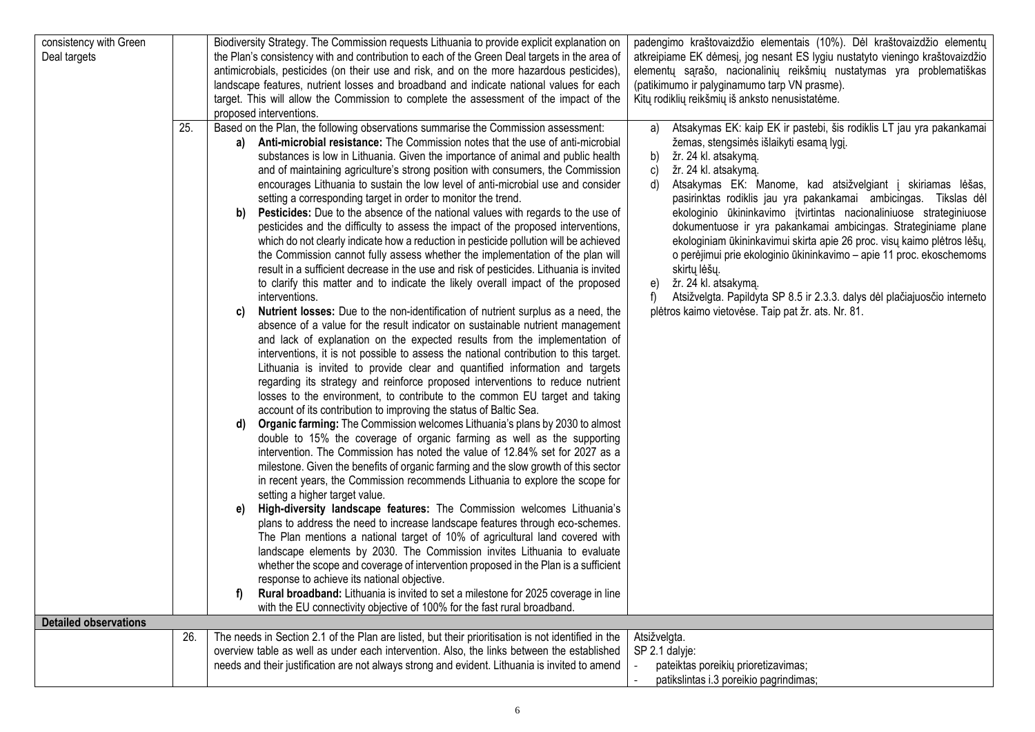| | | | |
|---|---|---|---|
| consistency with Green Deal targets | | Biodiversity Strategy. The Commission requests Lithuania to provide explicit explanation on the Plan's consistency with and contribution to each of the Green Deal targets in the area of antimicrobials, pesticides (on their use and risk, and on the more hazardous pesticides), landscape features, nutrient losses and broadband and indicate national values for each target. This will allow the Commission to complete the assessment of the impact of the proposed interventions. | padengimo kraštovaizdžio elementais (10%). Dėl kraštovaizdžio elementų atkreipiame EK dėmesį, jog nesant ES lygiu nustatyto vieningo kraštovaizdžio elementų sąrašo, nacionalinių reikšmių nustatymas yra problematiškas (patikimumo ir palyginamumo tarp VN prasme).<br>Kitų rodiklių reikšmių iš anksto nenusistatėme. |
| | 25. | Based on the Plan, the following observations summarise the Commission assessment:<br>**a) Anti-microbial resistance:** The Commission notes that the use of anti-microbial substances is low in Lithuania. Given the importance of animal and public health and of maintaining agriculture's strong position with consumers, the Commission encourages Lithuania to sustain the low level of anti-microbial use and consider setting a corresponding target in order to monitor the trend.<br>**b) Pesticides:** Due to the absence of the national values with regards to the use of pesticides and the difficulty to assess the impact of the proposed interventions, which do not clearly indicate how a reduction in pesticide pollution will be achieved the Commission cannot fully assess whether the implementation of the plan will result in a sufficient decrease in the use and risk of pesticides. Lithuania is invited to clarify this matter and to indicate the likely overall impact of the proposed interventions.<br>**c) Nutrient losses:** Due to the non-identification of nutrient surplus as a need, the absence of a value for the result indicator on sustainable nutrient management and lack of explanation on the expected results from the implementation of interventions, it is not possible to assess the national contribution to this target. Lithuania is invited to provide clear and quantified information and targets regarding its strategy and reinforce proposed interventions to reduce nutrient losses to the environment, to contribute to the common EU target and taking account of its contribution to improving the status of Baltic Sea.<br>**d) Organic farming:** The Commission welcomes Lithuania's plans by 2030 to almost double to 15% the coverage of organic farming as well as the supporting intervention. The Commission has noted the value of 12.84% set for 2027 as a milestone. Given the benefits of organic farming and the slow growth of this sector in recent years, the Commission recommends Lithuania to explore the scope for setting a higher target value.<br>**e) High-diversity landscape features:** The Commission welcomes Lithuania's plans to address the need to increase landscape features through eco-schemes. The Plan mentions a national target of 10% of agricultural land covered with landscape elements by 2030. The Commission invites Lithuania to evaluate whether the scope and coverage of intervention proposed in the Plan is a sufficient response to achieve its national objective.<br>**f) Rural broadband:** Lithuania is invited to set a milestone for 2025 coverage in line with the EU connectivity objective of 100% for the fast rural broadband. | a) Atsakymas EK: kaip EK ir pastebi, šis rodiklis LT jau yra pakankamai žemas, stengsimės išlaikyti esamą lygį.<br>b) žr. 24 kl. atsakymą.<br>c) žr. 24 kl. atsakymą.<br>d) Atsakymas EK: Manome, kad atsižvelgiant į skiriamas lėšas, pasirinktas rodiklis jau yra pakankamai ambicingas. Tikslas dėl ekologinio ūkininkavimo įtvirtintas nacionaliniuose strateginiuose dokumentuose ir yra pakankamai ambicingas. Strateginiame plane ekologiniam ūkininkavimui skirta apie 26 proc. visų kaimo plėtros lėšų, o perėjimui prie ekologinio ūkininkavimo – apie 11 proc. ekoschemoms skirtų lėšų.<br>e) žr. 24 kl. atsakymą.<br>f) Atsižvelgta. Papildyta SP 8.5 ir 2.3.3. dalys dėl plačiajuosčio interneto plėtros kaimo vietovėse. Taip pat žr. ats. Nr. 81. |
| **Detailed observations** | | | |
| | 26. | The needs in Section 2.1 of the Plan are listed, but their prioritisation is not identified in the overview table as well as under each intervention. Also, the links between the established needs and their justification are not always strong and evident. Lithuania is invited to amend | Atsižvelgta.<br>SP 2.1 dalyje:<br>- pateiktas poreikių prioretizavimas;<br>- patikslintas i.3 poreikio pagrindimas; |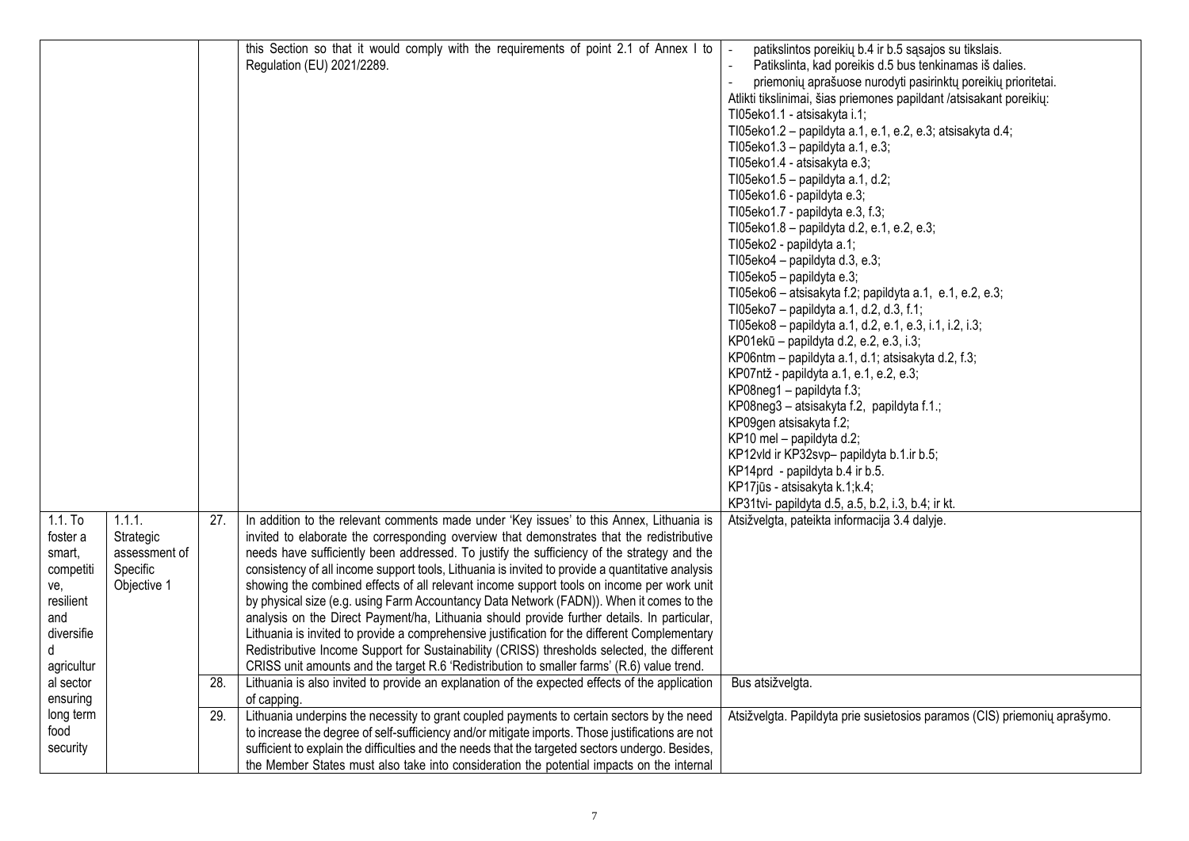| | | | | |
|---|---|---|---|---|
| | | | this Section so that it would comply with the requirements of point 2.1 of Annex I to Regulation (EU) 2021/2289. | - patikslintos poreikių b.4 ir b.5 sąsajos su tikslais.<br>- Patikslinta, kad poreikis d.5 bus tenkinamas iš dalies.<br>- priemonių aprašuose nurodyti pasirinktų poreikių prioritetai.<br>Atlikti tikslinimai, šias priemones papildant /atsisakant poreikių:<br>TI05eko1.1 - atsisakyta i.1;<br>TI05eko1.2 – papildyta a.1, e.1, e.2, e.3; atsisakyta d.4;<br>TI05eko1.3 – papildyta a.1, e.3;<br>TI05eko1.4 - atsisakyta e.3;<br>TI05eko1.5 – papildyta a.1, d.2;<br>TI05eko1.6 - papildyta e.3;<br>TI05eko1.7 - papildyta e.3, f.3;<br>TI05eko1.8 – papildyta d.2, e.1, e.2, e.3;<br>TI05eko2 - papildyta a.1;<br>TI05eko4 – papildyta d.3, e.3;<br>TI05eko5 – papildyta e.3;<br>TI05eko6 – atsisakyta f.2; papildyta a.1, e.1, e.2, e.3;<br>TI05eko7 – papildyta a.1, d.2, d.3, f.1;<br>TI05eko8 – papildyta a.1, d.2, e.1, e.3, i.1, i.2, i.3;<br>KP01ekū – papildyta d.2, e.2, e.3, i.3;<br>KP06ntm – papildyta a.1, d.1; atsisakyta d.2, f.3;<br>KP07ntž - papildyta a.1, e.1, e.2, e.3;<br>KP08neg1 – papildyta f.3;<br>KP08neg3 – atsisakyta f.2, papildyta f.1.;<br>KP09gen atsisakyta f.2;<br>KP10 mel – papildyta d.2;<br>KP12vld ir KP32svp– papildyta b.1.ir b.5;<br>KP14prd - papildyta b.4 ir b.5.<br>KP17jūs - atsisakyta k.1;k.4;<br>KP31tvi- papildyta d.5, a.5, b.2, i.3, b.4; ir kt. |
| 1.1. To foster a smart, competitive, resilient and diversified agricultural sector ensuring long term food security | 1.1.1. Strategic assessment of Specific Objective 1 | 27. | In addition to the relevant comments made under 'Key issues' to this Annex, Lithuania is invited to elaborate the corresponding overview that demonstrates that the redistributive needs have sufficiently been addressed. To justify the sufficiency of the strategy and the consistency of all income support tools, Lithuania is invited to provide a quantitative analysis showing the combined effects of all relevant income support tools on income per work unit by physical size (e.g. using Farm Accountancy Data Network (FADN)). When it comes to the analysis on the Direct Payment/ha, Lithuania should provide further details. In particular, Lithuania is invited to provide a comprehensive justification for the different Complementary Redistributive Income Support for Sustainability (CRISS) thresholds selected, the different CRISS unit amounts and the target R.6 'Redistribution to smaller farms' (R.6) value trend. | Atsižvelgta, pateikta informacija 3.4 dalyje. |
| | | 28. | Lithuania is also invited to provide an explanation of the expected effects of the application of capping. | Bus atsižvelgta. |
| | | 29. | Lithuania underpins the necessity to grant coupled payments to certain sectors by the need to increase the degree of self-sufficiency and/or mitigate imports. Those justifications are not sufficient to explain the difficulties and the needs that the targeted sectors undergo. Besides, the Member States must also take into consideration the potential impacts on the internal | Atsižvelgta. Papildyta prie susietosios paramos (CIS) priemonių aprašymo. |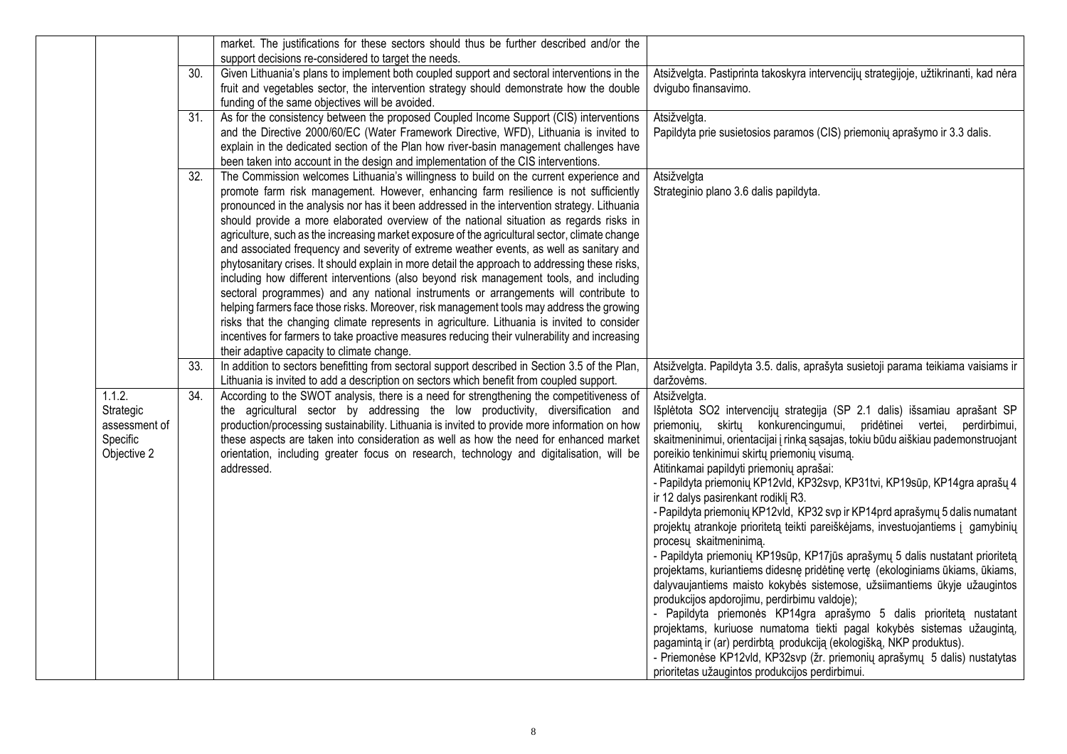| | | | |
|---|---|---|---|
| | | market. The justifications for these sectors should thus be further described and/or the support decisions re-considered to target the needs. | |
| | 30. | Given Lithuania's plans to implement both coupled support and sectoral interventions in the fruit and vegetables sector, the intervention strategy should demonstrate how the double funding of the same objectives will be avoided. | Atsižvelgta. Pastiprinta takoskyra intervencijų strategijoje, užtikrinanti, kad nėra dvigubo finansavimo. |
| | 31. | As for the consistency between the proposed Coupled Income Support (CIS) interventions and the Directive 2000/60/EC (Water Framework Directive, WFD), Lithuania is invited to explain in the dedicated section of the Plan how river-basin management challenges have been taken into account in the design and implementation of the CIS interventions. | Atsižvelgta.<br>Papildyta prie susietosios paramos (CIS) priemonių aprašymo ir 3.3 dalis. |
| | 32. | The Commission welcomes Lithuania's willingness to build on the current experience and promote farm risk management. However, enhancing farm resilience is not sufficiently pronounced in the analysis nor has it been addressed in the intervention strategy. Lithuania should provide a more elaborated overview of the national situation as regards risks in agriculture, such as the increasing market exposure of the agricultural sector, climate change and associated frequency and severity of extreme weather events, as well as sanitary and phytosanitary crises. It should explain in more detail the approach to addressing these risks, including how different interventions (also beyond risk management tools, and including sectoral programmes) and any national instruments or arrangements will contribute to helping farmers face those risks. Moreover, risk management tools may address the growing risks that the changing climate represents in agriculture. Lithuania is invited to consider incentives for farmers to take proactive measures reducing their vulnerability and increasing their adaptive capacity to climate change. | Atsižvelgta<br>Strateginio plano 3.6 dalis papildyta. |
| | 33. | In addition to sectors benefitting from sectoral support described in Section 3.5 of the Plan, Lithuania is invited to add a description on sectors which benefit from coupled support. | Atsižvelgta. Papildyta 3.5. dalis, aprašyta susietoji parama teikiama vaisiams ir daržovėms. |
| 1.1.2. Strategic assessment of Specific Objective 2 | 34. | According to the SWOT analysis, there is a need for strengthening the competitiveness of the agricultural sector by addressing the low productivity, diversification and production/processing sustainability. Lithuania is invited to provide more information on how these aspects are taken into consideration as well as how the need for enhanced market orientation, including greater focus on research, technology and digitalisation, will be addressed. | Atsižvelgta.<br>Išplėtota SO2 intervencijų strategija (SP 2.1 dalis) išsamiau aprašant SP priemonių, skirtų konkurencingumui, pridėtinei vertei, perdirbimui, skaitmeninimui, orientacijai į rinką sąsajas, tokiu būdu aiškiau pademonstruojant poreikio tenkinimui skirtų priemonių visumą.<br>Atitinkamai papildyti priemonių aprašai:<br>- Papildyta priemonių KP12vld, KP32svp, KP31tvi, KP19sūp, KP14gra aprašų 4 ir 12 dalys pasirenkant rodiklį R3.<br>- Papildyta priemonių KP12vld, KP32 svp ir KP14prd aprašymų 5 dalis numatant projektų atrankoje prioritetą teikti pareiškėjams, investuojantiems į gamybinių procesų skaitmeninimą.<br>- Papildyta priemonių KP19sūp, KP17jūs aprašymų 5 dalis nustatant prioritetą projektams, kuriantiems didesnę pridėtinę vertę (ekologiniams ūkiams, ūkiams, dalyvaujantiems maisto kokybės sistemose, užsiimantiems ūkyje užaugintos produkcijos apdorojimu, perdirbimu valdoje);<br>- Papildyta priemonės KP14gra aprašymo 5 dalis prioritetą nustatant projektams, kuriuose numatoma tiekti pagal kokybės sistemas užaugintą, pagamintą ir (ar) perdirbtą produkciją (ekologišką, NKP produktus).<br>- Priemonėse KP12vld, KP32svp (žr. priemonių aprašymų 5 dalis) nustatytas prioritetas užaugintos produkcijos perdirbimui. |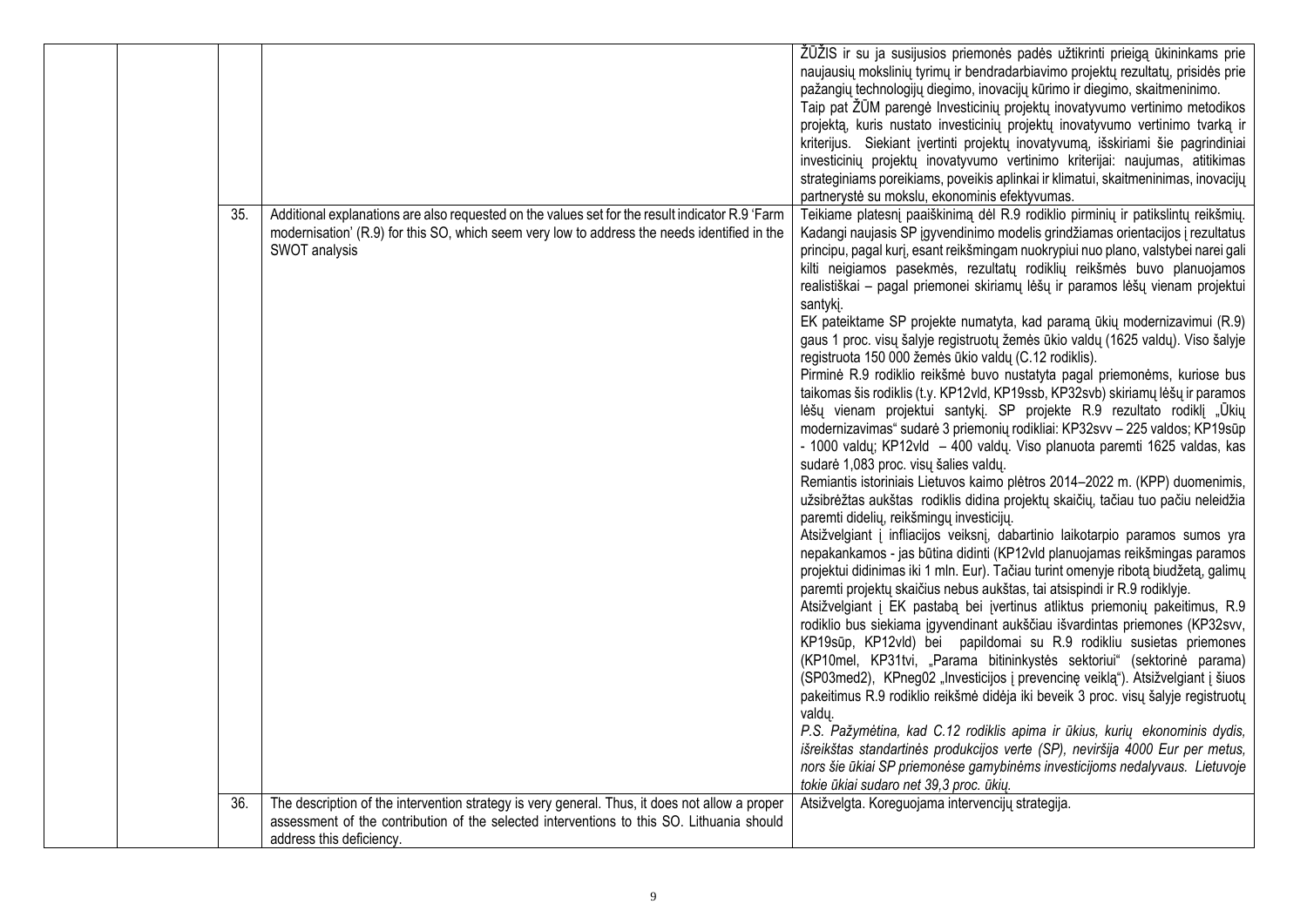| | | | | |
|---|---|---|---|---|
| | | | | ŽŪŽIS ir su ja susijusios priemonės padės užtikrinti prieigą ūkininkams prie naujausių mokslinių tyrimų ir bendradarbiavimo projektų rezultatų, prisidės prie pažangių technologijų diegimo, inovacijų kūrimo ir diegimo, skaitmeninimo.<br>Taip pat ŽŪM parengė Investicinių projektų inovatyvumo vertinimo metodikos projektą, kuris nustato investicinių projektų inovatyvumo vertinimo tvarką ir kriterijus. Siekiant įvertinti projektų inovatyvumą, išskiriami šie pagrindiniai investicinių projektų inovatyvumo vertinimo kriterijai: naujumas, atitikimas strateginiams poreikiams, poveikis aplinkai ir klimatui, skaitmeninimas, inovacijų partnerystė su mokslu, ekonominis efektyvumas. |
| | | 35. | Additional explanations are also requested on the values set for the result indicator R.9 'Farm modernisation' (R.9) for this SO, which seem very low to address the needs identified in the SWOT analysis | Teikiame platesnį paaiškinimą dėl R.9 rodiklio pirminių ir patikslintų reikšmių. Kadangi naujasis SP įgyvendinimo modelis grindžiamas orientacijos į rezultatus principu, pagal kurį, esant reikšmingam nuokrypiui nuo plano, valstybei narei gali kilti neigiamos pasekmės, rezultatų rodiklių reikšmės buvo planuojamos realistiškai – pagal priemonei skiriamų lėšų ir paramos lėšų vienam projektui santykį.<br>EK pateiktame SP projekte numatyta, kad paramą ūkių modernizavimui (R.9) gaus 1 proc. visų šalyje registruotų žemės ūkio valdų (1625 valdų). Viso šalyje registruota 150 000 žemės ūkio valdų (C.12 rodiklis).<br>Pirminė R.9 rodiklio reikšmė buvo nustatyta pagal priemonėms, kuriose bus taikomas šis rodiklis (t.y. KP12vld, KP19ssb, KP32svb) skiriamų lėšų ir paramos lėšų vienam projektui santykį. SP projekte R.9 rezultato rodiklį „Ūkių modernizavimas" sudarė 3 priemonių rodikliai: KP32svv – 225 valdos; KP19sūp - 1000 valdų; KP12vld – 400 valdų. Viso planuota paremti 1625 valdas, kas sudarė 1,083 proc. visų šalies valdų.<br>Remiantis istoriniais Lietuvos kaimo plėtros 2014–2022 m. (KPP) duomenimis, užsibrėžtas aukštas rodiklis didina projektų skaičių, tačiau tuo pačiu neleidžia paremti didelių, reikšmingų investicijų.<br>Atsižvelgiant į infliacijos veiksnį, dabartinio laikotarpio paramos sumos yra nepakankamos - jas būtina didinti (KP12vld planuojamas reikšmingas paramos projektui didinimas iki 1 mln. Eur). Tačiau turint omenyje ribotą biudžetą, galimų paremti projektų skaičius nebus aukštas, tai atsispindi ir R.9 rodiklyje.<br>Atsižvelgiant į EK pastabą bei įvertinus atliktus priemonių pakeitimus, R.9 rodiklio bus siekiama įgyvendinant aukščiau išvardintas priemones (KP32svv, KP19sūp, KP12vld) bei papildomai su R.9 rodikliu susietas priemones (KP10mel, KP31tvi, „Parama bitininkystės sektoriui" (sektorinė parama) (SP03med2), KPneg02 „Investicijos į prevencinę veiklą"). Atsižvelgiant į šiuos pakeitimus R.9 rodiklio reikšmė didėja iki beveik 3 proc. visų šalyje registruotų valdų.<br>*P.S. Pažymėtina, kad C.12 rodiklis apima ir ūkius, kurių ekonominis dydis, išreikštas standartinės produkcijos verte (SP), neviršija 4000 Eur per metus, nors šie ūkiai SP priemonėse gamybinėms investicijoms nedalyvaus. Lietuvoje tokie ūkiai sudaro net 39,3 proc. ūkių.* |
| | | 36. | The description of the intervention strategy is very general. Thus, it does not allow a proper assessment of the contribution of the selected interventions to this SO. Lithuania should address this deficiency. | Atsižvelgta. Koreguojama intervencijų strategija. |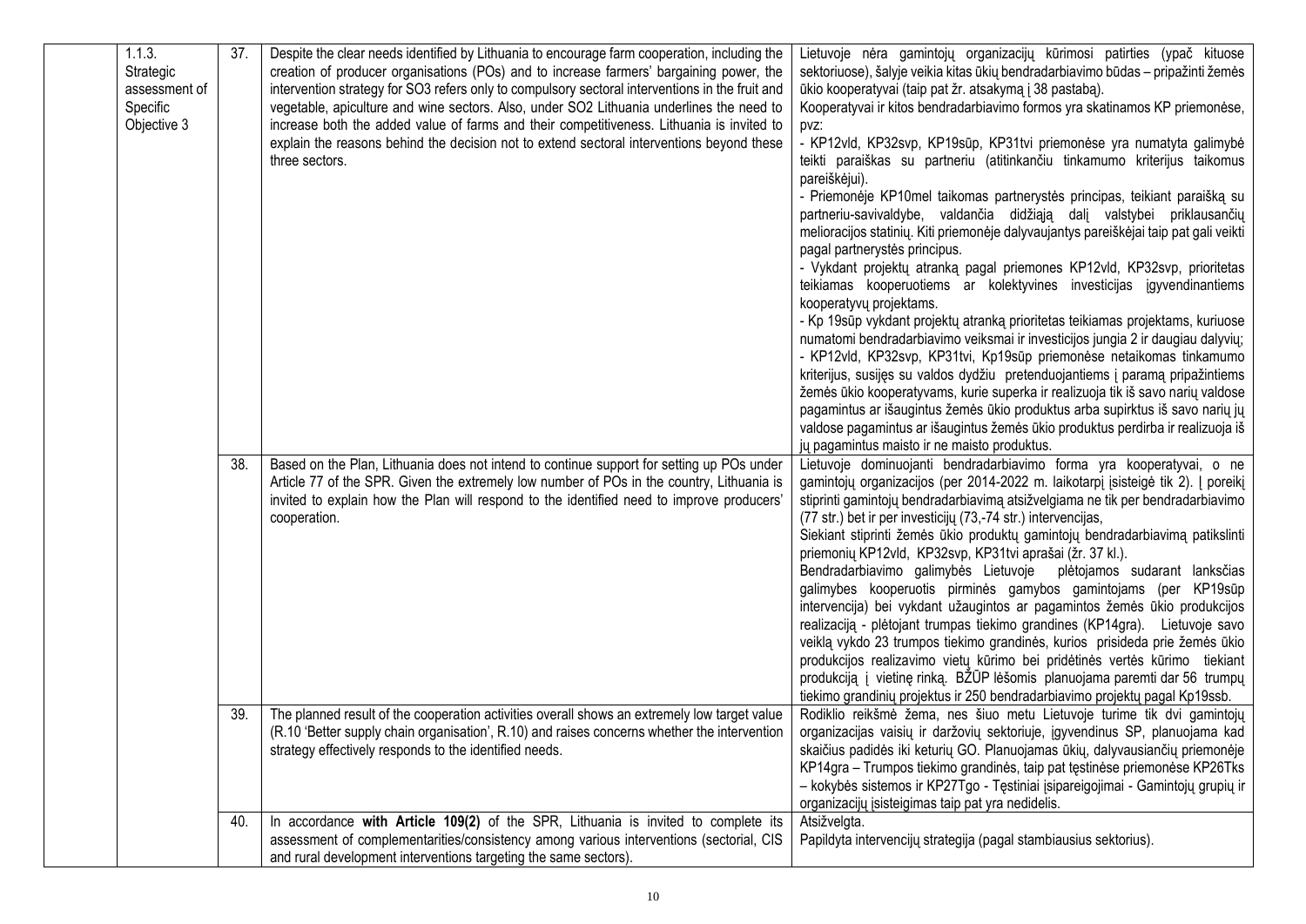|  | 1.1.3. Strategic assessment of Specific Objective 3 | 37. | Despite the clear needs identified by Lithuania to encourage farm cooperation, including the creation of producer organisations (POs) and to increase farmers' bargaining power, the intervention strategy for SO3 refers only to compulsory sectoral interventions in the fruit and vegetable, apiculture and wine sectors. Also, under SO2 Lithuania underlines the need to increase both the added value of farms and their competitiveness. Lithuania is invited to explain the reasons behind the decision not to extend sectoral interventions beyond these three sectors. | Lietuvoje nėra gamintojų organizacijų kūrimosi patirties (ypač kituose sektoriuose), šalyje veikia kitas ūkių bendradarbiavimo būdas – pripažinti žemės ūkio kooperatyvai (taip pat žr. atsakymą į 38 pastabą).<br>Kooperatyvai ir kitos bendradarbiavimo formos yra skatinamos KP priemonėse, pvz:<br>- KP12vld, KP32svp, KP19sūp, KP31tvi priemonėse yra numatyta galimybė teikti paraiškas su partneriu (atitinkančiu tinkamumo kriterijus taikomus pareiškėjui).<br>- Priemonėje KP10mel taikomas partnerystės principas, teikiant paraišką su partneriu-savivaldybe, valdančia didžiąją dalį valstybei priklausančių melioracijos statinių. Kiti priemonėje dalyvaujantys pareiškėjai taip pat gali veikti pagal partnerystės principus.<br>- Vykdant projektų atranką pagal priemones KP12vld, KP32svp, prioritetas teikiamas kooperuotiems ar kolektyvines investicijas įgyvendinantiems kooperatyvų projektams.<br>- Kp 19sūp vykdant projektų atranką prioritetas teikiamas projektams, kuriuose numatomi bendradarbiavimo veiksmai ir investicijos jungia 2 ir daugiau dalyvių;<br>- KP12vld, KP32svp, KP31tvi, Kp19sūp priemonėse netaikomas tinkamumo kriterijus, susijęs su valdos dydžiu pretenduojantiems į paramą pripažintiems žemės ūkio kooperatyvams, kurie superka ir realizuoja tik iš savo narių valdose pagamintus ar išaugintus žemės ūkio produktus arba supirktus iš savo narių jų valdose pagamintus ar išaugintus žemės ūkio produktus perdirba ir realizuoja iš jų pagamintus maisto ir ne maisto produktus. |
|  |  | 38. | Based on the Plan, Lithuania does not intend to continue support for setting up POs under Article 77 of the SPR. Given the extremely low number of POs in the country, Lithuania is invited to explain how the Plan will respond to the identified need to improve producers' cooperation. | Lietuvoje dominuojanti bendradarbiavimo forma yra kooperatyvai, o ne gamintojų organizacijos (per 2014-2022 m. laikotarpį įsisteigė tik 2). Į poreikį stiprinti gamintojų bendradarbiavimą atsižvelgiama ne tik per bendradarbiavimo (77 str.) bet ir per investicijų (73,-74 str.) intervencijas,<br>Siekiant stiprinti žemės ūkio produktų gamintojų bendradarbiavimą patikslinti priemonių KP12vld, KP32svp, KP31tvi aprašai (žr. 37 kl.).<br>Bendradarbiavimo galimybės Lietuvoje plėtojamos sudarant lanksčias galimybes kooperuotis pirminės gamybos gamintojams (per KP19sūp intervencija) bei vykdant užaugintos ar pagamintos žemės ūkio produkcijos realizaciją - plėtojant trumpas tiekimo grandines (KP14gra). Lietuvoje savo veiklą vykdo 23 trumpos tiekimo grandinės, kurios prisideda prie žemės ūkio produkcijos realizavimo vietų kūrimo bei pridėtinės vertės kūrimo tiekiant produkciją į vietinę rinką. BŽŪP lėšomis planuojama paremti dar 56 trumpų tiekimo grandinių projektus ir 250 bendradarbiavimo projektų pagal Kp19ssb. |
|  |  | 39. | The planned result of the cooperation activities overall shows an extremely low target value (R.10 'Better supply chain organisation', R.10) and raises concerns whether the intervention strategy effectively responds to the identified needs. | Rodiklio reikšmė žema, nes šiuo metu Lietuvoje turime tik dvi gamintojų organizacijas vaisių ir daržovių sektoriuje, įgyvendinus SP, planuojama kad skaičius padidės iki keturių GO. Planuojamas ūkių, dalyvausiančių priemonėje KP14gra – Trumpos tiekimo grandinės, taip pat tęstinėse priemonėse KP26Tks – kokybės sistemos ir KP27Tgo - Tęstiniai įsipareigojimai - Gamintojų grupių ir organizacijų įsisteigimas taip pat yra nedidelis. |
|  |  | 40. | In accordance **with Article 109(2)** of the SPR, Lithuania is invited to complete its assessment of complementarities/consistency among various interventions (sectorial, CIS and rural development interventions targeting the same sectors). | Atsižvelgta.<br>Papildyta intervencijų strategija (pagal stambiausius sektorius). |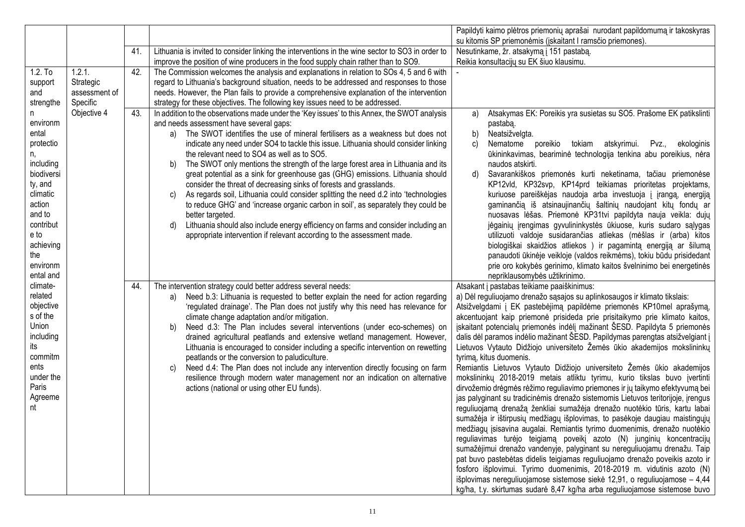| | | | | |
|---|---|---|---|---|
| | | | | Papildyti kaimo plėtros priemonių aprašai nurodant papildomumą ir takoskyras su kitomis SP priemonėmis (įskaitant I ramsčio priemones). |
| | | 41. | Lithuania is invited to consider linking the interventions in the wine sector to SO3 in order to improve the position of wine producers in the food supply chain rather than to SO9. | Nesutinkame, žr. atsakymą į 151 pastabą.<br>Reikia konsultacijų su EK šiuo klausimu. |
| 1.2. To support and strengthen environmental protection, including biodiversity, and climatic action and to contribute to achieving the environmental and climate-related objectives of the Union including its commitments under the Paris Agreement | 1.2.1. Strategic assessment of Specific Objective 4 | 42. | The Commission welcomes the analysis and explanations in relation to SOs 4, 5 and 6 with regard to Lithuania's background situation, needs to be addressed and responses to those needs. However, the Plan fails to provide a comprehensive explanation of the intervention strategy for these objectives. The following key issues need to be addressed. | - |
| | | 43. | In addition to the observations made under the 'Key issues' to this Annex, the SWOT analysis and needs assessment have several gaps:<br>a) The SWOT identifies the use of mineral fertilisers as a weakness but does not indicate any need under SO4 to tackle this issue. Lithuania should consider linking the relevant need to SO4 as well as to SO5.<br>b) The SWOT only mentions the strength of the large forest area in Lithuania and its great potential as a sink for greenhouse gas (GHG) emissions. Lithuania should consider the threat of decreasing sinks of forests and grasslands.<br>c) As regards soil, Lithuania could consider splitting the need d.2 into 'technologies to reduce GHG' and 'increase organic carbon in soil', as separately they could be better targeted.<br>d) Lithuania should also include energy efficiency on farms and consider including an appropriate intervention if relevant according to the assessment made. | a) Atsakymas EK: Poreikis yra susietas su SO5. Prašome EK patikslinti pastabą.<br>b) Neatsižvelgta.<br>c) Nematome poreikio tokiam atskyrimui. Pvz., ekologinis ūkininkavimas, beariminė technologija tenkina abu poreikius, nėra naudos atskirti.<br>d) Savarankiškos priemonės kurti neketinama, tačiau priemonėse KP12vld, KP32svp, KP14prd teikiamas prioritetas projektams, kuriuose pareiškėjas naudoja arba investuoja į įrangą, energiją gaminančią iš atsinaujinančių šaltinių naudojant kitų fondų ar nuosavas lėšas. Priemonė KP31tvi papildyta nauja veikla: dujų jėgainių įrengimas gyvulininkystės ūkiuose, kuris sudaro sąlygas utilizuoti valdoje susidarančias atliekas (mėšlas ir (arba) kitos biologiškai skaidžios atliekos ) ir pagamintą energiją ar šilumą panaudoti ūkinėje veikloje (valdos reikmėms), tokiu būdu prisidedant prie oro kokybės gerinimo, klimato kaitos švelninimo bei energetinės nepriklausomybės užtikrinimo. |
| | | 44. | The intervention strategy could better address several needs:<br>a) Need b.3: Lithuania is requested to better explain the need for action regarding 'regulated drainage'. The Plan does not justify why this need has relevance for climate change adaptation and/or mitigation.<br>b) Need d.3: The Plan includes several interventions (under eco-schemes) on drained agricultural peatlands and extensive wetland management. However, Lithuania is encouraged to consider including a specific intervention on rewetting peatlands or the conversion to paludiculture.<br>c) Need d.4: The Plan does not include any intervention directly focusing on farm resilience through modern water management nor an indication on alternative actions (national or using other EU funds). | Atsakant į pastabas teikiame paaiškinimus:<br>a) Dėl reguliuojamo drenažo sąsajos su aplinkosaugos ir klimato tikslais:<br>Atsižvelgdami į EK pastebėjimą papildėme priemonės KP10mel aprašymą, akcentuojant kaip priemonė prisideda prie prisitaikymo prie klimato kaitos, įskaitant potencialų priemonės indėlį mažinant ŠESD. Papildyta 5 priemonės dalis dėl paramos indėlio mažinant ŠESD. Papildymas parengtas atsižvelgiant į Lietuvos Vytauto Didžiojo universiteto Žemės ūkio akademijos mokslininkų tyrimą, kitus duomenis.<br>Remiantis Lietuvos Vytauto Didžiojo universiteto Žemės ūkio akademijos mokslininkų 2018-2019 metais atliktu tyrimu, kurio tikslas buvo įvertinti dirvožemio drėgmės rėžimo reguliavimo priemones ir jų taikymo efektyvumą bei jas palyginant su tradicinėmis drenažo sistemomis Lietuvos teritorijoje, įrengus reguliuojamą drenažą ženkliai sumažėja drenažo nuotėkio tūris, kartu labai sumažėja ir ištirpusių medžiagų išplovimas, to pasėkoje daugiau maistingųjų medžiagų įsisavina augalai. Remiantis tyrimo duomenimis, drenažo nuotėkio reguliavimas turėjo teigiamą poveikį azoto (N) junginių koncentracijų sumažėjimui drenažo vandenyje, palyginant su nereguliuojamu drenažu. Taip pat buvo pastebėtas didelis teigiamas reguliuojamo drenažo poveikis azoto ir fosforo išplovimui. Tyrimo duomenimis, 2018-2019 m. vidutinis azoto (N) išplovimas nereguliuojamose sistemose siekė 12,91, o reguliuojamose – 4,44 kg/ha, t.y. skirtumas sudarė 8,47 kg/ha arba reguliuojamose sistemose buvo |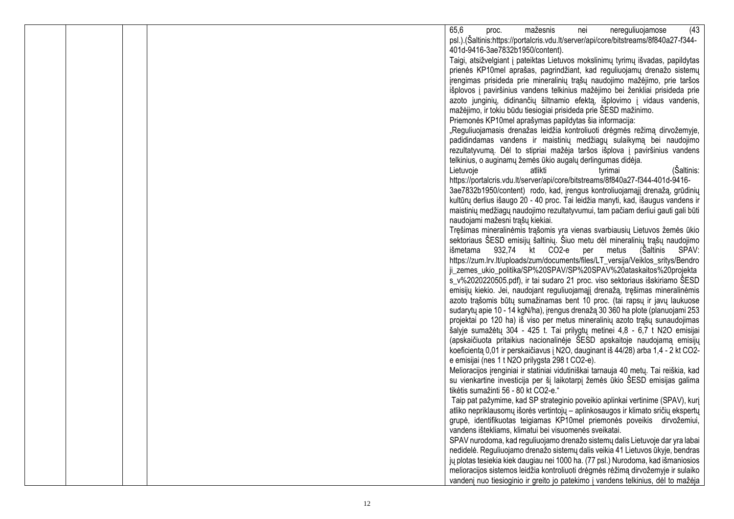| | | | | |
|---|---|---|---|---|
| | | | | 65,6 proc. mažesnis nei nereguliuojamose (43 psl.).(Šaltinis:https://portalcris.vdu.lt/server/api/core/bitstreams/8f840a27-f344-401d-9416-3ae7832b1950/content).<br>Taigi, atsižvelgiant į pateiktas Lietuvos mokslinimų tyrimų išvadas, papildytas prienės KP10mel aprašas, pagrindžiant, kad reguliuojamų drenažo sistemų įrengimas prisideda prie mineralinių trąšų naudojimo mažėjimo, prie taršos išplovos į paviršinius vandens telkinius mažėjimo bei ženkliai prisideda prie azoto junginių, didinančių šiltnamio efektą, išplovimo į vidaus vandenis, mažėjimo, ir tokiu būdu tiesiogiai prisideda prie ŠESD mažinimo.<br>Priemonės KP10mel aprašymas papildytas šia informacija:<br>„Reguliuojamasis drenažas leidžia kontroliuoti drėgmės režimą dirvožemyje, padidindamas vandens ir maistinių medžiagų sulaikymą bei naudojimo rezultatyvumą. Dėl to stipriai mažėja taršos išplova į paviršinius vandens telkinius, o auginamų žemės ūkio augalų derlingumas didėja.<br>Lietuvoje atlikti tyrimai (Šaltinis: https://portalcris.vdu.lt/server/api/core/bitstreams/8f840a27-f344-401d-9416-3ae7832b1950/content) rodo, kad, įrengus kontroliuojamąjį drenažą, grūdinių kultūrų derlius išauga 20 - 40 proc. Tai leidžia manyti, kad, išaugus vandens ir maistinių medžiagų naudojimo rezultatyvumui, tam pačiam derliui gauti gali būti naudojami mažesni trąšų kiekiai.<br>Tręšimas mineralinėmis trąšomis yra vienas svarbiausių Lietuvos žemės ūkio sektoriaus ŠESD emisijų šaltinių. Šiuo metu dėl mineralinių trąšų naudojimo išmetama 932,74 kt CO2-e per metus (Šaltinis SPAV: https://zum.lrv.lt/uploads/zum/documents/files/LT_versija/Veiklos_sritys/Bendroji_zemes_ukio_politika/SP%20SPAV/SP%20SPAV%20ataskaitos%20projektas_v%2020220505.pdf), ir tai sudaro 21 proc. viso sektoriaus išskiriamo ŠESD emisijų kiekio. Jei, naudojant reguliuojamąjį drenažą, tręšimas mineralinėmis azoto trąšomis būtų sumažinamas bent 10 proc. (tai rapsų ir javų laukuose sudarytų apie 10 - 14 kgN/ha), įrengus drenažą 30 360 ha plote (planuojami 253 projektai po 120 ha) iš viso per metus mineralinių azoto trąšų sunaudojimas šalyje sumažėtų 304 - 425 t. Tai prilygtų metinei 4,8 - 6,7 t N2O emisijai (apskaičiuota pritaikius nacionalinėje ŠESD apskaitoje naudojamą emisijų koeficientą 0,01 ir perskaičiavus į N2O, dauginant iš 44/28) arba 1,4 - 2 kt CO2-e emisijai (nes 1 t N2O prilygsta 298 t CO2-e).<br>Melioracijos įrenginiai ir statiniai vidutiniškai tarnauja 40 metų. Tai reiškia, kad su vienkartine investicija per šį laikotarpį žemės ūkio ŠESD emisijas galima tikėtis sumažinti 56 - 80 kt CO2-e."<br>Taip pat pažymime, kad SP strateginio poveikio aplinkai vertinime (SPAV), kurį atliko nepriklausomų išorės vertintojų – aplinkosaugos ir klimato sričių ekspertų grupė, identifikuotas teigiamas KP10mel priemonės poveikis dirvožemiui, vandens ištekliams, klimatui bei visuomenės sveikatai.<br>SPAV nurodoma, kad reguliuojamo drenažo sistemų dalis Lietuvoje dar yra labai nedidelė. Reguliuojamo drenažo sistemų dalis veikia 41 Lietuvos ūkyje, bendras jų plotas tesiekia kiek daugiau nei 1000 ha. (77 psl.) Nurodoma, kad išmaniosios melioracijos sistemos leidžia kontroliuoti drėgmės rėžimą dirvožemyje ir sulaiko vandenį nuo tiesioginio ir greito jo patekimo į vandens telkinius, dėl to mažėja |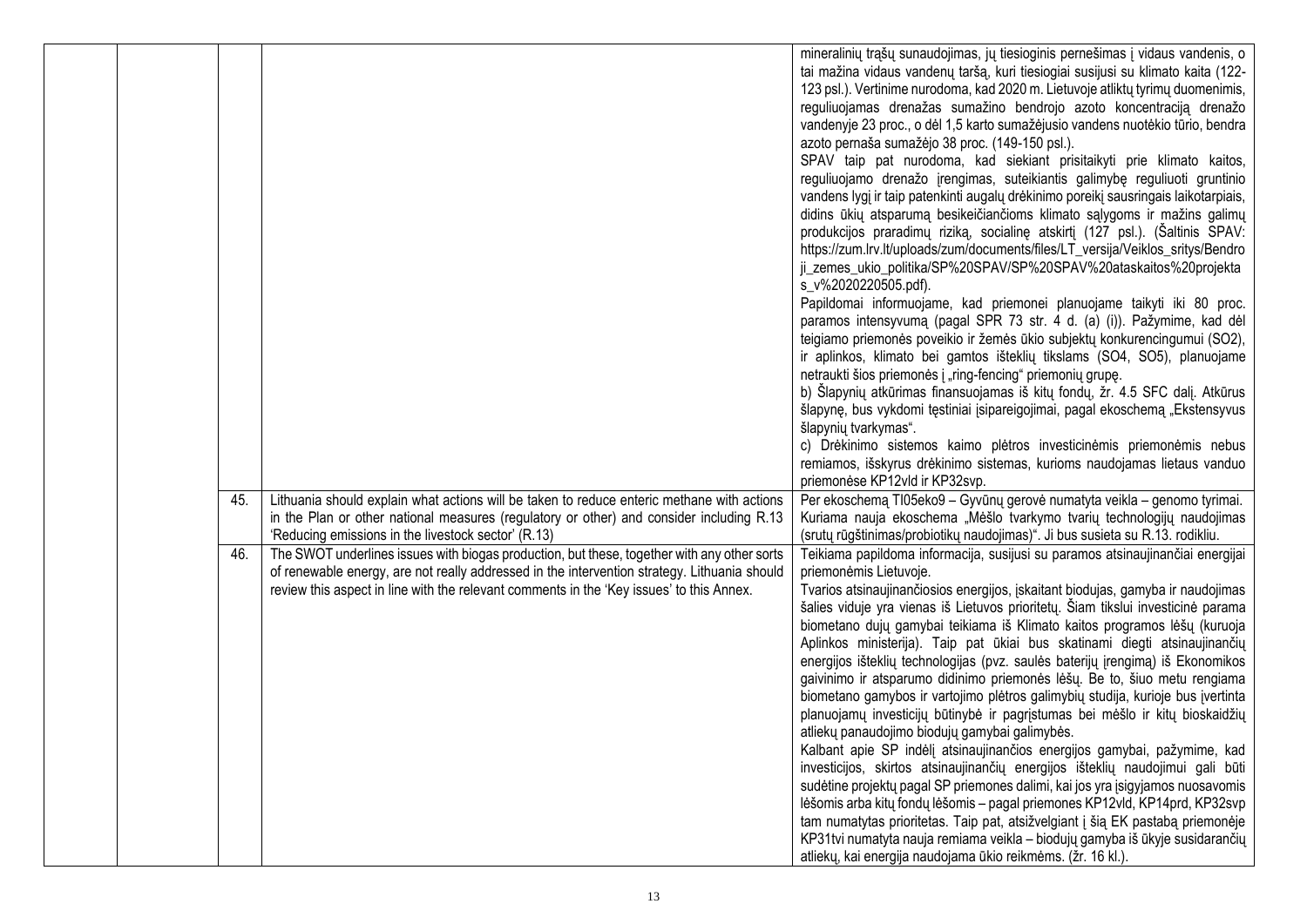| | | | | |
|---|---|---|---|---|
| | | | | mineralinių trąšų sunaudojimas, jų tiesioginis pernešimas į vidaus vandenis, o tai mažina vidaus vandenų taršą, kuri tiesiogiai susijusi su klimato kaita (122-123 psl.). Vertinime nurodoma, kad 2020 m. Lietuvoje atliktų tyrimų duomenimis, reguliuojamas drenažas sumažino bendrojo azoto koncentraciją drenažo vandenyje 23 proc., o dėl 1,5 karto sumažėjusio vandens nuotėkio tūrio, bendra azoto pernaša sumažėjo 38 proc. (149-150 psl.).<br>SPAV taip pat nurodoma, kad siekiant prisitaikyti prie klimato kaitos, reguliuojamo drenažo įrengimas, suteikiantis galimybę reguliuoti gruntinio vandens lygį ir taip patenkinti augalų drėkinimo poreikį sausringais laikotarpiais, didins ūkių atsparumą besikeičiančioms klimato sąlygoms ir mažins galimų produkcijos praradimų riziką, socialinę atskirtį (127 psl.). (Šaltinis SPAV: https://zum.lrv.lt/uploads/zum/documents/files/LT_versija/Veiklos_sritys/Bendroji_zemes_ukio_politika/SP%20SPAV/SP%20SPAV%20ataskaitos%20projektas_v%2020220505.pdf).<br>Papildomai informuojame, kad priemonei planuojame taikyti iki 80 proc. paramos intensyvumą (pagal SPR 73 str. 4 d. (a) (i)). Pažymime, kad dėl teigiamo priemonės poveikio ir žemės ūkio subjektų konkurencingumui (SO2), ir aplinkos, klimato bei gamtos išteklių tikslams (SO4, SO5), planuojame netraukti šios priemonės į „ring-fencing" priemonių grupę.<br>b) Šlapynių atkūrimas finansuojamas iš kitų fondų, žr. 4.5 SFC dalį. Atkūrus šlapynę, bus vykdomi tęstiniai įsipareigojimai, pagal ekoschemą „Ekstensyvus šlapynių tvarkymas".<br>c) Drėkinimo sistemos kaimo plėtros investicinėmis priemonėmis nebus remiamos, išskyrus drėkinimo sistemas, kurioms naudojamas lietaus vanduo priemonėse KP12vld ir KP32svp. |
| | | 45. | Lithuania should explain what actions will be taken to reduce enteric methane with actions in the Plan or other national measures (regulatory or other) and consider including R.13 'Reducing emissions in the livestock sector' (R.13) | Per ekoschemą TI05eko9 – Gyvūnų gerovė numatyta veikla – genomo tyrimai. Kuriama nauja ekoschema „Mėšlo tvarkymo tvarių technologijų naudojimas (srutų rūgštinimas/probiotikų naudojimas)". Ji bus susieta su R.13. rodikliu. |
| | | 46. | The SWOT underlines issues with biogas production, but these, together with any other sorts of renewable energy, are not really addressed in the intervention strategy. Lithuania should review this aspect in line with the relevant comments in the 'Key issues' to this Annex. | Teikiama papildoma informacija, susijusi su paramos atsinaujinančiai energijai priemonėmis Lietuvoje.<br>Tvarios atsinaujinančiosios energijos, įskaitant biodujas, gamyba ir naudojimas šalies viduje yra vienas iš Lietuvos prioritetų. Šiam tikslui investicinė parama biometano dujų gamybai teikiama iš Klimato kaitos programos lėšų (kuruoja Aplinkos ministerija). Taip pat ūkiai bus skatinami diegti atsinaujinančių energijos išteklių technologijas (pvz. saulės baterijų įrengimą) iš Ekonomikos gaivinimo ir atsparumo didinimo priemonės lėšų. Be to, šiuo metu rengiama biometano gamybos ir vartojimo plėtros galimybių studija, kurioje bus įvertinta planuojamų investicijų būtinybė ir pagrįstumas bei mėšlo ir kitų bioskaidžių atliekų panaudojimo biodujų gamybai galimybės.<br>Kalbant apie SP indėlį atsinaujinančios energijos gamybai, pažymime, kad investicijos, skirtos atsinaujinančių energijos išteklių naudojimui gali būti sudėtine projektų pagal SP priemones dalimi, kai jos yra įsigyjamos nuosavomis lėšomis arba kitų fondų lėšomis – pagal priemones KP12vld, KP14prd, KP32svp tam numatytas prioritetas. Taip pat, atsižvelgiant į šią EK pastabą priemonėje KP31tvi numatyta nauja remiama veikla – biodujų gamyba iš ūkyje susidarančių atliekų, kai energija naudojama ūkio reikmėms. (žr. 16 kl.). |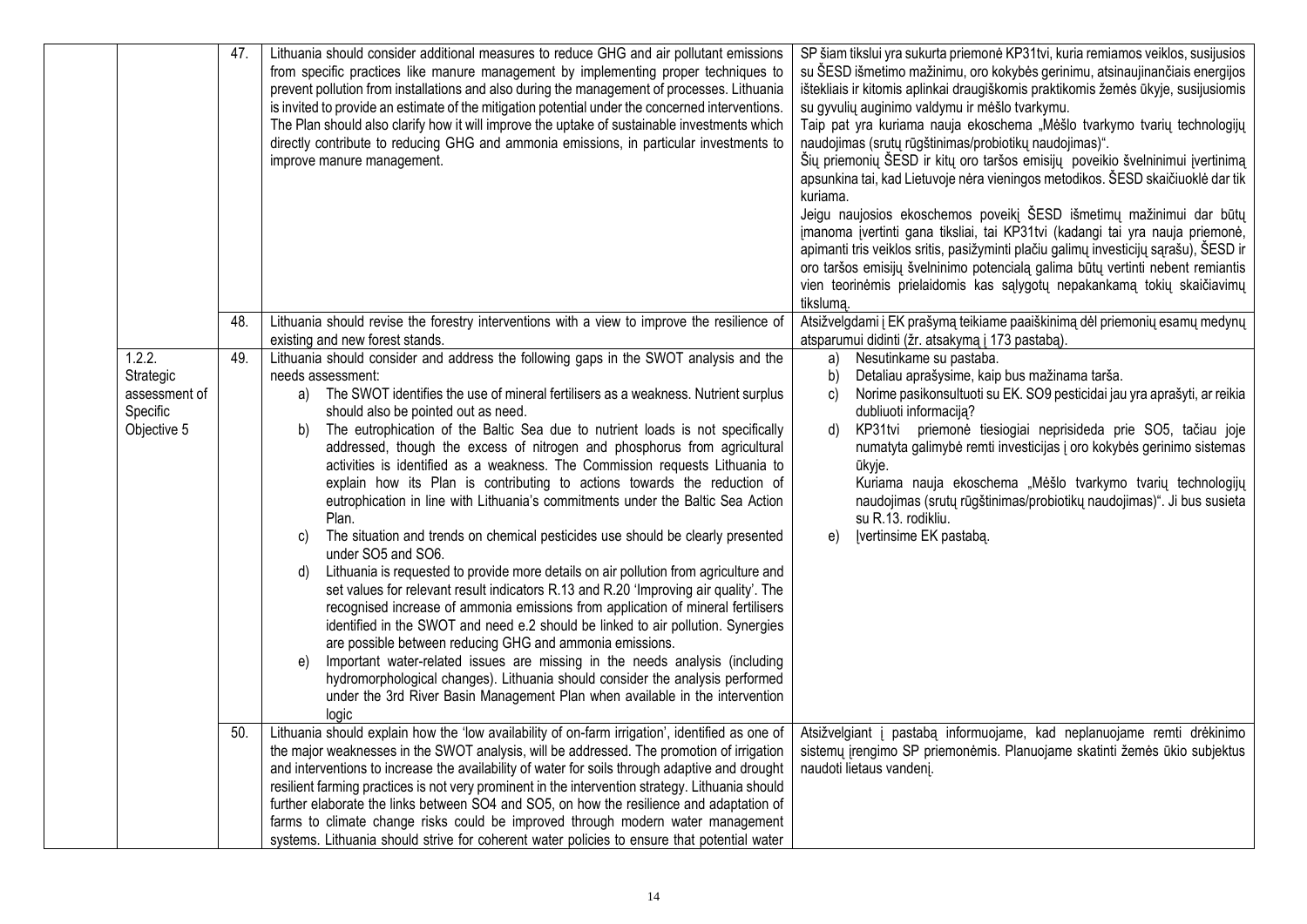| | | | | |
|---|---|---|---|---|
| | | 47. | Lithuania should consider additional measures to reduce GHG and air pollutant emissions from specific practices like manure management by implementing proper techniques to prevent pollution from installations and also during the management of processes. Lithuania is invited to provide an estimate of the mitigation potential under the concerned interventions. The Plan should also clarify how it will improve the uptake of sustainable investments which directly contribute to reducing GHG and ammonia emissions, in particular investments to improve manure management. | SP šiam tikslui yra sukurta priemonė KP31tvi, kuria remiamos veiklos, susijusios su ŠESD išmetimo mažinimu, oro kokybės gerinimu, atsinaujinančiais energijos ištekliais ir kitomis aplinkai draugiškomis praktikomis žemės ūkyje, susijusiomis su gyvulių auginimo valdymu ir mėšlo tvarkymu.<br>Taip pat yra kuriama nauja ekoschema „Mėšlo tvarkymo tvarių technologijų naudojimas (srutų rūgštinimas/probiotikų naudojimas)".<br>Šių priemonių ŠESD ir kitų oro taršos emisijų poveikio švelninimui įvertinimą apsunkina tai, kad Lietuvoje nėra vieningos metodikos. ŠESD skaičiuoklė dar tik kuriama.<br>Jeigu naujosios ekoschemos poveikį ŠESD išmetimų mažinimui dar būtų įmanoma įvertinti gana tiksliai, tai KP31tvi (kadangi tai yra nauja priemonė, apimanti tris veiklos sritis, pasižyminti plačiu galimų investicijų sąrašu), ŠESD ir oro taršos emisijų švelninimo potencialą galima būtų vertinti nebent remiantis vien teorinėmis prielaidomis kas sąlygotų nepakankamą tokių skaičiavimų tikslumą. |
| | | 48. | Lithuania should revise the forestry interventions with a view to improve the resilience of existing and new forest stands. | Atsižvelgdami į EK prašymą teikiame paaiškinimą dėl priemonių esamų medynų atsparumui didinti (žr. atsakymą į 173 pastabą). |
| | 1.2.2. Strategic assessment of Specific Objective 5 | 49. | Lithuania should consider and address the following gaps in the SWOT analysis and the needs assessment:<br>a) The SWOT identifies the use of mineral fertilisers as a weakness. Nutrient surplus should also be pointed out as need.<br>b) The eutrophication of the Baltic Sea due to nutrient loads is not specifically addressed, though the excess of nitrogen and phosphorus from agricultural activities is identified as a weakness. The Commission requests Lithuania to explain how its Plan is contributing to actions towards the reduction of eutrophication in line with Lithuania's commitments under the Baltic Sea Action Plan.<br>c) The situation and trends on chemical pesticides use should be clearly presented under SO5 and SO6.<br>d) Lithuania is requested to provide more details on air pollution from agriculture and set values for relevant result indicators R.13 and R.20 'Improving air quality'. The recognised increase of ammonia emissions from application of mineral fertilisers identified in the SWOT and need e.2 should be linked to air pollution. Synergies are possible between reducing GHG and ammonia emissions.<br>e) Important water-related issues are missing in the needs analysis (including hydromorphological changes). Lithuania should consider the analysis performed under the 3rd River Basin Management Plan when available in the intervention logic | a) Nesutinkame su pastaba.<br>b) Detaliau aprašysime, kaip bus mažinama tarša.<br>c) Norime pasikonsultuoti su EK. SO9 pesticidai jau yra aprašyti, ar reikia dubliuoti informaciją?<br>d) KP31tvi priemonė tiesiogiai neprisideda prie SO5, tačiau joje numatyta galimybė remti investicijas į oro kokybės gerinimo sistemas ūkyje.<br>Kuriama nauja ekoschema „Mėšlo tvarkymo tvarių technologijų naudojimas (srutų rūgštinimas/probiotikų naudojimas)". Ji bus susieta su R.13. rodikliu.<br>e) Įvertinsime EK pastabą. |
| | | 50. | Lithuania should explain how the 'low availability of on-farm irrigation', identified as one of the major weaknesses in the SWOT analysis, will be addressed. The promotion of irrigation and interventions to increase the availability of water for soils through adaptive and drought resilient farming practices is not very prominent in the intervention strategy. Lithuania should further elaborate the links between SO4 and SO5, on how the resilience and adaptation of farms to climate change risks could be improved through modern water management systems. Lithuania should strive for coherent water policies to ensure that potential water | Atsižvelgiant į pastabą informuojame, kad neplanuojame remti drėkinimo sistemų įrengimo SP priemonėmis. Planuojame skatinti žemės ūkio subjektus naudoti lietaus vandenį. |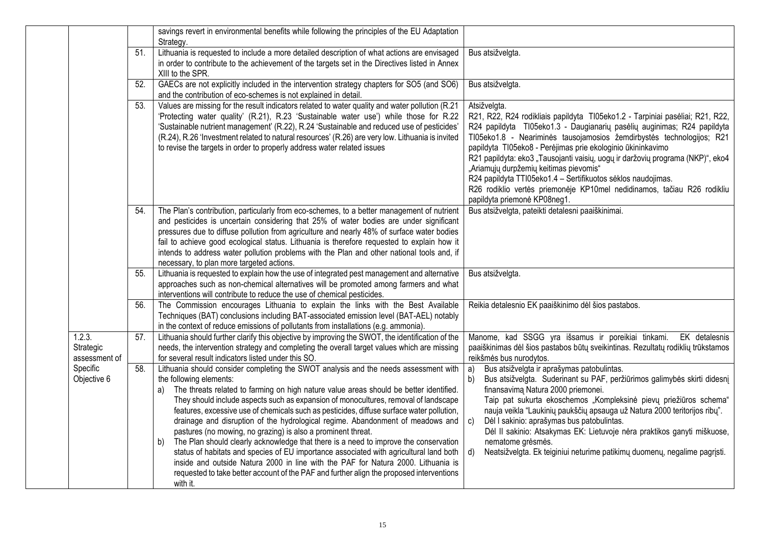| | | | |
|---|---|---|---|
| | | savings revert in environmental benefits while following the principles of the EU Adaptation Strategy. | |
| | 51. | Lithuania is requested to include a more detailed description of what actions are envisaged in order to contribute to the achievement of the targets set in the Directives listed in Annex XIII to the SPR. | Bus atsižvelgta. |
| | 52. | GAECs are not explicitly included in the intervention strategy chapters for SO5 (and SO6) and the contribution of eco-schemes is not explained in detail. | Bus atsižvelgta. |
| | 53. | Values are missing for the result indicators related to water quality and water pollution (R.21 'Protecting water quality' (R.21), R.23 'Sustainable water use') while those for R.22 'Sustainable nutrient management' (R.22), R.24 'Sustainable and reduced use of pesticides' (R.24), R.26 'Investment related to natural resources' (R.26) are very low. Lithuania is invited to revise the targets in order to properly address water related issues | Atsižvelgta.<br>R21, R22, R24 rodikliais papildyta TI05eko1.2 - Tarpiniai pasėliai; R21, R22, R24 papildyta TI05eko1.3 - Daugianarių pasėlių auginimas; R24 papildyta TI05eko1.8 - Neariminės tausojamosios žemdirbystės technologijos; R21 papildyta TI05eko8 - Perėjimas prie ekologinio ūkininkavimo<br>R21 papildyta: eko3 „Tausojanti vaisių, uogų ir daržovių programa (NKP)", eko4 „Ariamųjų durpžemių keitimas pievomis"<br>R24 papildyta TTI05eko1.4 – Sertifikuotos sėklos naudojimas.<br>R26 rodiklio vertės priemonėje KP10mel nedidinamos, tačiau R26 rodikliu papildyta priemonė KP08neg1. |
| | 54. | The Plan's contribution, particularly from eco-schemes, to a better management of nutrient and pesticides is uncertain considering that 25% of water bodies are under significant pressures due to diffuse pollution from agriculture and nearly 48% of surface water bodies fail to achieve good ecological status. Lithuania is therefore requested to explain how it intends to address water pollution problems with the Plan and other national tools and, if necessary, to plan more targeted actions. | Bus atsižvelgta, pateikti detalesni paaiškinimai. |
| | 55. | Lithuania is requested to explain how the use of integrated pest management and alternative approaches such as non-chemical alternatives will be promoted among farmers and what interventions will contribute to reduce the use of chemical pesticides. | Bus atsižvelgta. |
| | 56. | The Commission encourages Lithuania to explain the links with the Best Available Techniques (BAT) conclusions including BAT-associated emission level (BAT-AEL) notably in the context of reduce emissions of pollutants from installations (e.g. ammonia). | Reikia detalesnio EK paaiškinimo dėl šios pastabos. |
| 1.2.3. Strategic assessment of Specific Objective 6 | 57. | Lithuania should further clarify this objective by improving the SWOT, the identification of the needs, the intervention strategy and completing the overall target values which are missing for several result indicators listed under this SO. | Manome, kad SSGG yra išsamus ir poreikiai tinkami. EK detalesnis paaiškinimas dėl šios pastabos būtų sveikintinas. Rezultatų rodiklių trūkstamos reikšmės bus nurodytos. |
| | 58. | Lithuania should consider completing the SWOT analysis and the needs assessment with the following elements:<br>a) The threats related to farming on high nature value areas should be better identified. They should include aspects such as expansion of monocultures, removal of landscape features, excessive use of chemicals such as pesticides, diffuse surface water pollution, drainage and disruption of the hydrological regime. Abandonment of meadows and pastures (no mowing, no grazing) is also a prominent threat.<br>b) The Plan should clearly acknowledge that there is a need to improve the conservation status of habitats and species of EU importance associated with agricultural land both inside and outside Natura 2000 in line with the PAF for Natura 2000. Lithuania is requested to take better account of the PAF and further align the proposed interventions with it. | a) Bus atsižvelgta ir aprašymas patobulintas.<br>b) Bus atsižvelgta. Suderinant su PAF, peržiūrimos galimybės skirti didesnį finansavimą Natura 2000 priemonei.<br>Taip pat sukurta ekoschemos „Kompleksinė pievų priežiūros schema" nauja veikla "Laukinių paukščių apsauga už Natura 2000 teritorijos ribų".<br>c) Dėl I sakinio: aprašymas bus patobulintas.<br>Dėl II sakinio: Atsakymas EK: Lietuvoje nėra praktikos ganyti miškuose, nematome grėsmės.<br>d) Neatsižvelgta. Ek teiginiui neturime patikimų duomenų, negalime pagrįsti. |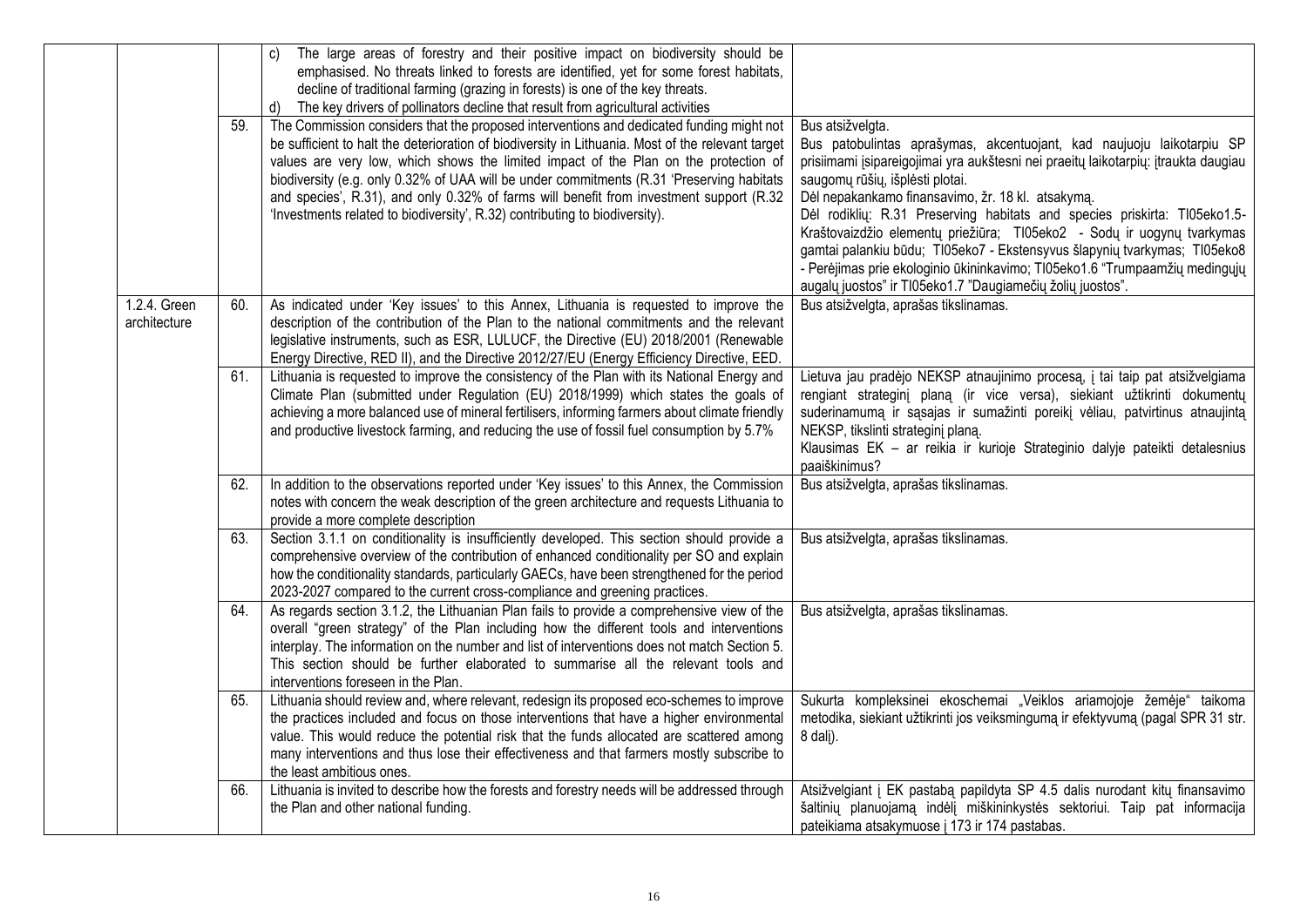| | | | |
|---|---|---|---|
| | | c) The large areas of forestry and their positive impact on biodiversity should be emphasised. No threats linked to forests are identified, yet for some forest habitats, decline of traditional farming (grazing in forests) is one of the key threats.<br>d) The key drivers of pollinators decline that result from agricultural activities | |
| | 59. | The Commission considers that the proposed interventions and dedicated funding might not be sufficient to halt the deterioration of biodiversity in Lithuania. Most of the relevant target values are very low, which shows the limited impact of the Plan on the protection of biodiversity (e.g. only 0.32% of UAA will be under commitments (R.31 'Preserving habitats and species', R.31), and only 0.32% of farms will benefit from investment support (R.32 'Investments related to biodiversity', R.32) contributing to biodiversity). | Bus atsižvelgta.<br>Bus patobulintas aprašymas, akcentuojant, kad naujuoju laikotarpiu SP prisiimami įsipareigojimai yra aukštesni nei praeitų laikotarpių: įtraukta daugiau saugomų rūšių, išplėsti plotai.<br>Dėl nepakankamo finansavimo, žr. 18 kl. atsakymą.<br>Dėl rodiklių: R.31 Preserving habitats and species priskirta: TI05eko1.5- Kraštovaizdžio elementų priežiūra; TI05eko2 - Sodų ir uogynų tvarkymas gamtai palankiu būdu; TI05eko7 - Ekstensyvus šlapynių tvarkymas; TI05eko8 - Perėjimas prie ekologinio ūkininkavimo; TI05eko1.6 "Trumpaamžių medingųjų augalų juostos" ir TI05eko1.7 "Daugiamečių žolių juostos". |
| 1.2.4. Green architecture | 60. | As indicated under 'Key issues' to this Annex, Lithuania is requested to improve the description of the contribution of the Plan to the national commitments and the relevant legislative instruments, such as ESR, LULUCF, the Directive (EU) 2018/2001 (Renewable Energy Directive, RED II), and the Directive 2012/27/EU (Energy Efficiency Directive, EED. | Bus atsižvelgta, aprašas tikslinamas. |
| | 61. | Lithuania is requested to improve the consistency of the Plan with its National Energy and Climate Plan (submitted under Regulation (EU) 2018/1999) which states the goals of achieving a more balanced use of mineral fertilisers, informing farmers about climate friendly and productive livestock farming, and reducing the use of fossil fuel consumption by 5.7% | Lietuva jau pradėjo NEKSP atnaujinimo procesą, į tai taip pat atsižvelgiama rengiant strateginį planą (ir vice versa), siekiant užtikrinti dokumentų suderinamumą ir sąsajas ir sumažinti poreikį vėliau, patvirtinus atnaujintą NEKSP, tikslinti strateginį planą.<br>Klausimas EK – ar reikia ir kurioje Strateginio dalyje pateikti detalesnius paaiškinimus? |
| | 62. | In addition to the observations reported under 'Key issues' to this Annex, the Commission notes with concern the weak description of the green architecture and requests Lithuania to provide a more complete description | Bus atsižvelgta, aprašas tikslinamas. |
| | 63. | Section 3.1.1 on conditionality is insufficiently developed. This section should provide a comprehensive overview of the contribution of enhanced conditionality per SO and explain how the conditionality standards, particularly GAECs, have been strengthened for the period 2023-2027 compared to the current cross-compliance and greening practices. | Bus atsižvelgta, aprašas tikslinamas. |
| | 64. | As regards section 3.1.2, the Lithuanian Plan fails to provide a comprehensive view of the overall "green strategy" of the Plan including how the different tools and interventions interplay. The information on the number and list of interventions does not match Section 5. This section should be further elaborated to summarise all the relevant tools and interventions foreseen in the Plan. | Bus atsižvelgta, aprašas tikslinamas. |
| | 65. | Lithuania should review and, where relevant, redesign its proposed eco-schemes to improve the practices included and focus on those interventions that have a higher environmental value. This would reduce the potential risk that the funds allocated are scattered among many interventions and thus lose their effectiveness and that farmers mostly subscribe to the least ambitious ones. | Sukurta kompleksinei ekoschemai „Veiklos ariamojoje žemėje" taikoma metodika, siekiant užtikrinti jos veiksmingumą ir efektyvumą (pagal SPR 31 str. 8 dalį). |
| | 66. | Lithuania is invited to describe how the forests and forestry needs will be addressed through the Plan and other national funding. | Atsižvelgiant į EK pastabą papildyta SP 4.5 dalis nurodant kitų finansavimo šaltinių planuojamą indėlį miškininkystės sektoriui. Taip pat informacija pateikiama atsakymuose į 173 ir 174 pastabas. |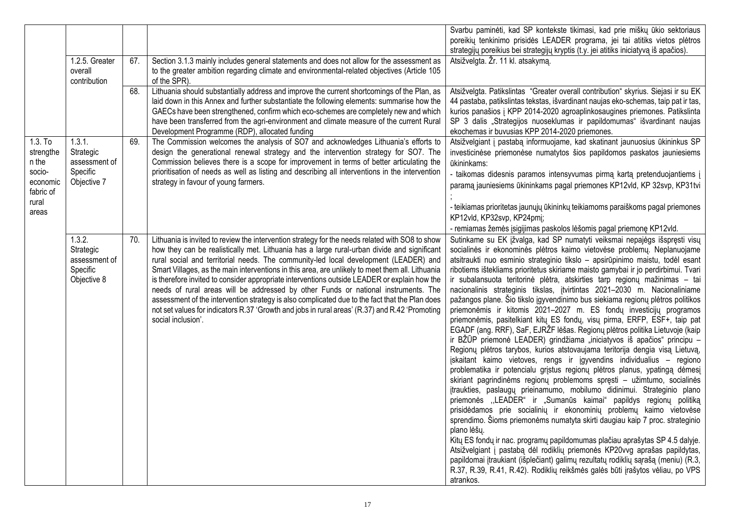| | | | | |
|---|---|---|---|---|
| | | | | Svarbu paminėti, kad SP kontekste tikimasi, kad prie miškų ūkio sektoriaus poreikių tenkinimo prisidės LEADER programa, jei tai atitiks vietos plėtros strategijų poreikius bei strategijų kryptis (t.y. jei atitiks iniciatyvą iš apačios). |
| | 1.2.5. Greater overall contribution | 67. | Section 3.1.3 mainly includes general statements and does not allow for the assessment as to the greater ambition regarding climate and environmental-related objectives (Article 105 of the SPR). | Atsižvelgta. Žr. 11 kl. atsakymą. |
| | | 68. | Lithuania should substantially address and improve the current shortcomings of the Plan, as laid down in this Annex and further substantiate the following elements: summarise how the GAECs have been strengthened, confirm which eco-schemes are completely new and which have been transferred from the agri-environment and climate measure of the current Rural Development Programme (RDP), allocated funding | Atsižvelgta. Patikslintas "Greater overall contribution" skyrius. Siejasi ir su EK 44 pastaba, patikslintas tekstas, išvardinant naujas eko-schemas, taip pat ir tas, kurios panašios į KPP 2014-2020 agroaplinkosaugines priemones. Patikslinta SP 3 dalis „Strategijos nuoseklumas ir papildomumas" išvardinant naujas ekochemas ir buvusias KPP 2014-2020 priemones. |
| 1.3. To strengthen the socio-economic fabric of rural areas | 1.3.1. Strategic assessment of Specific Objective 7 | 69. | The Commission welcomes the analysis of SO7 and acknowledges Lithuania's efforts to design the generational renewal strategy and the intervention strategy for SO7. The Commission believes there is a scope for improvement in terms of better articulating the prioritisation of needs as well as listing and describing all interventions in the intervention strategy in favour of young farmers. | Atsižvelgiant į pastabą informuojame, kad skatinant jaunuosius ūkininkus SP investicinėse priemonėse numatytos šios papildomos paskatos jauniesiems ūkininkams:<br>- taikomas didesnis paramos intensyvumas pirmą kartą pretenduojantiems į paramą jauniesiems ūkininkams pagal priemones KP12vld, KP 32svp, KP31tvi ;<br>- teikiamas prioritetas jaunųjų ūkininkų teikiamoms paraiškoms pagal priemones KP12vld, KP32svp, KP24pmį;<br>- remiamas žemės įsigijimas paskolos lėšomis pagal priemonę KP12vld. |
| | 1.3.2. Strategic assessment of Specific Objective 8 | 70. | Lithuania is invited to review the intervention strategy for the needs related with SO8 to show how they can be realistically met. Lithuania has a large rural-urban divide and significant rural social and territorial needs. The community-led local development (LEADER) and Smart Villages, as the main interventions in this area, are unlikely to meet them all. Lithuania is therefore invited to consider appropriate interventions outside LEADER or explain how the needs of rural areas will be addressed by other Funds or national instruments. The assessment of the intervention strategy is also complicated due to the fact that the Plan does not set values for indicators R.37 'Growth and jobs in rural areas' (R.37) and R.42 'Promoting social inclusion'. | Sutinkame su EK įžvalga, kad SP numatyti veiksmai nepajėgs išspręsti visų socialinės ir ekonominės plėtros kaimo vietovėse problemų. Neplanuojame atsitraukti nuo esminio strateginio tikslo – apsirūpinimo maistu, todėl esant ribotiems ištekliams prioritetus skiriame maisto gamybai ir jo perdirbimui. Tvari ir subalansuota teritorinė plėtra, atskirties tarp regionų mažinimas – tai nacionalinis strateginis tikslas, įtvirtintas 2021–2030 m. Nacionaliniame pažangos plane. Šio tikslo įgyvendinimo bus siekiama regionų plėtros politikos priemonėmis ir kitomis 2021–2027 m. ES fondų investicijų programos priemonėmis, pasitelkiant kitų ES fondų, visų pirma, ERFP, ESF+, taip pat EGADF (ang. RRF), SaF, EJRŽF lėšas. Regionų plėtros politika Lietuvoje (kaip ir BŽŪP priemonė LEADER) grindžiama „iniciatyvos iš apačios" principu – Regionų plėtros tarybos, kurios atstovaujama teritorija dengia visą Lietuvą, įskaitant kaimo vietoves, rengs ir įgyvendins individualius – regiono problematika ir potencialu grįstus regionų plėtros planus, ypatingą dėmesį skiriant pagrindinėms regionų problemoms spręsti – užimtumo, socialinės įtraukties, paslaugų prieinamumo, mobilumo didinimui. Strateginio plano priemonės ,,LEADER" ir „Sumanūs kaimai" papildys regionų politiką prisidėdamos prie socialinių ir ekonominių problemų kaimo vietovėse sprendimo. Šioms priemonėms numatyta skirti daugiau kaip 7 proc. strateginio plano lėšų.<br>Kitų ES fondų ir nac. programų papildomumas plačiau aprašytas SP 4.5 dalyje. Atsižvelgiant į pastabą dėl rodiklių priemonės KP20vvg aprašas papildytas, papildomai įtraukiant (išplečiant) galimų rezultatų rodiklių sąrašą (meniu) (R.3, R.37, R.39, R.41, R.42). Rodiklių reikšmės galės būti įrašytos vėliau, po VPS atrankos. |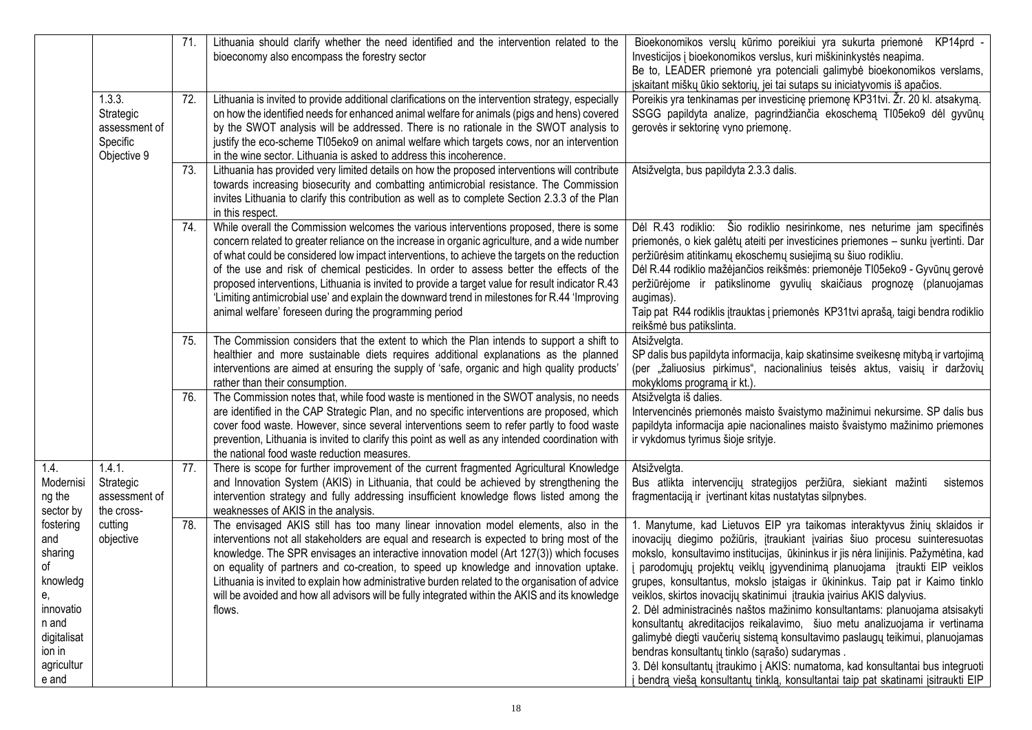|  |  |  |  |  |
|---|---|---|---|---|
|  |  | 71. | Lithuania should clarify whether the need identified and the intervention related to the bioeconomy also encompass the forestry sector | Bioekonomikos verslų kūrimo poreikiui yra sukurta priemonė KP14prd - Investicijos į bioekonomikos verslus, kuri miškininkystės neapima. Be to, LEADER priemonė yra potenciali galimybė bioekonomikos verslams, įskaitant miškų ūkio sektorių, jei tai sutaps su iniciatyvomis iš apačios. |
|  | 1.3.3. Strategic assessment of Specific Objective 9 | 72. | Lithuania is invited to provide additional clarifications on the intervention strategy, especially on how the identified needs for enhanced animal welfare for animals (pigs and hens) covered by the SWOT analysis will be addressed. There is no rationale in the SWOT analysis to justify the eco-scheme TI05eko9 on animal welfare which targets cows, nor an intervention in the wine sector. Lithuania is asked to address this incoherence. | Poreikis yra tenkinamas per investicinę priemonę KP31tvi. Žr. 20 kl. atsakymą. SSGG papildyta analize, pagrindžiančia ekoschemą TI05eko9 dėl gyvūnų gerovės ir sektorinę vyno priemonę. |
|  |  | 73. | Lithuania has provided very limited details on how the proposed interventions will contribute towards increasing biosecurity and combatting antimicrobial resistance. The Commission invites Lithuania to clarify this contribution as well as to complete Section 2.3.3 of the Plan in this respect. | Atsižvelgta, bus papildyta 2.3.3 dalis. |
|  |  | 74. | While overall the Commission welcomes the various interventions proposed, there is some concern related to greater reliance on the increase in organic agriculture, and a wide number of what could be considered low impact interventions, to achieve the targets on the reduction of the use and risk of chemical pesticides. In order to assess better the effects of the proposed interventions, Lithuania is invited to provide a target value for result indicator R.43 'Limiting antimicrobial use' and explain the downward trend in milestones for R.44 'Improving animal welfare' foreseen during the programming period | Dėl R.43 rodiklio: Šio rodiklio nesirinkome, nes neturime jam specifinės priemonės, o kiek galėtų ateiti per investicines priemones – sunku įvertinti. Dar peržiūrėsim atitinkamų ekoschemų susiejimą su šiuo rodikliu.<br>Dėl R.44 rodiklio mažėjančios reikšmės: priemonėje TI05eko9 - Gyvūnų gerovė peržiūrėjome ir patikslinome gyvulių skaičiaus prognozę (planuojamas augimas).<br>Taip pat R44 rodiklis įtrauktas į priemonės KP31tvi aprašą, taigi bendra rodiklio reikšmė bus patikslinta. |
|  |  | 75. | The Commission considers that the extent to which the Plan intends to support a shift to healthier and more sustainable diets requires additional explanations as the planned interventions are aimed at ensuring the supply of 'safe, organic and high quality products' rather than their consumption. | Atsižvelgta.<br>SP dalis bus papildyta informacija, kaip skatinsime sveikesnę mitybą ir vartojimą (per „žaliuosius pirkimus", nacionalinius teisės aktus, vaisių ir daržovių mokykloms programą ir kt.). |
|  |  | 76. | The Commission notes that, while food waste is mentioned in the SWOT analysis, no needs are identified in the CAP Strategic Plan, and no specific interventions are proposed, which cover food waste. However, since several interventions seem to refer partly to food waste prevention, Lithuania is invited to clarify this point as well as any intended coordination with the national food waste reduction measures. | Atsižvelgta iš dalies.<br>Intervencinės priemonės maisto švaistymo mažinimui nekursime. SP dalis bus papildyta informacija apie nacionalines maisto švaistymo mažinimo priemones ir vykdomus tyrimus šioje srityje. |
| 1.4. Modernising the sector by fostering and sharing of knowledge, innovation and digitalisation in agriculture and | 1.4.1. Strategic assessment of the cross-cutting objective | 77. | There is scope for further improvement of the current fragmented Agricultural Knowledge and Innovation System (AKIS) in Lithuania, that could be achieved by strengthening the intervention strategy and fully addressing insufficient knowledge flows listed among the weaknesses of AKIS in the analysis. | Atsižvelgta.<br>Bus atlikta intervencijų strategijos peržiūra, siekiant mažinti sistemos fragmentaciją ir įvertinant kitas nustatytas silpnybes. |
|  |  | 78. | The envisaged AKIS still has too many linear innovation model elements, also in the interventions not all stakeholders are equal and research is expected to bring most of the knowledge. The SPR envisages an interactive innovation model (Art 127(3)) which focuses on equality of partners and co-creation, to speed up knowledge and innovation uptake. Lithuania is invited to explain how administrative burden related to the organisation of advice will be avoided and how all advisors will be fully integrated within the AKIS and its knowledge flows. | 1. Manytume, kad Lietuvos EIP yra taikomas interaktyvus žinių sklaidos ir inovacijų diegimo požiūris, įtraukiant įvairias šiuo procesu suinteresuotas mokslo, konsultavimo institucijas, ūkininkus ir jis nėra linijinis. Pažymėtina, kad į parodomųjų projektų veiklų įgyvendinimą planuojama įtraukti EIP veiklos grupes, konsultantus, mokslo įstaigas ir ūkininkus. Taip pat ir Kaimo tinklo veiklos, skirtos inovacijų skatinimui įtraukia įvairius AKIS dalyvius.<br>2. Dėl administracinės naštos mažinimo konsultantams: planuojama atsisakyti konsultantų akreditacijos reikalavimo, šiuo metu analizuojama ir vertinama galimybė diegti vaučerių sistemą konsultavimo paslaugų teikimui, planuojamas bendras konsultantų tinklo (sąrašo) sudarymas .<br>3. Dėl konsultantų įtraukimo į AKIS: numatoma, kad konsultantai bus integruoti į bendrą viešą konsultantų tinklą, konsultantai taip pat skatinami įsitraukti EIP |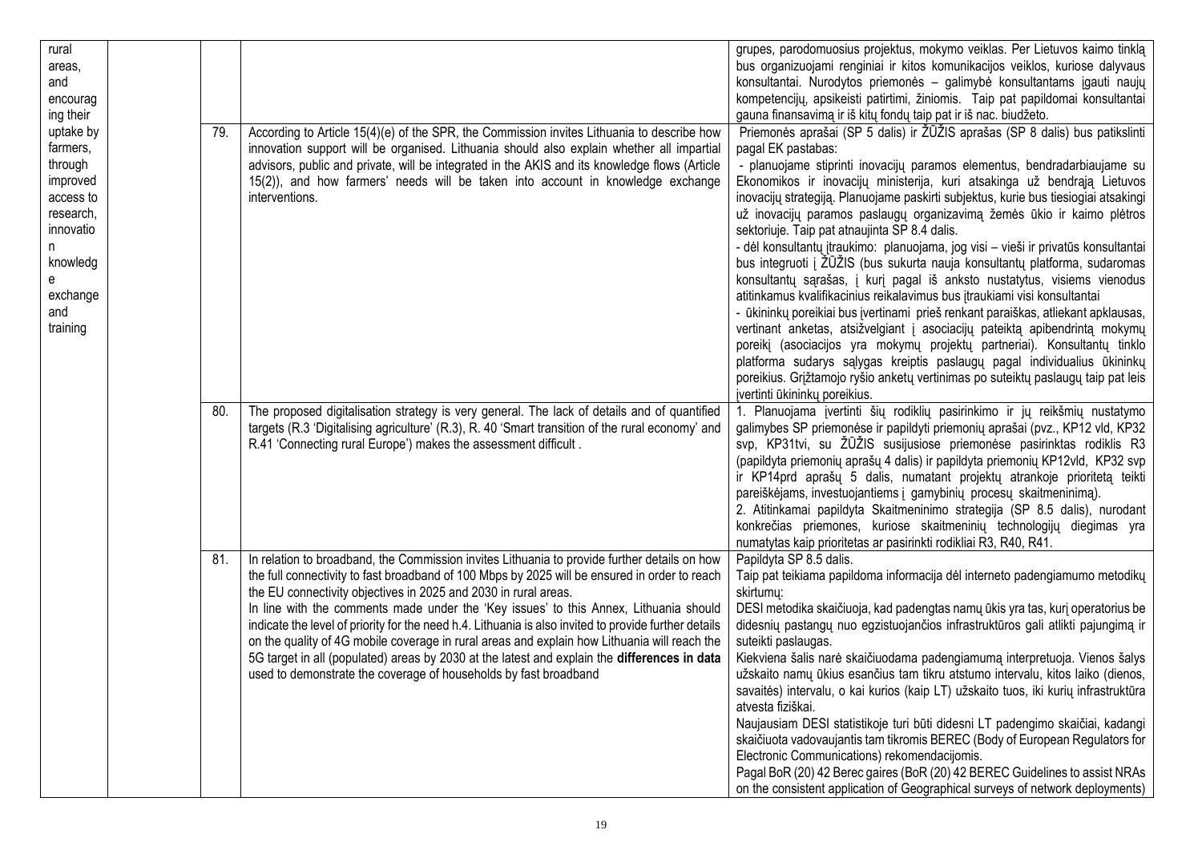| | | | | |
|---|---|---|---|---|
| rural areas, and encouraging their uptake by farmers, through improved access to research, innovation knowledge exchange and training | | | | grupes, parodomuosius projektus, mokymo veiklas. Per Lietuvos kaimo tinklą bus organizuojami renginiai ir kitos komunikacijos veiklos, kuriose dalyvaus konsultantai. Nurodytos priemonės – galimybė konsultantams įgauti naujų kompetencijų, apsikeisti patirtimi, žiniomis. Taip pat papildomai konsultantai gauna finansavimą ir iš kitų fondų taip pat ir iš nac. biudžeto. |
| | | 79. | According to Article 15(4)(e) of the SPR, the Commission invites Lithuania to describe how innovation support will be organised. Lithuania should also explain whether all impartial advisors, public and private, will be integrated in the AKIS and its knowledge flows (Article 15(2)), and how farmers' needs will be taken into account in knowledge exchange interventions. | Priemonės aprašai (SP 5 dalis) ir ŽŪŽIS aprašas (SP 8 dalis) bus patikslinti pagal EK pastabas:<br>- planuojame stiprinti inovacijų paramos elementus, bendradarbiaujame su Ekonomikos ir inovacijų ministerija, kuri atsakinga už bendrąją Lietuvos inovacijų strategiją. Planuojame paskirti subjektus, kurie bus tiesiogiai atsakingi už inovacijų paramos paslaugų organizavimą žemės ūkio ir kaimo plėtros sektoriuje. Taip pat atnaujinta SP 8.4 dalis.<br>- dėl konsultantų įtraukimo: planuojama, jog visi – vieši ir privatūs konsultantai bus integruoti į ŽŪŽIS (bus sukurta nauja konsultantų platforma, sudaromas konsultantų sąrašas, į kurį pagal iš anksto nustatytus, visiems vienodus atitinkamus kvalifikacinius reikalavimus bus įtraukiami visi konsultantai<br>- ūkininkų poreikiai bus įvertinami prieš renkant paraiškas, atliekant apklausas, vertinant anketas, atsižvelgiant į asociacijų pateiktą apibendrintą mokymų poreikį (asociacijos yra mokymų projektų partneriai). Konsultantų tinklo platforma sudarys sąlygas kreiptis paslaugų pagal individualius ūkininkų poreikius. Grįžtamojo ryšio anketų vertinimas po suteiktų paslaugų taip pat leis įvertinti ūkininkų poreikius. |
| | | 80. | The proposed digitalisation strategy is very general. The lack of details and of quantified targets (R.3 'Digitalising agriculture' (R.3), R. 40 'Smart transition of the rural economy' and R.41 'Connecting rural Europe') makes the assessment difficult . | 1. Planuojama įvertinti šių rodiklių pasirinkimo ir jų reikšmių nustatymo galimybes SP priemonėse ir papildyti priemonių aprašai (pvz., KP12 vld, KP32 svp, KP31tvi, su ŽŪŽIS susijusiose priemonėse pasirinktas rodiklis R3 (papildyta priemonių aprašų 4 dalis) ir papildyta priemonių KP12vld, KP32 svp ir KP14prd aprašų 5 dalis, numatant projektų atrankoje prioritetą teikti pareiškėjams, investuojantiems į gamybinių procesų skaitmeninimą).<br>2. Atitinkamai papildyta Skaitmeninimo strategija (SP 8.5 dalis), nurodant konkrečias priemones, kuriose skaitmeninių technologijų diegimas yra numatytas kaip prioritetas ar pasirinkti rodikliai R3, R40, R41. |
| | | 81. | In relation to broadband, the Commission invites Lithuania to provide further details on how the full connectivity to fast broadband of 100 Mbps by 2025 will be ensured in order to reach the EU connectivity objectives in 2025 and 2030 in rural areas.<br>In line with the comments made under the 'Key issues' to this Annex, Lithuania should indicate the level of priority for the need h.4. Lithuania is also invited to provide further details on the quality of 4G mobile coverage in rural areas and explain how Lithuania will reach the 5G target in all (populated) areas by 2030 at the latest and explain the **differences in data** used to demonstrate the coverage of households by fast broadband | Papildyta SP 8.5 dalis.<br>Taip pat teikiama papildoma informacija dėl interneto padengiamumo metodikų skirtumų:<br>DESI metodika skaičiuoja, kad padengtas namų ūkis yra tas, kurį operatorius be didesnių pastangų nuo egzistuojančios infrastruktūros gali atlikti pajungimą ir suteikti paslaugas.<br>Kiekviena šalis narė skaičiuodama padengiamumą interpretuoja. Vienos šalys užskaito namų ūkius esančius tam tikru atstumo intervalu, kitos laiko (dienos, savaitės) intervalu, o kai kurios (kaip LT) užskaito tuos, iki kurių infrastruktūra atvesta fiziškai.<br>Naujausiam DESI statistikoje turi būti didesni LT padengimo skaičiai, kadangi skaičiuota vadovaujantis tam tikromis BEREC (Body of European Regulators for Electronic Communications) rekomendacijomis.<br>Pagal BoR (20) 42 Berec gaires (BoR (20) 42 BEREC Guidelines to assist NRAs on the consistent application of Geographical surveys of network deployments) |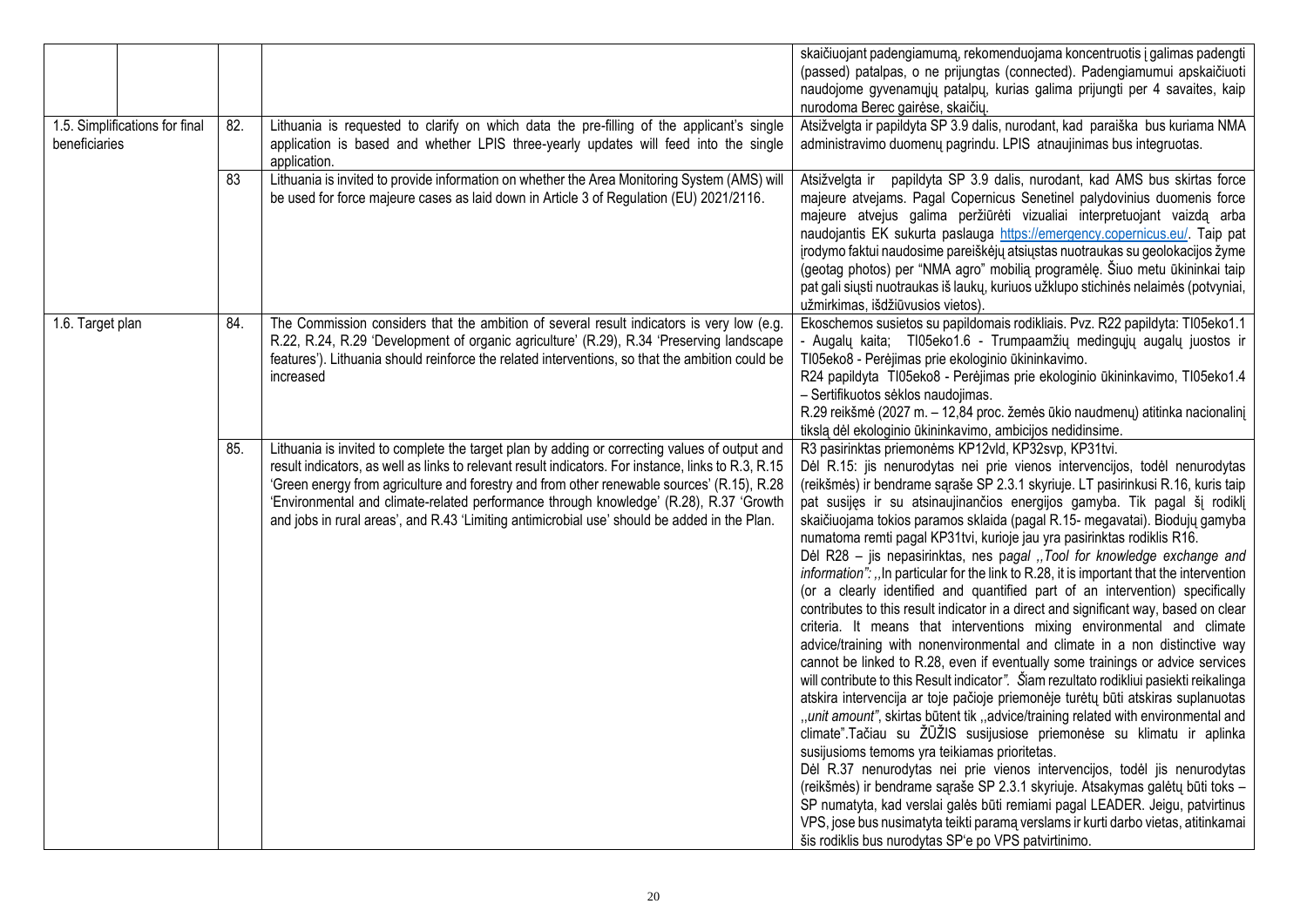| | | | |
|---|---|---|---|
| | | | skaičiuojant padengiamumą, rekomenduojama koncentruotis į galimas padengti (passed) patalpas, o ne prijungtas (connected). Padengiamumui apskaičiuoti naudojome gyvenamųjų patalpų, kurias galima prijungti per 4 savaites, kaip nurodoma Berec gairėse, skaičių. |
| 1.5. Simplifications for final beneficiaries | 82. | Lithuania is requested to clarify on which data the pre-filling of the applicant's single application is based and whether LPIS three-yearly updates will feed into the single application. | Atsižvelgta ir papildyta SP 3.9 dalis, nurodant, kad paraiška bus kuriama NMA administravimo duomenų pagrindu. LPIS atnaujinimas bus integruotas. |
| | 83 | Lithuania is invited to provide information on whether the Area Monitoring System (AMS) will be used for force majeure cases as laid down in Article 3 of Regulation (EU) 2021/2116. | Atsižvelgta ir papildyta SP 3.9 dalis, nurodant, kad AMS bus skirtas force majeure atvejams. Pagal Copernicus Senetinel palydovinius duomenis force majeure atvejus galima peržiūrėti vizualiai interpretuojant vaizdą arba naudojantis EK sukurta paslauga https://emergency.copernicus.eu/. Taip pat įrodymo faktui naudosime pareiškėjų atsiųstas nuotraukas su geolokacijos žyme (geotag photos) per "NMA agro" mobilią programėlę. Šiuo metu ūkininkai taip pat gali siųsti nuotraukas iš laukų, kuriuos užklupo stichinės nelaimės (potvyniai, užmirkimas, išdžiūvusios vietos). |
| 1.6. Target plan | 84. | The Commission considers that the ambition of several result indicators is very low (e.g. R.22, R.24, R.29 'Development of organic agriculture' (R.29), R.34 'Preserving landscape features'). Lithuania should reinforce the related interventions, so that the ambition could be increased | Ekoschemos susietos su papildomais rodikliais. Pvz. R22 papildyta: TI05eko1.1 - Augalų kaita; TI05eko1.6 - Trumpaamžių medingųjų augalų juostos ir TI05eko8 - Perėjimas prie ekologinio ūkininkavimo.<br>R24 papildyta TI05eko8 - Perėjimas prie ekologinio ūkininkavimo, TI05eko1.4 – Sertifikuotos sėklos naudojimas.<br>R.29 reikšmė (2027 m. – 12,84 proc. žemės ūkio naudmenų) atitinka nacionalinį tikslą dėl ekologinio ūkininkavimo, ambicijos nedidinsime. |
| | 85. | Lithuania is invited to complete the target plan by adding or correcting values of output and result indicators, as well as links to relevant result indicators. For instance, links to R.3, R.15 'Green energy from agriculture and forestry and from other renewable sources' (R.15), R.28 'Environmental and climate-related performance through knowledge' (R.28), R.37 'Growth and jobs in rural areas', and R.43 'Limiting antimicrobial use' should be added in the Plan. | R3 pasirinktas priemonėms KP12vld, KP32svp, KP31tvi.<br>Dėl R.15: jis nenurodytas nei prie vienos intervencijos, todėl nenurodytas (reikšmės) ir bendrame sąraše SP 2.3.1 skyriuje. LT pasirinkusi R.16, kuris taip pat susijęs ir su atsinaujinančios energijos gamyba. Tik pagal šį rodiklį skaičiuojama tokios paramos sklaida (pagal R.15- megavatai). Biodujų gamyba numatoma remti pagal KP31tvi, kurioje jau yra pasirinktas rodiklis R16.<br>Dėl R28 – jis nepasirinktas, nes p*agal ,,Tool for knowledge exchange and information":* ,,In particular for the link to R.28, it is important that the intervention (or a clearly identified and quantified part of an intervention) specifically contributes to this result indicator in a direct and significant way, based on clear criteria. It means that interventions mixing environmental and climate advice/training with nonenvironmental and climate in a non distinctive way cannot be linked to R.28, even if eventually some trainings or advice services will contribute to this Result indicator*"*. Šiam rezultato rodikliui pasiekti reikalinga atskira intervencija ar toje pačioje priemonėje turėtų būti atskiras suplanuotas ,,*unit amount"*, skirtas būtent tik ,,advice/training related with environmental and climate".Tačiau su ŽŪŽIS susijusiose priemonėse su klimatu ir aplinka susijusioms temoms yra teikiamas prioritetas.<br>Dėl R.37 nenurodytas nei prie vienos intervencijos, todėl jis nenurodytas (reikšmės) ir bendrame sąraše SP 2.3.1 skyriuje. Atsakymas galėtų būti toks – SP numatyta, kad verslai galės būti remiami pagal LEADER. Jeigu, patvirtinus VPS, jose bus nusimatyta teikti paramą verslams ir kurti darbo vietas, atitinkamai šis rodiklis bus nurodytas SP'e po VPS patvirtinimo. |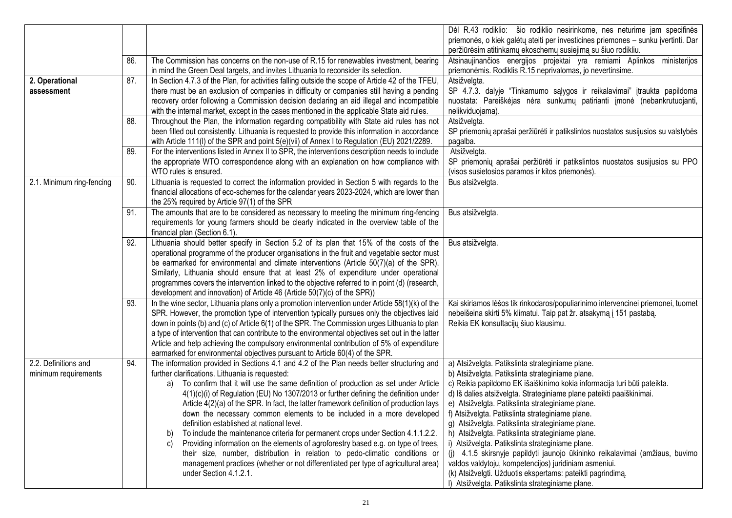| | | | |
|---|---|---|---|
| | | | Dėl R.43 rodiklio: šio rodiklio nesirinkome, nes neturime jam specifinės priemonės, o kiek galėtų ateiti per investicines priemones – sunku įvertinti. Dar peržiūrėsim atitinkamų ekoschemų susiejimą su šiuo rodikliu. |
| | 86. | The Commission has concerns on the non-use of R.15 for renewables investment, bearing in mind the Green Deal targets, and invites Lithuania to reconsider its selection. | Atsinaujinančios energijos projektai yra remiami Aplinkos ministerijos priemonėmis. Rodiklis R.15 neprivalomas, jo nevertinsime. |
| **2. Operational assessment** | 87. | In Section 4.7.3 of the Plan, for activities falling outside the scope of Article 42 of the TFEU, there must be an exclusion of companies in difficulty or companies still having a pending recovery order following a Commission decision declaring an aid illegal and incompatible with the internal market, except in the cases mentioned in the applicable State aid rules. | Atsižvelgta.<br>SP 4.7.3. dalyje "Tinkamumo sąlygos ir reikalavimai" įtraukta papildoma nuostata: Pareiškėjas nėra sunkumų patirianti įmonė (nebankrutuojanti, nelikviduojama). |
| | 88. | Throughout the Plan, the information regarding compatibility with State aid rules has not been filled out consistently. Lithuania is requested to provide this information in accordance with Article 111(l) of the SPR and point 5(e)(vii) of Annex I to Regulation (EU) 2021/2289. | Atsižvelgta.<br>SP priemonių aprašai peržiūrėti ir patikslintos nuostatos susijusios su valstybės pagalba. |
| | 89. | For the interventions listed in Annex II to SPR, the interventions description needs to include the appropriate WTO correspondence along with an explanation on how compliance with WTO rules is ensured. | Atsižvelgta.<br>SP priemonių aprašai peržiūrėti ir patikslintos nuostatos susijusios su PPO (visos susietosios paramos ir kitos priemonės). |
| 2.1. Minimum ring-fencing | 90. | Lithuania is requested to correct the information provided in Section 5 with regards to the financial allocations of eco-schemes for the calendar years 2023-2024, which are lower than the 25% required by Article 97(1) of the SPR | Bus atsižvelgta. |
| | 91. | The amounts that are to be considered as necessary to meeting the minimum ring-fencing requirements for young farmers should be clearly indicated in the overview table of the financial plan (Section 6.1). | Bus atsižvelgta. |
| | 92. | Lithuania should better specify in Section 5.2 of its plan that 15% of the costs of the operational programme of the producer organisations in the fruit and vegetable sector must be earmarked for environmental and climate interventions (Article 50(7)(a) of the SPR). Similarly, Lithuania should ensure that at least 2% of expenditure under operational programmes covers the intervention linked to the objective referred to in point (d) (research, development and innovation) of Article 46 (Article 50(7)(c) of the SPR)) | Bus atsižvelgta. |
| | 93. | In the wine sector, Lithuania plans only a promotion intervention under Article 58(1)(k) of the SPR. However, the promotion type of intervention typically pursues only the objectives laid down in points (b) and (c) of Article 6(1) of the SPR. The Commission urges Lithuania to plan a type of intervention that can contribute to the environmental objectives set out in the latter Article and help achieving the compulsory environmental contribution of 5% of expenditure earmarked for environmental objectives pursuant to Article 60(4) of the SPR. | Kai skiriamos lėšos tik rinkodaros/populiarinimo intervencinei priemonei, tuomet nebeišeina skirti 5% klimatui. Taip pat žr. atsakymą į 151 pastabą.<br>Reikia EK konsultacijų šiuo klausimu. |
| 2.2. Definitions and minimum requirements | 94. | The information provided in Sections 4.1 and 4.2 of the Plan needs better structuring and further clarifications. Lithuania is requested:<br>a) To confirm that it will use the same definition of production as set under Article 4(1)(c)(i) of Regulation (EU) No 1307/2013 or further defining the definition under Article 4(2)(a) of the SPR. In fact, the latter framework definition of production lays down the necessary common elements to be included in a more developed definition established at national level.<br>b) To include the maintenance criteria for permanent crops under Section 4.1.1.2.2.<br>c) Providing information on the elements of agroforestry based e.g. on type of trees, their size, number, distribution in relation to pedo-climatic conditions or management practices (whether or not differentiated per type of agricultural area) under Section 4.1.2.1. | a) Atsižvelgta. Patikslinta strateginiame plane.<br>b) Atsižvelgta. Patikslinta strateginiame plane.<br>c) Reikia papildomo EK išaiškinimo kokia informacija turi būti pateikta.<br>d) Iš dalies atsižvelgta. Strateginiame plane pateikti paaiškinimai.<br>e) Atsižvelgta. Patikslinta strateginiame plane.<br>f) Atsižvelgta. Patikslinta strateginiame plane.<br>g) Atsižvelgta. Patikslinta strateginiame plane.<br>h) Atsižvelgta. Patikslinta strateginiame plane.<br>i) Atsižvelgta. Patikslinta strateginiame plane.<br>(j) 4.1.5 skirsnyje papildyti jaunojo ūkininko reikalavimai (amžiaus, buvimo valdos valdytoju, kompetencijos) juridiniam asmeniui.<br>(k) Atsižvelgti. Užduotis ekspertams: pateikti pagrindimą.<br>l) Atsižvelgta. Patikslinta strateginiame plane. |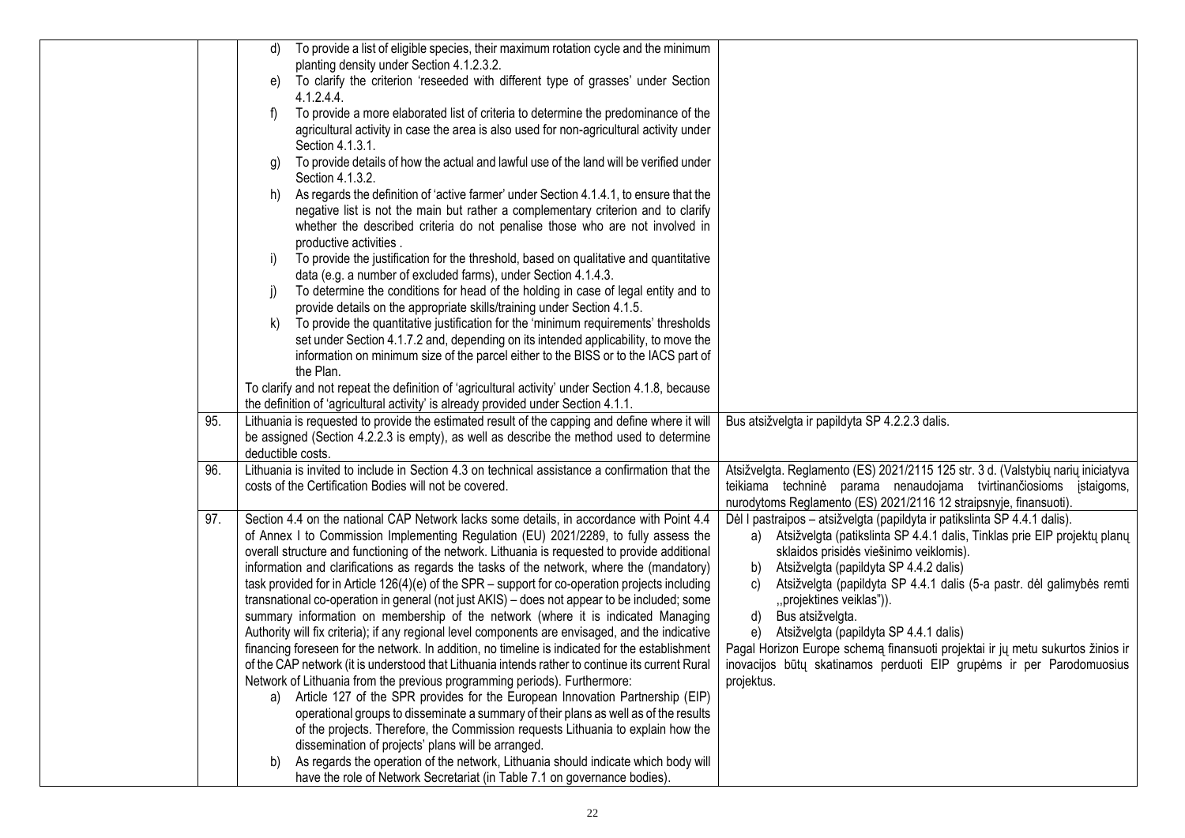| | | | |
|---|---|---|---|
| | | d) To provide a list of eligible species, their maximum rotation cycle and the minimum planting density under Section 4.1.2.3.2.<br>e) To clarify the criterion 'reseeded with different type of grasses' under Section 4.1.2.4.4.<br>f) To provide a more elaborated list of criteria to determine the predominance of the agricultural activity in case the area is also used for non-agricultural activity under Section 4.1.3.1.<br>g) To provide details of how the actual and lawful use of the land will be verified under Section 4.1.3.2.<br>h) As regards the definition of 'active farmer' under Section 4.1.4.1, to ensure that the negative list is not the main but rather a complementary criterion and to clarify whether the described criteria do not penalise those who are not involved in productive activities .<br>i) To provide the justification for the threshold, based on qualitative and quantitative data (e.g. a number of excluded farms), under Section 4.1.4.3.<br>j) To determine the conditions for head of the holding in case of legal entity and to provide details on the appropriate skills/training under Section 4.1.5.<br>k) To provide the quantitative justification for the 'minimum requirements' thresholds set under Section 4.1.7.2 and, depending on its intended applicability, to move the information on minimum size of the parcel either to the BISS or to the IACS part of the Plan.<br>To clarify and not repeat the definition of 'agricultural activity' under Section 4.1.8, because the definition of 'agricultural activity' is already provided under Section 4.1.1. | |
| | 95. | Lithuania is requested to provide the estimated result of the capping and define where it will be assigned (Section 4.2.2.3 is empty), as well as describe the method used to determine deductible costs. | Bus atsižvelgta ir papildyta SP 4.2.2.3 dalis. |
| | 96. | Lithuania is invited to include in Section 4.3 on technical assistance a confirmation that the costs of the Certification Bodies will not be covered. | Atsižvelgta. Reglamento (ES) 2021/2115 125 str. 3 d. (Valstybių narių iniciatyva teikiama techninė parama nenaudojama tvirtinančiosioms įstaigoms, nurodytoms Reglamento (ES) 2021/2116 12 straipsnyje, finansuoti). |
| | 97. | Section 4.4 on the national CAP Network lacks some details, in accordance with Point 4.4 of Annex I to Commission Implementing Regulation (EU) 2021/2289, to fully assess the overall structure and functioning of the network. Lithuania is requested to provide additional information and clarifications as regards the tasks of the network, where the (mandatory) task provided for in Article 126(4)(e) of the SPR – support for co-operation projects including transnational co-operation in general (not just AKIS) – does not appear to be included; some summary information on membership of the network (where it is indicated Managing Authority will fix criteria); if any regional level components are envisaged, and the indicative financing foreseen for the network. In addition, no timeline is indicated for the establishment of the CAP network (it is understood that Lithuania intends rather to continue its current Rural Network of Lithuania from the previous programming periods). Furthermore:<br>a) Article 127 of the SPR provides for the European Innovation Partnership (EIP) operational groups to disseminate a summary of their plans as well as of the results of the projects. Therefore, the Commission requests Lithuania to explain how the dissemination of projects' plans will be arranged.<br>b) As regards the operation of the network, Lithuania should indicate which body will have the role of Network Secretariat (in Table 7.1 on governance bodies). | Dėl I pastraipos – atsižvelgta (papildyta ir patikslinta SP 4.4.1 dalis).<br>a) Atsižvelgta (patikslinta SP 4.4.1 dalis, Tinklas prie EIP projektų planų sklaidos prisidės viešinimo veiklomis).<br>b) Atsižvelgta (papildyta SP 4.4.2 dalis)<br>c) Atsižvelgta (papildyta SP 4.4.1 dalis (5-a pastr. dėl galimybės remti „projektines veiklas")).<br>d) Bus atsižvelgta.<br>e) Atsižvelgta (papildyta SP 4.4.1 dalis)<br>Pagal Horizon Europe schemą finansuoti projektai ir jų metu sukurtos žinios ir inovacijos būtų skatinamos perduoti EIP grupėms ir per Parodomuosius projektus. |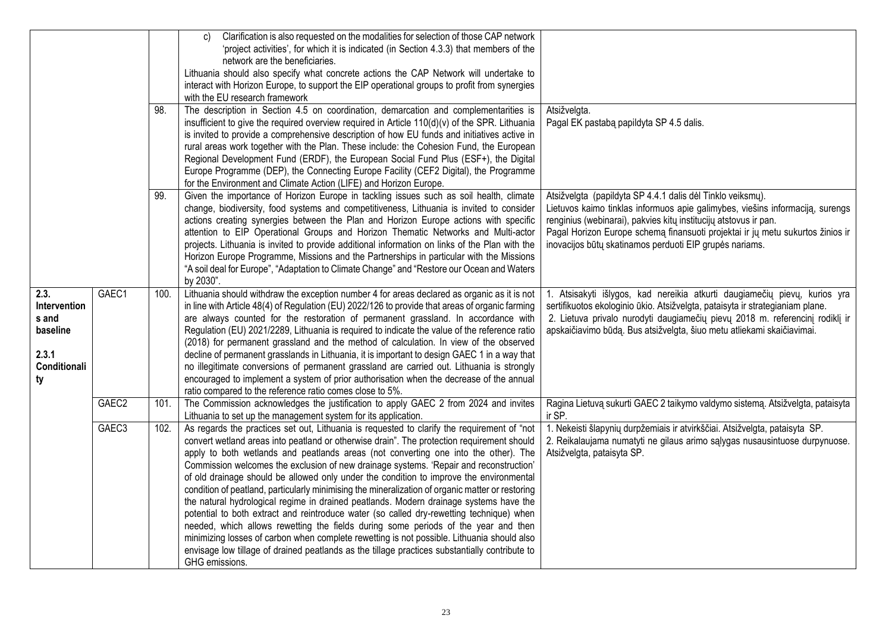| | | | | |
|---|---|---|---|---|
| | | | c) Clarification is also requested on the modalities for selection of those CAP network 'project activities', for which it is indicated (in Section 4.3.3) that members of the network are the beneficiaries.<br>Lithuania should also specify what concrete actions the CAP Network will undertake to interact with Horizon Europe, to support the EIP operational groups to profit from synergies with the EU research framework | |
| | | 98. | The description in Section 4.5 on coordination, demarcation and complementarities is insufficient to give the required overview required in Article 110(d)(v) of the SPR. Lithuania is invited to provide a comprehensive description of how EU funds and initiatives active in rural areas work together with the Plan. These include: the Cohesion Fund, the European Regional Development Fund (ERDF), the European Social Fund Plus (ESF+), the Digital Europe Programme (DEP), the Connecting Europe Facility (CEF2 Digital), the Programme for the Environment and Climate Action (LIFE) and Horizon Europe. | Atsižvelgta.<br>Pagal EK pastabą papildyta SP 4.5 dalis. |
| | | 99. | Given the importance of Horizon Europe in tackling issues such as soil health, climate change, biodiversity, food systems and competitiveness, Lithuania is invited to consider actions creating synergies between the Plan and Horizon Europe actions with specific attention to EIP Operational Groups and Horizon Thematic Networks and Multi-actor projects. Lithuania is invited to provide additional information on links of the Plan with the Horizon Europe Programme, Missions and the Partnerships in particular with the Missions "A soil deal for Europe", "Adaptation to Climate Change" and "Restore our Ocean and Waters by 2030". | Atsižvelgta (papildyta SP 4.4.1 dalis dėl Tinklo veiksmų).<br>Lietuvos kaimo tinklas informuos apie galimybes, viešins informaciją, surengs renginius (webinarai), pakvies kitų institucijų atstovus ir pan.<br>Pagal Horizon Europe schemą finansuoti projektai ir jų metu sukurtos žinios ir inovacijos būtų skatinamos perduoti EIP grupės nariams. |
| **2.3. Interventions and baseline**<br><br>**2.3.1 Conditionality** | GAEC1 | 100. | Lithuania should withdraw the exception number 4 for areas declared as organic as it is not in line with Article 48(4) of Regulation (EU) 2022/126 to provide that areas of organic farming are always counted for the restoration of permanent grassland. In accordance with Regulation (EU) 2021/2289, Lithuania is required to indicate the value of the reference ratio (2018) for permanent grassland and the method of calculation. In view of the observed decline of permanent grasslands in Lithuania, it is important to design GAEC 1 in a way that no illegitimate conversions of permanent grassland are carried out. Lithuania is strongly encouraged to implement a system of prior authorisation when the decrease of the annual ratio compared to the reference ratio comes close to 5%. | 1. Atsisakyti išlygos, kad nereikia atkurti daugiamečių pievų, kurios yra sertifikuotos ekologinio ūkio. Atsižvelgta, pataisyta ir strategianiam plane.<br>2. Lietuva privalo nurodyti daugiamečių pievų 2018 m. referencinį rodiklį ir apskaičiavimo būdą. Bus atsižvelgta, šiuo metu atliekami skaičiavimai. |
| | GAEC2 | 101. | The Commission acknowledges the justification to apply GAEC 2 from 2024 and invites Lithuania to set up the management system for its application. | Ragina Lietuvą sukurti GAEC 2 taikymo valdymo sistemą. Atsižvelgta, pataisyta ir SP. |
| | GAEC3 | 102. | As regards the practices set out, Lithuania is requested to clarify the requirement of "not convert wetland areas into peatland or otherwise drain". The protection requirement should apply to both wetlands and peatlands areas (not converting one into the other). The Commission welcomes the exclusion of new drainage systems. 'Repair and reconstruction' of old drainage should be allowed only under the condition to improve the environmental condition of peatland, particularly minimising the mineralization of organic matter or restoring the natural hydrological regime in drained peatlands. Modern drainage systems have the potential to both extract and reintroduce water (so called dry-rewetting technique) when needed, which allows rewetting the fields during some periods of the year and then minimizing losses of carbon when complete rewetting is not possible. Lithuania should also envisage low tillage of drained peatlands as the tillage practices substantially contribute to GHG emissions. | 1. Nekeisti šlapynių durpžemiais ir atvirkščiai. Atsižvelgta, pataisyta SP.<br>2. Reikalaujama numatyti ne gilaus arimo sąlygas nusausintuose durpynuose. Atsižvelgta, pataisyta SP. |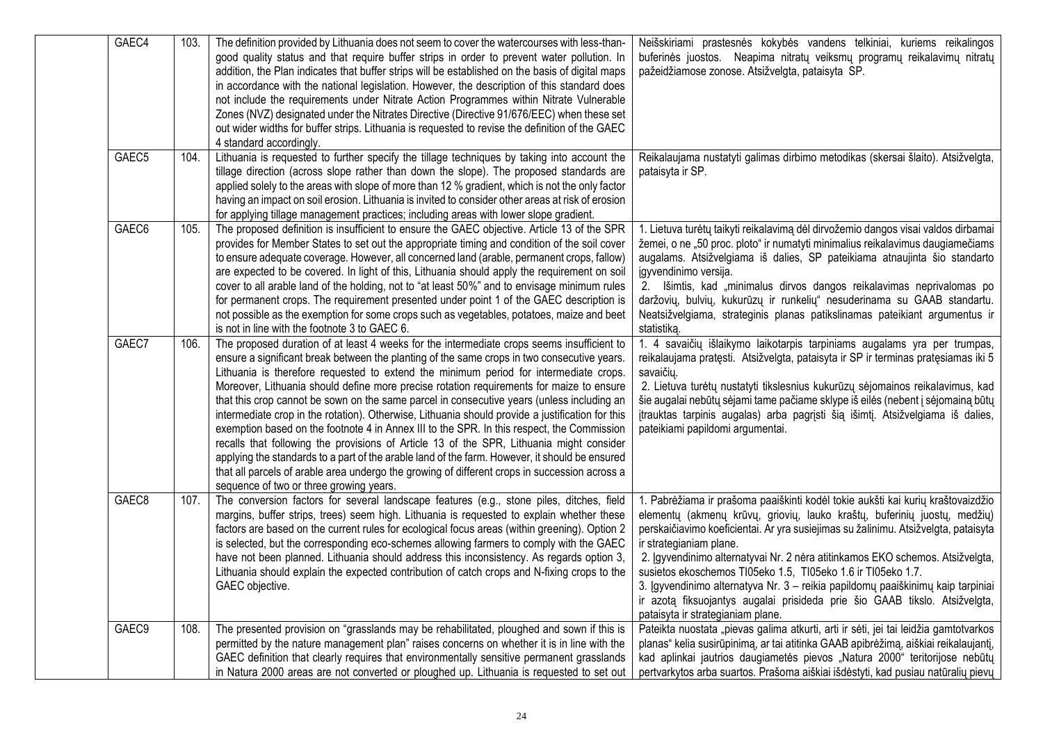| | GAEC4 | 103. | The definition provided by Lithuania does not seem to cover the watercourses with less-than-good quality status and that require buffer strips in order to prevent water pollution. In addition, the Plan indicates that buffer strips will be established on the basis of digital maps in accordance with the national legislation. However, the description of this standard does not include the requirements under Nitrate Action Programmes within Nitrate Vulnerable Zones (NVZ) designated under the Nitrates Directive (Directive 91/676/EEC) when these set out wider widths for buffer strips. Lithuania is requested to revise the definition of the GAEC 4 standard accordingly. | Neišskiriami prastesnės kokybės vandens telkiniai, kuriems reikalingos buferinės juostos. Neapima nitratų veiksmų programų reikalavimų nitratų pažeidžiamose zonose. Atsižvelgta, pataisyta SP. |
|---|---|---|---|---|
| | GAEC5 | 104. | Lithuania is requested to further specify the tillage techniques by taking into account the tillage direction (across slope rather than down the slope). The proposed standards are applied solely to the areas with slope of more than 12 % gradient, which is not the only factor having an impact on soil erosion. Lithuania is invited to consider other areas at risk of erosion for applying tillage management practices; including areas with lower slope gradient. | Reikalaujama nustatyti galimas dirbimo metodikas (skersai šlaito). Atsižvelgta, pataisyta ir SP. |
| | GAEC6 | 105. | The proposed definition is insufficient to ensure the GAEC objective. Article 13 of the SPR provides for Member States to set out the appropriate timing and condition of the soil cover to ensure adequate coverage. However, all concerned land (arable, permanent crops, fallow) are expected to be covered. In light of this, Lithuania should apply the requirement on soil cover to all arable land of the holding, not to "at least 50%" and to envisage minimum rules for permanent crops. The requirement presented under point 1 of the GAEC description is not possible as the exemption for some crops such as vegetables, potatoes, maize and beet is not in line with the footnote 3 to GAEC 6. | 1. Lietuva turėtų taikyti reikalavimą dėl dirvožemio dangos visai valdos dirbamai žemei, o ne „50 proc. ploto" ir numatyti minimalius reikalavimus daugiamečiams augalams. Atsižvelgiama iš dalies, SP pateikiama atnaujinta šio standarto įgyvendinimo versija.<br>2. Išimtis, kad „minimalus dirvos dangos reikalavimas neprivalomas po daržovių, bulvių, kukurūzų ir runkelių" nesuderinama su GAAB standartu. Neatsižvelgiama, strateginis planas patikslinamas pateikiant argumentus ir statistiką. |
| | GAEC7 | 106. | The proposed duration of at least 4 weeks for the intermediate crops seems insufficient to ensure a significant break between the planting of the same crops in two consecutive years. Lithuania is therefore requested to extend the minimum period for intermediate crops. Moreover, Lithuania should define more precise rotation requirements for maize to ensure that this crop cannot be sown on the same parcel in consecutive years (unless including an intermediate crop in the rotation). Otherwise, Lithuania should provide a justification for this exemption based on the footnote 4 in Annex III to the SPR. In this respect, the Commission recalls that following the provisions of Article 13 of the SPR, Lithuania might consider applying the standards to a part of the arable land of the farm. However, it should be ensured that all parcels of arable area undergo the growing of different crops in succession across a sequence of two or three growing years. | 1. 4 savaičių išlaikymo laikotarpis tarpiniams augalams yra per trumpas, reikalaujama pratęsti. Atsižvelgta, pataisyta ir SP ir terminas pratęsiamas iki 5 savaičių.<br>2. Lietuva turėtų nustatyti tikslesnius kukurūzų sėjomainos reikalavimus, kad šie augalai nebūtų sėjami tame pačiame sklype iš eilės (nebent į sėjomainą būtų įtrauktas tarpinis augalas) arba pagrįsti šią išimtį. Atsižvelgiama iš dalies, pateikiami papildomi argumentai. |
| | GAEC8 | 107. | The conversion factors for several landscape features (e.g., stone piles, ditches, field margins, buffer strips, trees) seem high. Lithuania is requested to explain whether these factors are based on the current rules for ecological focus areas (within greening). Option 2 is selected, but the corresponding eco-schemes allowing farmers to comply with the GAEC have not been planned. Lithuania should address this inconsistency. As regards option 3, Lithuania should explain the expected contribution of catch crops and N-fixing crops to the GAEC objective. | 1. Pabrėžiama ir prašoma paaiškinti kodėl tokie aukšti kai kurių kraštovaizdžio elementų (akmenų krūvų, griovių, lauko kraštų, buferinių juostų, medžių) perskaičiavimo koeficientai. Ar yra susiejimas su žalinimu. Atsižvelgta, pataisyta ir strateginiam plane.<br>2. Įgyvendinimo alternatyvai Nr. 2 nėra atitinkamos EKO schemos. Atsižvelgta, susietos ekoschemos TI05eko 1.5, TI05eko 1.6 ir TI05eko 1.7.<br>3. Įgyvendinimo alternatyva Nr. 3 – reikia papildomų paaiškinimų kaip tarpiniai ir azotą fiksuojantys augalai prisideda prie šio GAAB tikslo. Atsižvelgta, pataisyta ir strateginiam plane. |
| | GAEC9 | 108. | The presented provision on "grasslands may be rehabilitated, ploughed and sown if this is permitted by the nature management plan" raises concerns on whether it is in line with the GAEC definition that clearly requires that environmentally sensitive permanent grasslands in Natura 2000 areas are not converted or ploughed up. Lithuania is requested to set out | Pateikta nuostata „pievas galima atkurti, arti ir sėti, jei tai leidžia gamtotvarkos planas" kelia susirūpinimą, ar tai atitinka GAAB apibrėžimą, aiškiai reikalaujantį, kad aplinkai jautrios daugiametės pievos „Natura 2000" teritorijose nebūtų pertvarkytos arba suartos. Prašoma aiškiai išdėstyti, kad pusiau natūralių pievų |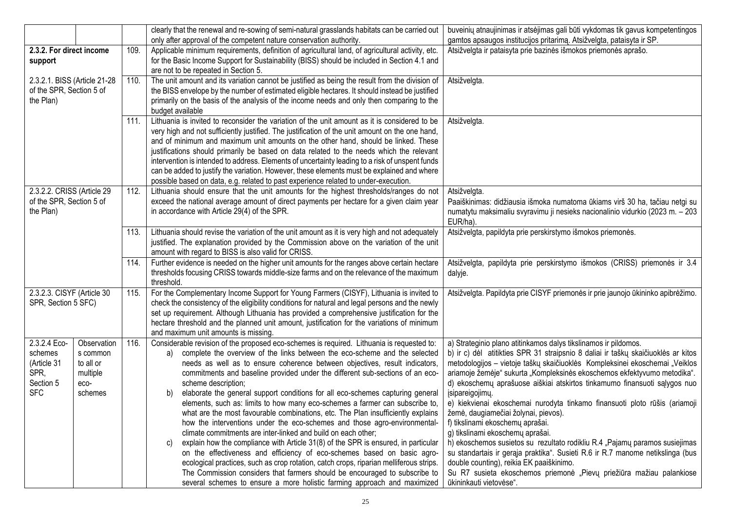| | | | | |
|---|---|---|---|---|
| | | | clearly that the renewal and re-sowing of semi-natural grasslands habitats can be carried out only after approval of the competent nature conservation authority. | buveinių atnaujinimas ir atsėjimas gali būti vykdomas tik gavus kompetentingos gamtos apsaugos institucijos pritarimą. Atsižvelgta, pataisyta ir SP. |
| **2.3.2. For direct income support** | | 109. | Applicable minimum requirements, definition of agricultural land, of agricultural activity, etc. for the Basic Income Support for Sustainability (BISS) should be included in Section 4.1 and are not to be repeated in Section 5. | Atsižvelgta ir pataisyta prie bazinės išmokos priemonės aprašo. |
| 2.3.2.1. BISS (Article 21-28 of the SPR, Section 5 of the Plan) | | 110. | The unit amount and its variation cannot be justified as being the result from the division of the BISS envelope by the number of estimated eligible hectares. It should instead be justified primarily on the basis of the analysis of the income needs and only then comparing to the budget available | Atsižvelgta. |
| | | 111. | Lithuania is invited to reconsider the variation of the unit amount as it is considered to be very high and not sufficiently justified. The justification of the unit amount on the one hand, and of minimum and maximum unit amounts on the other hand, should be linked. These justifications should primarily be based on data related to the needs which the relevant intervention is intended to address. Elements of uncertainty leading to a risk of unspent funds can be added to justify the variation. However, these elements must be explained and where possible based on data, e.g. related to past experience related to under-execution. | Atsižvelgta. |
| 2.3.2.2. CRISS (Article 29 of the SPR, Section 5 of the Plan) | | 112. | Lithuania should ensure that the unit amounts for the highest thresholds/ranges do not exceed the national average amount of direct payments per hectare for a given claim year in accordance with Article 29(4) of the SPR. | Atsižvelgta.<br>Paaiškinimas: didžiausia išmoka numatoma ūkiams virš 30 ha, tačiau netgi su numatytu maksimaliu svyravimu ji nesieks nacionalinio vidurkio (2023 m. – 203 EUR/ha). |
| | | 113. | Lithuania should revise the variation of the unit amount as it is very high and not adequately justified. The explanation provided by the Commission above on the variation of the unit amount with regard to BISS is also valid for CRISS. | Atsižvelgta, papildyta prie perskirstymo išmokos priemonės. |
| | | 114. | Further evidence is needed on the higher unit amounts for the ranges above certain hectare thresholds focusing CRISS towards middle-size farms and on the relevance of the maximum threshold. | Atsižvelgta, papildyta prie perskirstymo išmokos (CRISS) priemonės ir 3.4 dalyje. |
| 2.3.2.3. CISYF (Article 30 SPR, Section 5 SFC) | | 115. | For the Complementary Income Support for Young Farmers (CISYF), Lithuania is invited to check the consistency of the eligibility conditions for natural and legal persons and the newly set up requirement. Although Lithuania has provided a comprehensive justification for the hectare threshold and the planned unit amount, justification for the variations of minimum and maximum unit amounts is missing. | Atsižvelgta. Papildyta prie CISYF priemonės ir prie jaunojo ūkininko apibrėžimo. |
| 2.3.2.4 Eco-schemes (Article 31 SPR, Section 5 SFC | Observations common to all or multiple eco-schemes | 116. | Considerable revision of the proposed eco-schemes is required. Lithuania is requested to:<br>a) complete the overview of the links between the eco-scheme and the selected needs as well as to ensure coherence between objectives, result indicators, commitments and baseline provided under the different sub-sections of an eco-scheme description;<br>b) elaborate the general support conditions for all eco-schemes capturing general elements, such as: limits to how many eco-schemes a farmer can subscribe to, what are the most favourable combinations, etc. The Plan insufficiently explains how the interventions under the eco-schemes and those agro-environmental-climate commitments are inter-linked and build on each other;<br>c) explain how the compliance with Article 31(8) of the SPR is ensured, in particular on the effectiveness and efficiency of eco-schemes based on basic agro-ecological practices, such as crop rotation, catch crops, riparian melliferous strips. The Commission considers that farmers should be encouraged to subscribe to several schemes to ensure a more holistic farming approach and maximized | a) Strateginio plano atitinkamos dalys tikslinamos ir pildomos.<br>b) ir c) dėl atitikties SPR 31 straipsnio 8 daliai ir taškų skaičiuoklės ar kitos metodologijos – vietoje taškų skaičiuoklės Kompleksinei ekoschemai „Veiklos ariamoje žemėje" sukurta „Kompleksinės ekoschemos ekfektyvumo metodika".<br>d) ekoschemų aprašuose aiškiai atskirtos tinkamumo finansuoti sąlygos nuo įsipareigojimų.<br>e) kiekvienai ekoschemai nurodyta tinkamo finansuoti ploto rūšis (ariamoji žemė, daugiamečiai žolynai, pievos).<br>f) tikslinami ekoschemų aprašai.<br>g) tikslinami ekoschemų aprašai.<br>h) ekoschemos susietos su rezultato rodikliu R.4 „Pajamų paramos susiejimas su standartais ir geraja praktika". Susieti R.6 ir R.7 manome netikslinga (bus double counting), reikia EK paaiškinimo.<br>Su R7 susieta ekoschemos priemonė „Pievų priežiūra mažiau palankiose ūkininkauti vietovėse". |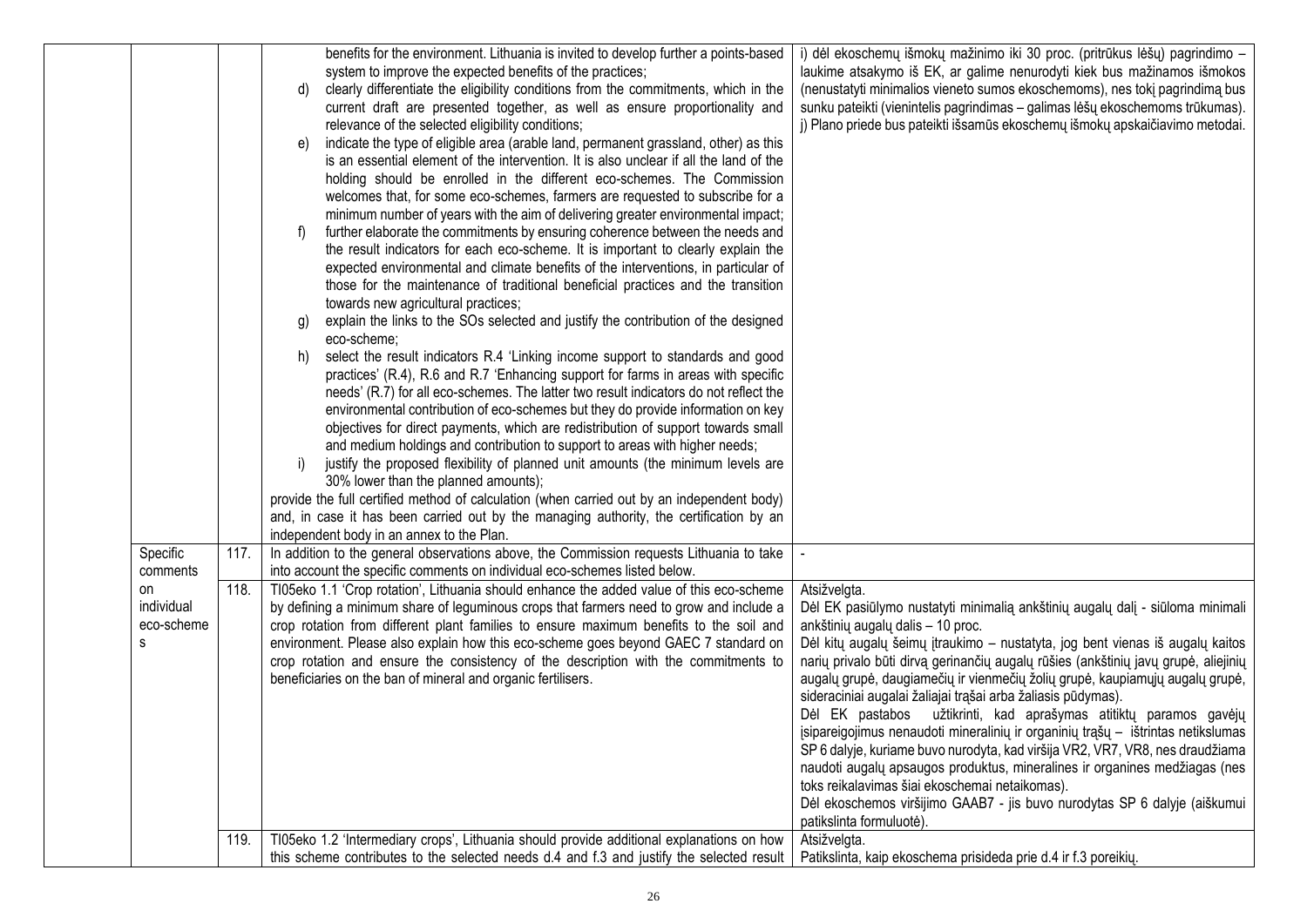| | | | |
|---|---|---|---|
| | | benefits for the environment. Lithuania is invited to develop further a points-based system to improve the expected benefits of the practices;<br>d) clearly differentiate the eligibility conditions from the commitments, which in the current draft are presented together, as well as ensure proportionality and relevance of the selected eligibility conditions;<br>e) indicate the type of eligible area (arable land, permanent grassland, other) as this is an essential element of the intervention. It is also unclear if all the land of the holding should be enrolled in the different eco-schemes. The Commission welcomes that, for some eco-schemes, farmers are requested to subscribe for a minimum number of years with the aim of delivering greater environmental impact;<br>f) further elaborate the commitments by ensuring coherence between the needs and the result indicators for each eco-scheme. It is important to clearly explain the expected environmental and climate benefits of the interventions, in particular of those for the maintenance of traditional beneficial practices and the transition towards new agricultural practices;<br>g) explain the links to the SOs selected and justify the contribution of the designed eco-scheme;<br>h) select the result indicators R.4 'Linking income support to standards and good practices' (R.4), R.6 and R.7 'Enhancing support for farms in areas with specific needs' (R.7) for all eco-schemes. The latter two result indicators do not reflect the environmental contribution of eco-schemes but they do provide information on key objectives for direct payments, which are redistribution of support towards small and medium holdings and contribution to support to areas with higher needs;<br>i) justify the proposed flexibility of planned unit amounts (the minimum levels are 30% lower than the planned amounts);<br>provide the full certified method of calculation (when carried out by an independent body) and, in case it has been carried out by the managing authority, the certification by an independent body in an annex to the Plan. | i) dėl ekoschemų išmokų mažinimo iki 30 proc. (pritrūkus lėšų) pagrindimo – laukime atsakymo iš EK, ar galime nenurodyti kiek bus mažinamos išmokos (nenustatyti minimalios vieneto sumos ekoschemoms), nes tokį pagrindimą bus sunku pateikti (vienintelis pagrindimas – galimas lėšų ekoschemoms trūkumas).<br>j) Plano priede bus pateikti išsamūs ekoschemų išmokų apskaičiavimo metodai. |
| Specific comments on individual eco-schemes | 117. | In addition to the general observations above, the Commission requests Lithuania to take into account the specific comments on individual eco-schemes listed below. | - |
| | 118. | TI05eko 1.1 'Crop rotation', Lithuania should enhance the added value of this eco-scheme by defining a minimum share of leguminous crops that farmers need to grow and include a crop rotation from different plant families to ensure maximum benefits to the soil and environment. Please also explain how this eco-scheme goes beyond GAEC 7 standard on crop rotation and ensure the consistency of the description with the commitments to beneficiaries on the ban of mineral and organic fertilisers. | Atsižvelgta.<br>Dėl EK pasiūlymo nustatyti minimalią ankštinių augalų dalį - siūloma minimali ankštinių augalų dalis – 10 proc.<br>Dėl kitų augalų šeimų įtraukimo – nustatyta, jog bent vienas iš augalų kaitos narių privalo būti dirvą gerinančių augalų rūšies (ankštinių javų grupė, aliejinių augalų grupė, daugiamečių ir vienmečių žolių grupė, kaupiamųjų augalų grupė, sideraciniai augalai žaliajai trąšai arba žaliasis pūdymas).<br>Dėl EK pastabos užtikrinti, kad aprašymas atitiktų paramos gavėjų įsipareigojimus nenaudoti mineralinių ir organinių trąšų – ištrintas netikslumas SP 6 dalyje, kuriame buvo nurodyta, kad viršija VR2, VR7, VR8, nes draudžiama naudoti augalų apsaugos produktus, mineralines ir organines medžiagas (nes toks reikalavimas šiai ekoschemai netaikomas).<br>Dėl ekoschemos viršijimo GAAB7 - jis buvo nurodytas SP 6 dalyje (aiškumui patikslinta formuluotė). |
| | 119. | TI05eko 1.2 'Intermediary crops', Lithuania should provide additional explanations on how this scheme contributes to the selected needs d.4 and f.3 and justify the selected result | Atsižvelgta.<br>Patikslinta, kaip ekoschema prisideda prie d.4 ir f.3 poreikių. |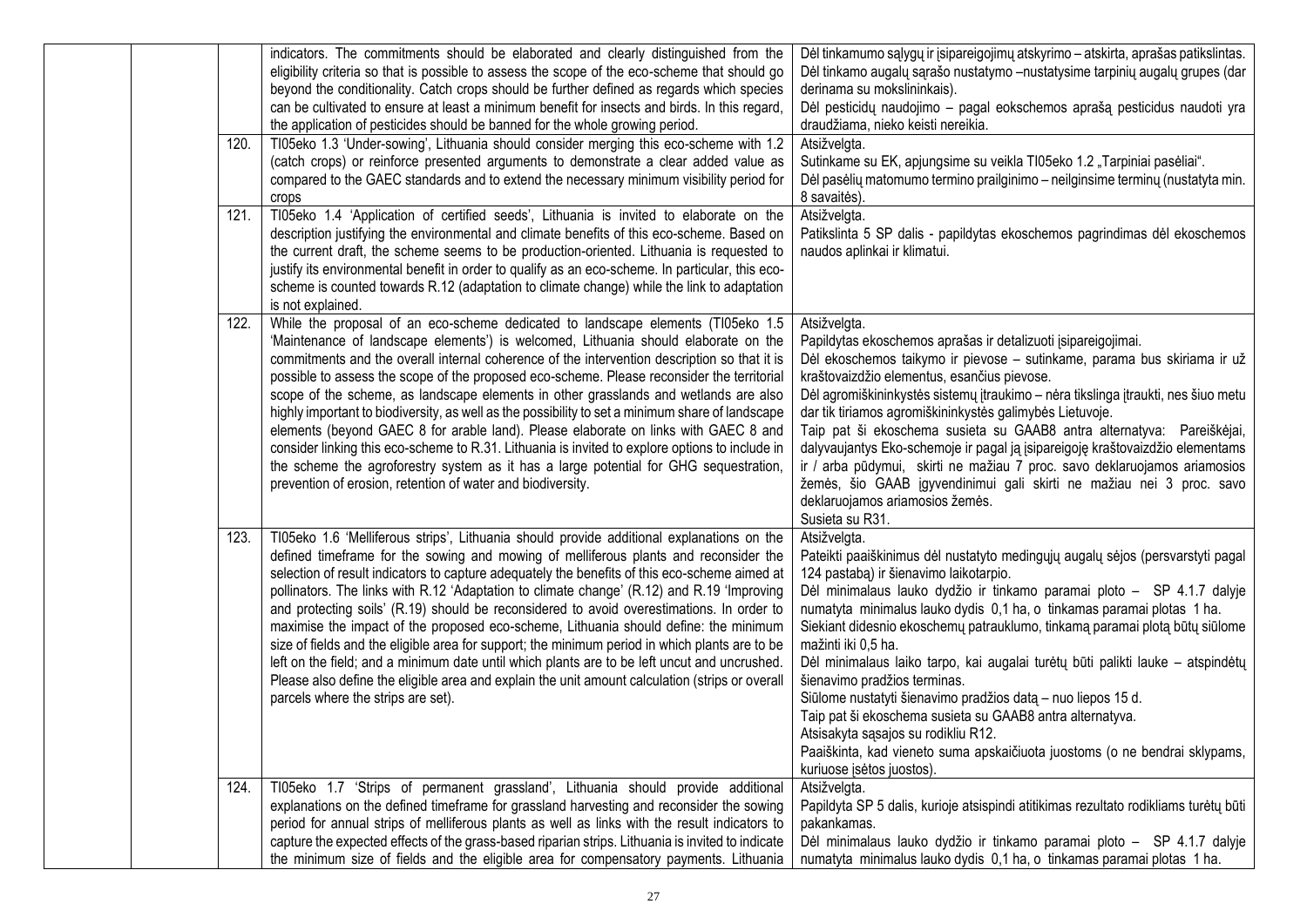|  |  |  |  |  |
|---|---|---|---|---|
|  |  |  | indicators. The commitments should be elaborated and clearly distinguished from the eligibility criteria so that is possible to assess the scope of the eco-scheme that should go beyond the conditionality. Catch crops should be further defined as regards which species can be cultivated to ensure at least a minimum benefit for insects and birds. In this regard, the application of pesticides should be banned for the whole growing period. | Dėl tinkamumo sąlygų ir įsipareigojimų atskyrimo – atskirta, aprašas patikslintas.<br>Dėl tinkamo augalų sąrašo nustatymo –nustatysime tarpinių augalų grupes (dar derinama su mokslininkais).<br>Dėl pesticidų naudojimo – pagal eokschemos aprašą pesticidus naudoti yra draudžiama, nieko keisti nereikia. |
|  |  | 120. | TI05eko 1.3 'Under-sowing', Lithuania should consider merging this eco-scheme with 1.2 (catch crops) or reinforce presented arguments to demonstrate a clear added value as compared to the GAEC standards and to extend the necessary minimum visibility period for crops | Atsižvelgta.<br>Sutinkame su EK, apjungsime su veikla TI05eko 1.2 „Tarpiniai pasėliai".<br>Dėl pasėlių matomumo termino prailginimo – neilginsime terminų (nustatyta min. 8 savaitės). |
|  |  | 121. | TI05eko 1.4 'Application of certified seeds', Lithuania is invited to elaborate on the description justifying the environmental and climate benefits of this eco-scheme. Based on the current draft, the scheme seems to be production-oriented. Lithuania is requested to justify its environmental benefit in order to qualify as an eco-scheme. In particular, this eco-scheme is counted towards R.12 (adaptation to climate change) while the link to adaptation is not explained. | Atsižvelgta.<br>Patikslinta 5 SP dalis - papildytas ekoschemos pagrindimas dėl ekoschemos naudos aplinkai ir klimatui. |
|  |  | 122. | While the proposal of an eco-scheme dedicated to landscape elements (TI05eko 1.5 'Maintenance of landscape elements') is welcomed, Lithuania should elaborate on the commitments and the overall internal coherence of the intervention description so that it is possible to assess the scope of the proposed eco-scheme. Please reconsider the territorial scope of the scheme, as landscape elements in other grasslands and wetlands are also highly important to biodiversity, as well as the possibility to set a minimum share of landscape elements (beyond GAEC 8 for arable land). Please elaborate on links with GAEC 8 and consider linking this eco-scheme to R.31. Lithuania is invited to explore options to include in the scheme the agroforestry system as it has a large potential for GHG sequestration, prevention of erosion, retention of water and biodiversity. | Atsižvelgta.<br>Papildytas ekoschemos aprašas ir detalizuoti įsipareigojimai.<br>Dėl ekoschemos taikymo ir pievose – sutinkame, parama bus skiriama ir už kraštovaizdžio elementus, esančius pievose.<br>Dėl agromiškininkystės sistemų įtraukimo – nėra tikslinga įtraukti, nes šiuo metu dar tik tiriamos agromiškininkystės galimybės Lietuvoje.<br>Taip pat ši ekoschema susieta su GAAB8 antra alternatyva: Pareiškėjai, dalyvaujantys Eko-schemoje ir pagal ją įsipareigoję kraštovaizdžio elementams ir / arba pūdymui, skirti ne mažiau 7 proc. savo deklaruojamos ariamosios žemės, šio GAAB įgyvendinimui gali skirti ne mažiau nei 3 proc. savo deklaruojamos ariamosios žemės.<br>Susieta su R31. |
|  |  | 123. | TI05eko 1.6 'Melliferous strips', Lithuania should provide additional explanations on the defined timeframe for the sowing and mowing of melliferous plants and reconsider the selection of result indicators to capture adequately the benefits of this eco-scheme aimed at pollinators. The links with R.12 'Adaptation to climate change' (R.12) and R.19 'Improving and protecting soils' (R.19) should be reconsidered to avoid overestimations. In order to maximise the impact of the proposed eco-scheme, Lithuania should define: the minimum size of fields and the eligible area for support; the minimum period in which plants are to be left on the field; and a minimum date until which plants are to be left uncut and uncrushed. Please also define the eligible area and explain the unit amount calculation (strips or overall parcels where the strips are set). | Atsižvelgta.<br>Pateikti paaiškinimus dėl nustatyto medingųjų augalų sėjos (persvarstyti pagal 124 pastabą) ir šienavimo laikotarpio.<br>Dėl minimalaus lauko dydžio ir tinkamo paramai ploto – SP 4.1.7 dalyje numatyta minimalus lauko dydis 0,1 ha, o tinkamas paramai plotas 1 ha.<br>Siekiant didesnio ekoschemų patrauklumo, tinkamą paramai plotą būtų siūlome mažinti iki 0,5 ha.<br>Dėl minimalaus laiko tarpo, kai augalai turėtų būti palikti lauke – atspindėtų šienavimo pradžios terminas.<br>Siūlome nustatyti šienavimo pradžios datą – nuo liepos 15 d.<br>Taip pat ši ekoschema susieta su GAAB8 antra alternatyva.<br>Atsisakyta sąsajos su rodikliu R12.<br>Paaiškinta, kad vieneto suma apskaičiuota juostoms (o ne bendrai sklypams, kuriuose įsėtos juostos). |
|  |  | 124. | TI05eko 1.7 'Strips of permanent grassland', Lithuania should provide additional explanations on the defined timeframe for grassland harvesting and reconsider the sowing period for annual strips of melliferous plants as well as links with the result indicators to capture the expected effects of the grass-based riparian strips. Lithuania is invited to indicate the minimum size of fields and the eligible area for compensatory payments. Lithuania | Atsižvelgta.<br>Papildyta SP 5 dalis, kurioje atsispindi atitikimas rezultato rodikliams turėtų būti pakankamas.<br>Dėl minimalaus lauko dydžio ir tinkamo paramai ploto – SP 4.1.7 dalyje numatyta minimalus lauko dydis 0,1 ha, o tinkamas paramai plotas 1 ha. |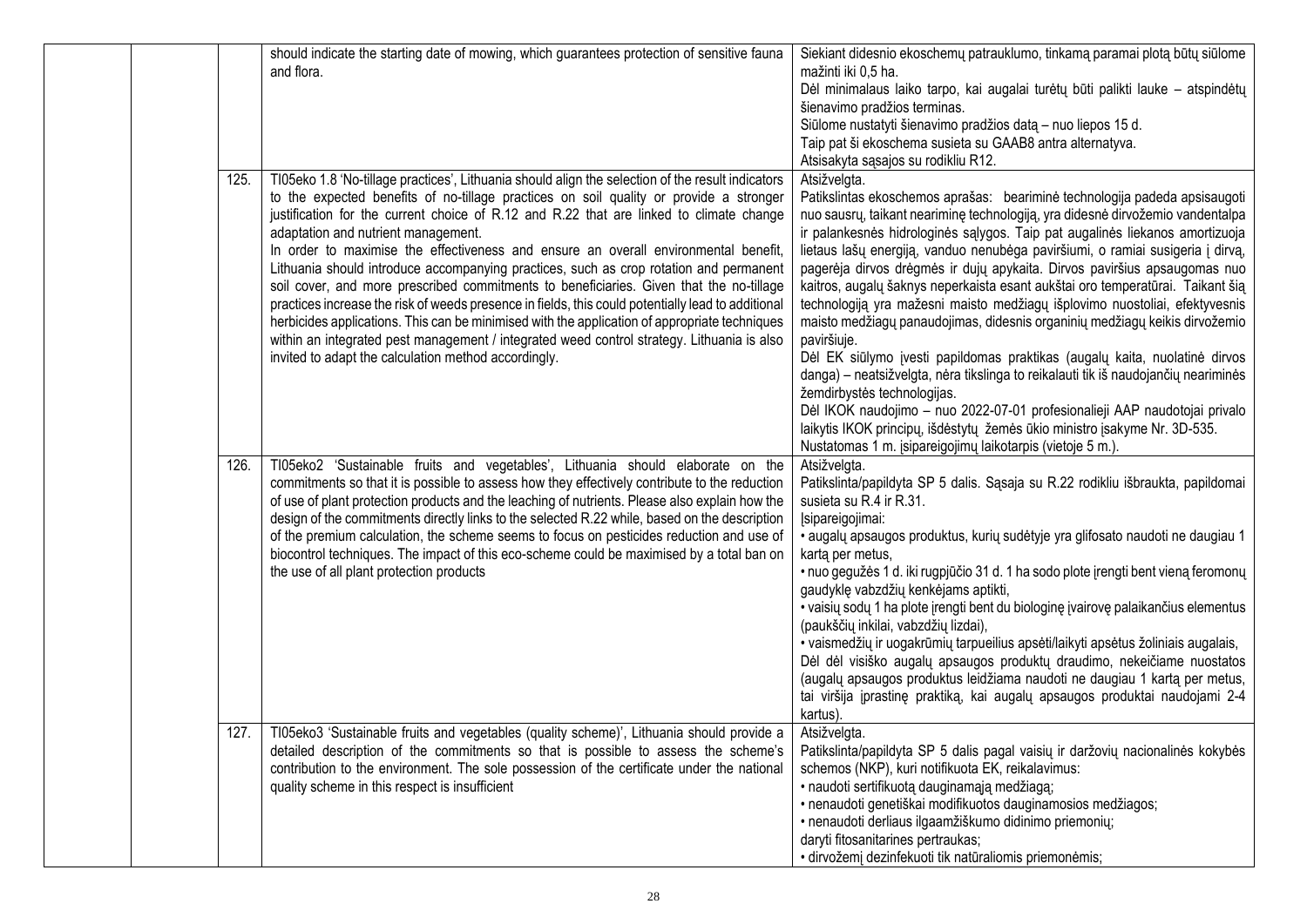| | | | | |
|---|---|---|---|---|
| | | | should indicate the starting date of mowing, which guarantees protection of sensitive fauna and flora. | Siekiant didesnio ekoschemų patrauklumo, tinkamą paramai plotą būtų siūlome mažinti iki 0,5 ha.<br>Dėl minimalaus laiko tarpo, kai augalai turėtų būti palikti lauke – atspindėtų šienavimo pradžios terminas.<br>Siūlome nustatyti šienavimo pradžios datą – nuo liepos 15 d.<br>Taip pat ši ekoschema susieta su GAAB8 antra alternatyva.<br>Atsisakyta sąsajos su rodikliu R12. |
| | | 125. | TI05eko 1.8 'No-tillage practices', Lithuania should align the selection of the result indicators to the expected benefits of no-tillage practices on soil quality or provide a stronger justification for the current choice of R.12 and R.22 that are linked to climate change adaptation and nutrient management.<br>In order to maximise the effectiveness and ensure an overall environmental benefit, Lithuania should introduce accompanying practices, such as crop rotation and permanent soil cover, and more prescribed commitments to beneficiaries. Given that the no-tillage practices increase the risk of weeds presence in fields, this could potentially lead to additional herbicides applications. This can be minimised with the application of appropriate techniques within an integrated pest management / integrated weed control strategy. Lithuania is also invited to adapt the calculation method accordingly. | Atsižvelgta.<br>Patikslintas ekoschemos aprašas: beariminė technologija padeda apsisaugoti nuo sausrų, taikant nearimine technologiją, yra didesnė dirvožemio vandentalpa ir palankesnės hidrologinės sąlygos. Taip pat augalinės liekanos amortizuoja lietaus lašų energiją, vanduo nenubėga paviršiumi, o ramiai susigeria į dirvą, pagerėja dirvos drėgmės ir dujų apykaita. Dirvos paviršius apsaugomas nuo kaitros, augalų šaknys neperkaista esant aukštai oro temperatūrai. Taikant šią technologiją yra mažesni maisto medžiagų išplovimo nuostoliai, efektyvesnis maisto medžiagų panaudojimas, didesnis organinių medžiagų keikis dirvožemio paviršiuje.<br>Dėl EK siūlymo įvesti papildomas praktikas (augalų kaita, nuolatinė dirvos danga) – neatsižvelgta, nėra tikslinga to reikalauti tik iš naudojančių neariminės žemdirbystės technologijas.<br>Dėl IKOK naudojimo – nuo 2022-07-01 profesionalieji AAP naudotojai privalo laikytis IKOK principų, išdėstytų žemės ūkio ministro įsakyme Nr. 3D-535.<br>Nustatomas 1 m. įsipareigojimų laikotarpis (vietoje 5 m.). |
| | | 126. | TI05eko2 'Sustainable fruits and vegetables', Lithuania should elaborate on the commitments so that it is possible to assess how they effectively contribute to the reduction of use of plant protection products and the leaching of nutrients. Please also explain how the design of the commitments directly links to the selected R.22 while, based on the description of the premium calculation, the scheme seems to focus on pesticides reduction and use of biocontrol techniques. The impact of this eco-scheme could be maximised by a total ban on the use of all plant protection products | Atsižvelgta.<br>Patikslinta/papildyta SP 5 dalis. Sąsaja su R.22 rodikliu išbraukta, papildomai susieta su R.4 ir R.31.<br>Įsipareigojimai:<br>• augalų apsaugos produktus, kurių sudėtyje yra glifosato naudoti ne daugiau 1 kartą per metus,<br>• nuo gegužės 1 d. iki rugpjūčio 31 d. 1 ha sodo plote įrengti bent vieną feromonų gaudyklę vabzdžių kenkėjams aptikti,<br>• vaisių sodų 1 ha plote įrengti bent du biologinę įvairovę palaikančius elementus (paukščių inkilai, vabzdžių lizdai),<br>• vaismedžių ir uogakrūmių tarpueilius apsėti/laikyti apsėtus žoliniais augalais,<br>Dėl dėl visiško augalų apsaugos produktų draudimo, nekeičiame nuostatos (augalų apsaugos produktus leidžiama naudoti ne daugiau 1 kartą per metus, tai viršija įprastinę praktiką, kai augalų apsaugos produktai naudojami 2-4 kartus). |
| | | 127. | TI05eko3 'Sustainable fruits and vegetables (quality scheme)', Lithuania should provide a detailed description of the commitments so that is possible to assess the scheme's contribution to the environment. The sole possession of the certificate under the national quality scheme in this respect is insufficient | Atsižvelgta.<br>Patikslinta/papildyta SP 5 dalis pagal vaisių ir daržovių nacionalinės kokybės schemos (NKP), kuri notifikuota EK, reikalavimus:<br>• naudoti sertifikuotą dauginamąją medžiagą;<br>• nenaudoti genetiškai modifikuotos dauginamosios medžiagos;<br>• nenaudoti derliaus ilgaamžiškumo didinimo priemonių;<br>daryti fitosanitarines pertraukas;<br>• dirvožemį dezinfekuoti tik natūraliomis priemonėmis; |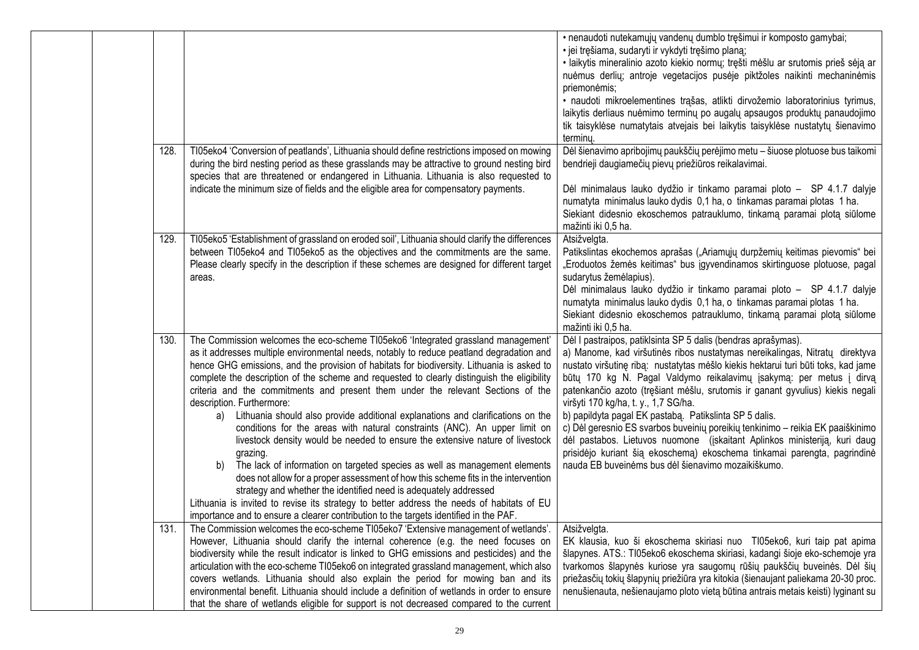| | | | | |
|---|---|---|---|---|
| | | | | • nenaudoti nutekamųjų vandenų dumblo tręšimui ir komposto gamybai;<br>• jei tręšiama, sudaryti ir vykdyti tręšimo planą;<br>• laikytis mineralinio azoto kiekio normų; tręšti mėšlu ar srutomis prieš sėją ar nuėmus derlių; antroje vegetacijos pusėje piktžoles naikinti mechaninėmis priemonėmis;<br>• naudoti mikroelementines trąšas, atlikti dirvožemio laboratorinius tyrimus, laikytis derliaus nuėmimo terminų po augalų apsaugos produktų panaudojimo tik taisyklėse numatytais atvejais bei laikytis taisyklėse nustatytų šienavimo terminų. |
| | | 128. | TI05eko4 'Conversion of peatlands', Lithuania should define restrictions imposed on mowing during the bird nesting period as these grasslands may be attractive to ground nesting bird species that are threatened or endangered in Lithuania. Lithuania is also requested to indicate the minimum size of fields and the eligible area for compensatory payments. | Dėl šienavimo apribojimų paukščių perėjimo metu – šiuose plotuose bus taikomi bendrieji daugiamečių pievų priežiūros reikalavimai.<br><br>Dėl minimalaus lauko dydžio ir tinkamo paramai ploto – SP 4.1.7 dalyje numatyta minimalus lauko dydis 0,1 ha, o tinkamas paramai plotas 1 ha. Siekiant didesnio ekoschemos patrauklumo, tinkamą paramai plotą siūlome mažinti iki 0,5 ha. |
| | | 129. | TI05eko5 'Establishment of grassland on eroded soil', Lithuania should clarify the differences between TI05eko4 and TI05eko5 as the objectives and the commitments are the same. Please clearly specify in the description if these schemes are designed for different target areas. | Atsižvelgta.<br>Patikslintas ekochemos aprašas („Ariamųjų durpžemių keitimas pievomis" bei „Eroduotos žemės keitimas" bus įgyvendinamos skirtinguose plotuose, pagal sudarytus žemėlapius).<br>Dėl minimalaus lauko dydžio ir tinkamo paramai ploto – SP 4.1.7 dalyje numatyta minimalus lauko dydis 0,1 ha, o tinkamas paramai plotas 1 ha. Siekiant didesnio ekoschemos patrauklumo, tinkamą paramai plotą siūlome mažinti iki 0,5 ha. |
| | | 130. | The Commission welcomes the eco-scheme TI05eko6 'Integrated grassland management' as it addresses multiple environmental needs, notably to reduce peatland degradation and hence GHG emissions, and the provision of habitats for biodiversity. Lithuania is asked to complete the description of the scheme and requested to clearly distinguish the eligibility criteria and the commitments and present them under the relevant Sections of the description. Furthermore:<br>a) Lithuania should also provide additional explanations and clarifications on the conditions for the areas with natural constraints (ANC). An upper limit on livestock density would be needed to ensure the extensive nature of livestock grazing.<br>b) The lack of information on targeted species as well as management elements does not allow for a proper assessment of how this scheme fits in the intervention strategy and whether the identified need is adequately addressed<br>Lithuania is invited to revise its strategy to better address the needs of habitats of EU importance and to ensure a clearer contribution to the targets identified in the PAF. | Dėl I pastraipos, patiklsinta SP 5 dalis (bendras aprašymas).<br>a) Manome, kad viršutinės ribos nustatymas nereikalingas, Nitratų direktyva nustato viršutinę ribą: nustatytas mėšlo kiekis hektarui turi būti toks, kad jame būtų 170 kg N. Pagal Valdymo reikalavimų įsakymą: per metus į dirvą patenkančio azoto (tręšiant mėšlu, srutomis ir ganant gyvulius) kiekis negali viršyti 170 kg/ha, t. y., 1,7 SG/ha.<br>b) papildyta pagal EK pastabą. Patikslinta SP 5 dalis.<br>c) Dėl geresnio ES svarbos buveinių poreikių tenkinimo – reikia EK paaiškinimo dėl pastabos. Lietuvos nuomone (įskaitant Aplinkos ministeriją, kuri daug prisidėjo kuriant šią ekoschemą) ekoschema tinkamai parengta, pagrindinė nauda EB buveinėms bus dėl šienavimo mozaikiškumo. |
| | | 131. | The Commission welcomes the eco-scheme TI05eko7 'Extensive management of wetlands'. However, Lithuania should clarify the internal coherence (e.g. the need focuses on biodiversity while the result indicator is linked to GHG emissions and pesticides) and the articulation with the eco-scheme TI05eko6 on integrated grassland management, which also covers wetlands. Lithuania should also explain the period for mowing ban and its environmental benefit. Lithuania should include a definition of wetlands in order to ensure that the share of wetlands eligible for support is not decreased compared to the current | Atsižvelgta.<br>EK klausia, kuo ši ekoschema skiriasi nuo TI05eko6, kuri taip pat apima šlapynes. ATS.: TI05eko6 ekoschema skiriasi, kadangi šioje eko-schemoje yra tvarkomos šlapynės kuriose yra saugomų rūšių paukščių buveinės. Dėl šių priežasčių tokių šlapynių priežiūra yra kitokia (šienaujant paliekama 20-30 proc. nenušienauta, nešienaujamo ploto vietą būtina antrais metais keisti) lyginant su |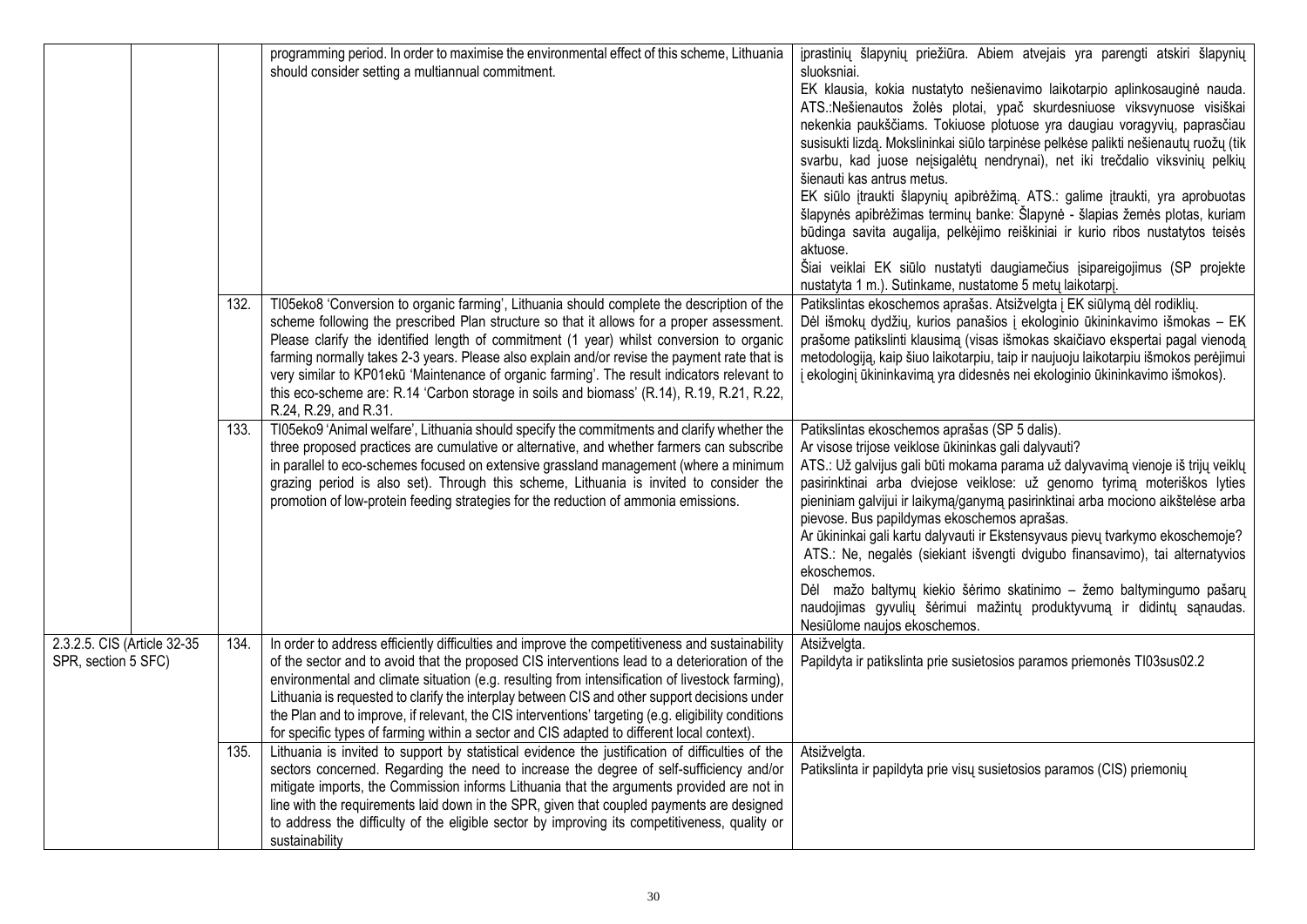|  |  |  |  |
|---|---|---|---|
|  |  | programming period. In order to maximise the environmental effect of this scheme, Lithuania should consider setting a multiannual commitment. | įprastinių šlapynių priežiūra. Abiem atvejais yra parengti atskiri šlapynių sluoksniai.<br>EK klausia, kokia nustatyto nešienavimo laikotarpio aplinkosauginė nauda. ATS.:Nešienautos žolės plotai, ypač skurdesniuose viksvynuose visiškai nekenkia paukščiams. Tokiuose plotuose yra daugiau voragyvių, paprasčiau susisukti lizdą. Mokslininkai siūlo tarpinėse pelkėse palikti nešienautų ruožų (tik svarbu, kad juose neįsigalėtų nendrynai), net iki trečdalio viksvinių pelkių šienauti kas antrus metus.<br>EK siūlo įtraukti šlapynių apibrėžimą. ATS.: galime įtraukti, yra aprobuotas šlapynės apibrėžimas terminų banke: Šlapynė - šlapias žemės plotas, kuriam būdinga savita augalija, pelkėjimo reiškiniai ir kurio ribos nustatytos teisės aktuose.<br>Šiai veiklai EK siūlo nustatyti daugiamečius įsipareigojimus (SP projekte nustatyta 1 m.). Sutinkame, nustatome 5 metų laikotarpį. |
|  | 132. | TI05eko8 'Conversion to organic farming', Lithuania should complete the description of the scheme following the prescribed Plan structure so that it allows for a proper assessment. Please clarify the identified length of commitment (1 year) whilst conversion to organic farming normally takes 2-3 years. Please also explain and/or revise the payment rate that is very similar to KP01ekū 'Maintenance of organic farming'. The result indicators relevant to this eco-scheme are: R.14 'Carbon storage in soils and biomass' (R.14), R.19, R.21, R.22, R.24, R.29, and R.31. | Patikslintas ekoschemos aprašas. Atsižvelgta į EK siūlymą dėl rodiklių.<br>Dėl išmokų dydžių, kurios panašios į ekologinio ūkininkavimo išmokas – EK prašome patikslinti klausimą (visas išmokas skaičiavo ekspertai pagal vienodą metodologiją, kaip šiuo laikotarpiu, taip ir naujuoju laikotarpiu išmokos perėjimui į ekologinį ūkininkavimą yra didesnės nei ekologinio ūkininkavimo išmokos). |
|  | 133. | TI05eko9 'Animal welfare', Lithuania should specify the commitments and clarify whether the three proposed practices are cumulative or alternative, and whether farmers can subscribe in parallel to eco-schemes focused on extensive grassland management (where a minimum grazing period is also set). Through this scheme, Lithuania is invited to consider the promotion of low-protein feeding strategies for the reduction of ammonia emissions. | Patikslintas ekoschemos aprašas (SP 5 dalis).<br>Ar visose trijose veiklose ūkininkas gali dalyvauti?<br>ATS.: Už galvijus gali būti mokama parama už dalyvavimą vienoje iš trijų veiklų pasirinktinai arba dviejose veiklose: už genomo tyrimą moteriškos lyties pieniniam galvijui ir laikymą/ganymą pasirinktinai arba mociono aikštelėse arba pievose. Bus papildymas ekoschemos aprašas.<br>Ar ūkininkai gali kartu dalyvauti ir Ekstensyvaus pievų tvarkymo ekoschemoje?<br>ATS.: Ne, negalės (siekiant išvengti dvigubo finansavimo), tai alternatyvios ekoschemos.<br>Dėl mažo baltymų kiekio šėrimo skatinimo – žemo baltymingumo pašarų naudojimas gyvulių šėrimui mažintų produktyvumą ir didintų sąnaudas. Nesiūlome naujos ekoschemos. |
| 2.3.2.5. CIS (Article 32-35 SPR, section 5 SFC) | 134. | In order to address efficiently difficulties and improve the competitiveness and sustainability of the sector and to avoid that the proposed CIS interventions lead to a deterioration of the environmental and climate situation (e.g. resulting from intensification of livestock farming), Lithuania is requested to clarify the interplay between CIS and other support decisions under the Plan and to improve, if relevant, the CIS interventions' targeting (e.g. eligibility conditions for specific types of farming within a sector and CIS adapted to different local context). | Atsižvelgta.<br>Papildyta ir patikslinta prie susietosios paramos priemonės TI03sus02.2 |
|  | 135. | Lithuania is invited to support by statistical evidence the justification of difficulties of the sectors concerned. Regarding the need to increase the degree of self-sufficiency and/or mitigate imports, the Commission informs Lithuania that the arguments provided are not in line with the requirements laid down in the SPR, given that coupled payments are designed to address the difficulty of the eligible sector by improving its competitiveness, quality or sustainability | Atsižvelgta.<br>Patikslinta ir papildyta prie visų susietosios paramos (CIS) priemonių |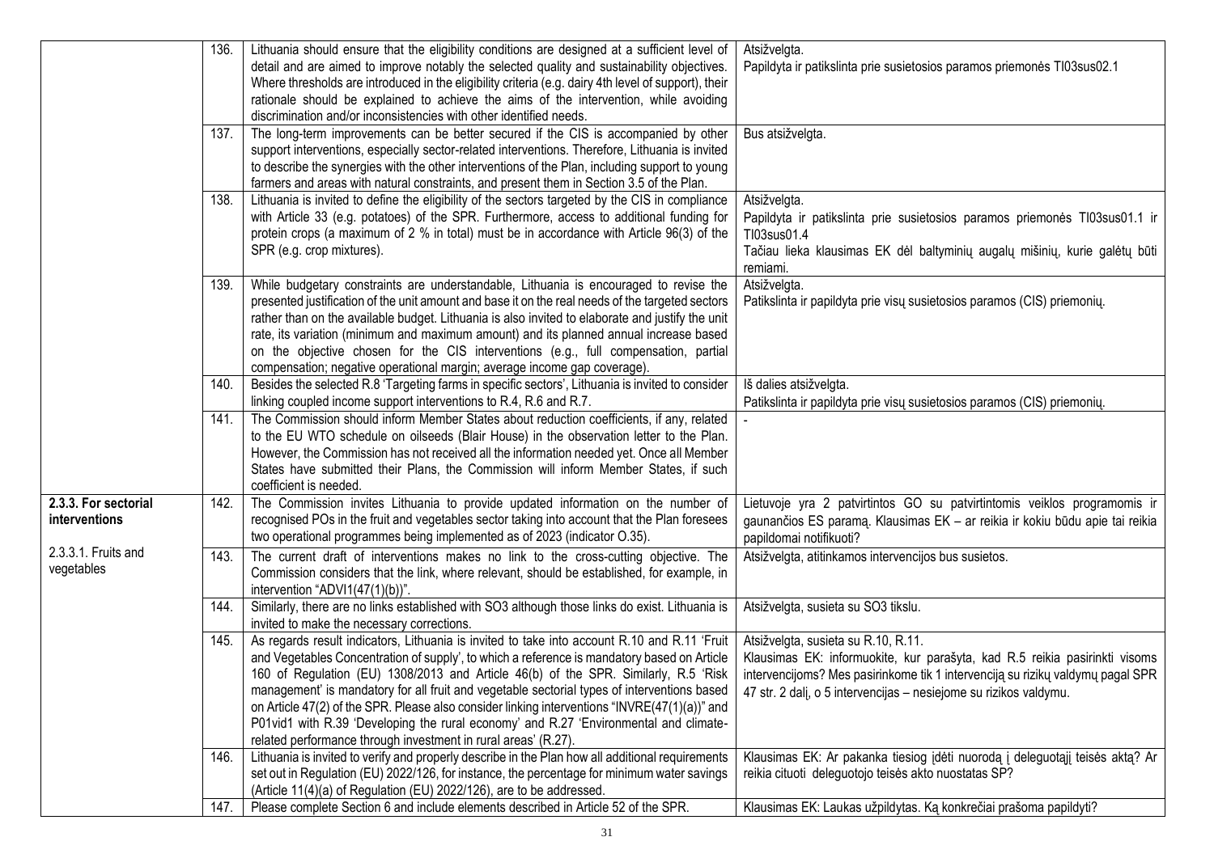| | | | |
|---|---|---|---|
| | 136. | Lithuania should ensure that the eligibility conditions are designed at a sufficient level of detail and are aimed to improve notably the selected quality and sustainability objectives. Where thresholds are introduced in the eligibility criteria (e.g. dairy 4th level of support), their rationale should be explained to achieve the aims of the intervention, while avoiding discrimination and/or inconsistencies with other identified needs. | Atsižvelgta.<br>Papildyta ir patikslinta prie susietosios paramos priemonės TI03sus02.1 |
| | 137. | The long-term improvements can be better secured if the CIS is accompanied by other support interventions, especially sector-related interventions. Therefore, Lithuania is invited to describe the synergies with the other interventions of the Plan, including support to young farmers and areas with natural constraints, and present them in Section 3.5 of the Plan. | Bus atsižvelgta. |
| | 138. | Lithuania is invited to define the eligibility of the sectors targeted by the CIS in compliance with Article 33 (e.g. potatoes) of the SPR. Furthermore, access to additional funding for protein crops (a maximum of 2 % in total) must be in accordance with Article 96(3) of the SPR (e.g. crop mixtures). | Atsižvelgta.<br>Papildyta ir patikslinta prie susietosios paramos priemonės TI03sus01.1 ir TI03sus01.4<br>Tačiau lieka klausimas EK dėl baltyminių augalų mišinių, kurie galėtų būti remiami. |
| | 139. | While budgetary constraints are understandable, Lithuania is encouraged to revise the presented justification of the unit amount and base it on the real needs of the targeted sectors rather than on the available budget. Lithuania is also invited to elaborate and justify the unit rate, its variation (minimum and maximum amount) and its planned annual increase based on the objective chosen for the CIS interventions (e.g., full compensation, partial compensation; negative operational margin; average income gap coverage). | Atsižvelgta.<br>Patikslinta ir papildyta prie visų susietosios paramos (CIS) priemonių. |
| | 140. | Besides the selected R.8 'Targeting farms in specific sectors', Lithuania is invited to consider linking coupled income support interventions to R.4, R.6 and R.7. | Iš dalies atsižvelgta.<br>Patikslinta ir papildyta prie visų susietosios paramos (CIS) priemonių. |
| | 141. | The Commission should inform Member States about reduction coefficients, if any, related to the EU WTO schedule on oilseeds (Blair House) in the observation letter to the Plan. However, the Commission has not received all the information needed yet. Once all Member States have submitted their Plans, the Commission will inform Member States, if such coefficient is needed. | - |
| **2.3.3. For sectorial interventions**<br><br>2.3.3.1. Fruits and vegetables | 142. | The Commission invites Lithuania to provide updated information on the number of recognised POs in the fruit and vegetables sector taking into account that the Plan foresees two operational programmes being implemented as of 2023 (indicator O.35). | Lietuvoje yra 2 patvirtintos GO su patvirtintomis veiklos programomis ir gaunančios ES paramą. Klausimas EK – ar reikia ir kokiu būdu apie tai reikia papildomai notifikuoti? |
| | 143. | The current draft of interventions makes no link to the cross-cutting objective. The Commission considers that the link, where relevant, should be established, for example, in intervention "ADVI1(47(1)(b))". | Atsižvelgta, atitinkamos intervencijos bus susietos. |
| | 144. | Similarly, there are no links established with SO3 although those links do exist. Lithuania is invited to make the necessary corrections. | Atsižvelgta, susieta su SO3 tikslu. |
| | 145. | As regards result indicators, Lithuania is invited to take into account R.10 and R.11 'Fruit and Vegetables Concentration of supply', to which a reference is mandatory based on Article 160 of Regulation (EU) 1308/2013 and Article 46(b) of the SPR. Similarly, R.5 'Risk management' is mandatory for all fruit and vegetable sectorial types of interventions based on Article 47(2) of the SPR. Please also consider linking interventions "INVRE(47(1)(a))" and P01vid1 with R.39 'Developing the rural economy' and R.27 'Environmental and climate-related performance through investment in rural areas' (R.27). | Atsižvelgta, susieta su R.10, R.11.<br>Klausimas EK: informuokite, kur parašyta, kad R.5 reikia pasirinkti visoms intervencijoms? Mes pasirinkome tik 1 intervenciją su rizikų valdymų pagal SPR 47 str. 2 dalį, o 5 intervencijas – nesiejome su rizikos valdymu. |
| | 146. | Lithuania is invited to verify and properly describe in the Plan how all additional requirements set out in Regulation (EU) 2022/126, for instance, the percentage for minimum water savings (Article 11(4)(a) of Regulation (EU) 2022/126), are to be addressed. | Klausimas EK: Ar pakanka tiesiog įdėti nuorodą į deleguotąjį teisės aktą? Ar reikia cituoti deleguotojo teisės akto nuostatas SP? |
| | 147. | Please complete Section 6 and include elements described in Article 52 of the SPR. | Klausimas EK: Laukas užpildytas. Ką konkrečiai prašoma papildyti? |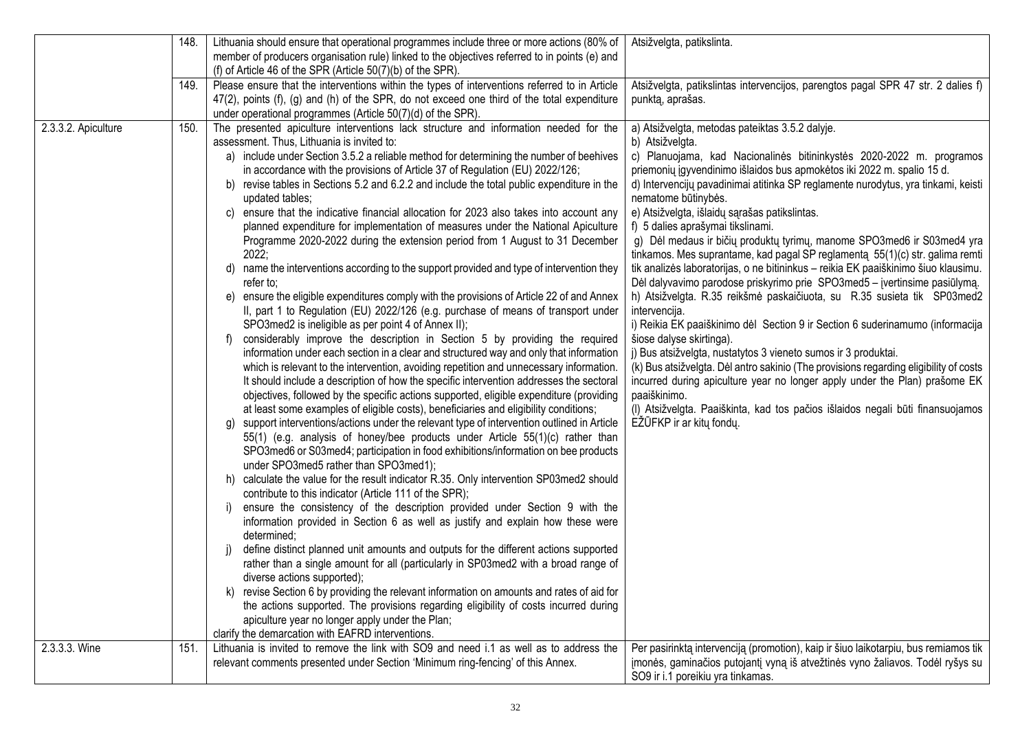| | | | |
|---|---|---|---|
| | 148. | Lithuania should ensure that operational programmes include three or more actions (80% of member of producers organisation rule) linked to the objectives referred to in points (e) and (f) of Article 46 of the SPR (Article 50(7)(b) of the SPR). | Atsižvelgta, patikslinta. |
| | 149. | Please ensure that the interventions within the types of interventions referred to in Article 47(2), points (f), (g) and (h) of the SPR, do not exceed one third of the total expenditure under operational programmes (Article 50(7)(d) of the SPR). | Atsižvelgta, patikslintas intervencijos, parengtos pagal SPR 47 str. 2 dalies f) punktą, aprašas. |
| 2.3.3.2. Apiculture | 150. | The presented apiculture interventions lack structure and information needed for the assessment. Thus, Lithuania is invited to:<br>a) include under Section 3.5.2 a reliable method for determining the number of beehives in accordance with the provisions of Article 37 of Regulation (EU) 2022/126;<br>b) revise tables in Sections 5.2 and 6.2.2 and include the total public expenditure in the updated tables;<br>c) ensure that the indicative financial allocation for 2023 also takes into account any planned expenditure for implementation of measures under the National Apiculture Programme 2020-2022 during the extension period from 1 August to 31 December 2022;<br>d) name the interventions according to the support provided and type of intervention they refer to;<br>e) ensure the eligible expenditures comply with the provisions of Article 22 of and Annex II, part 1 to Regulation (EU) 2022/126 (e.g. purchase of means of transport under SPO3med2 is ineligible as per point 4 of Annex II);<br>f) considerably improve the description in Section 5 by providing the required information under each section in a clear and structured way and only that information which is relevant to the intervention, avoiding repetition and unnecessary information. It should include a description of how the specific intervention addresses the sectoral objectives, followed by the specific actions supported, eligible expenditure (providing at least some examples of eligible costs), beneficiaries and eligibility conditions;<br>g) support interventions/actions under the relevant type of intervention outlined in Article 55(1) (e.g. analysis of honey/bee products under Article 55(1)(c) rather than SPO3med6 or S03med4; participation in food exhibitions/information on bee products under SPO3med5 rather than SPO3med1);<br>h) calculate the value for the result indicator R.35. Only intervention SP03med2 should contribute to this indicator (Article 111 of the SPR);<br>i) ensure the consistency of the description provided under Section 9 with the information provided in Section 6 as well as justify and explain how these were determined;<br>j) define distinct planned unit amounts and outputs for the different actions supported rather than a single amount for all (particularly in SP03med2 with a broad range of diverse actions supported);<br>k) revise Section 6 by providing the relevant information on amounts and rates of aid for the actions supported. The provisions regarding eligibility of costs incurred during apiculture year no longer apply under the Plan;<br>clarify the demarcation with EAFRD interventions. | a) Atsižvelgta, metodas pateiktas 3.5.2 dalyje.<br>b) Atsižvelgta.<br>c) Planuojama, kad Nacionalinės bitininkystės 2020-2022 m. programos priemonių įgyvendinimo išlaidos bus apmokėtos iki 2022 m. spalio 15 d.<br>d) Intervencijų pavadinimai atitinka SP reglamente nurodytus, yra tinkami, keisti nematome būtinybės.<br>e) Atsižvelgta, išlaidų sąrašas patikslintas.<br>f) 5 dalies aprašymai tikslinami.<br>g) Dėl medaus ir bičių produktų tyrimų, manome SPO3med6 ir S03med4 yra tinkamos. Mes suprantame, kad pagal SP reglamentą 55(1)(c) str. galima remti tik analizės laboratorijas, o ne bitininkus – reikia EK paaiškinimo šiuo klausimu. Dėl dalyvavimo parodose priskyrimo prie SPO3med5 – įvertinsime pasiūlymą.<br>h) Atsižvelgta. R.35 reikšmė paskaičiuota, su R.35 susieta tik SP03med2 intervencija.<br>i) Reikia EK paaiškinimo dėl Section 9 ir Section 6 suderinamumo (informacija šiose dalyse skirtinga).<br>j) Bus atsižvelgta, nustatytos 3 vieneto sumos ir 3 produktai.<br>(k) Bus atsižvelgta. Dėl antro sakinio (The provisions regarding eligibility of costs incurred during apiculture year no longer apply under the Plan) prašome EK paaiškinimo.<br>(l) Atsižvelgta. Paaiškinta, kad tos pačios išlaidos negali būti finansuojamos EŽŪFKP ir ar kitų fondų. |
| 2.3.3.3. Wine | 151. | Lithuania is invited to remove the link with SO9 and need i.1 as well as to address the relevant comments presented under Section 'Minimum ring-fencing' of this Annex. | Per pasirinktą intervenciją (promotion), kaip ir šiuo laikotarpiu, bus remiamos tik įmonės, gaminančios putojantį vyną iš atvežtinės vyno žaliavos. Todėl ryšys su SO9 ir i.1 poreikiu yra tinkamas. |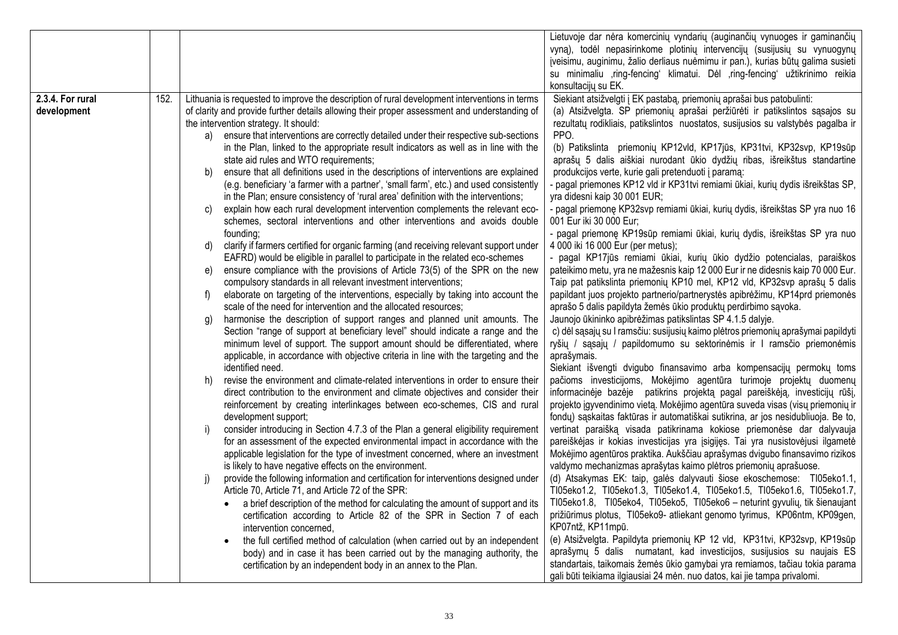| | | | |
|---|---|---|---|
| | | | Lietuvoje dar nėra komercinių vyndarių (auginančių vynuoges ir gaminančių vyną), todėl nepasirinkome plotinių intervencijų (susijusių su vynuogynų įveisimu, auginimu, žalio derliaus nuėmimu ir pan.), kurias būtų galima susieti su minimaliu ,ring-fencing' klimatui. Dėl ,ring-fencing' užtikrinimo reikia konsultacijų su EK. |
| **2.3.4. For rural development** | 152. | Lithuania is requested to improve the description of rural development interventions in terms of clarity and provide further details allowing their proper assessment and understanding of the intervention strategy. It should:<br>a) ensure that interventions are correctly detailed under their respective sub-sections in the Plan, linked to the appropriate result indicators as well as in line with the state aid rules and WTO requirements;<br>b) ensure that all definitions used in the descriptions of interventions are explained (e.g. beneficiary 'a farmer with a partner', 'small farm', etc.) and used consistently in the Plan; ensure consistency of 'rural area' definition with the interventions;<br>c) explain how each rural development intervention complements the relevant eco-schemes, sectoral interventions and other interventions and avoids double founding;<br>d) clarify if farmers certified for organic farming (and receiving relevant support under EAFRD) would be eligible in parallel to participate in the related eco-schemes<br>e) ensure compliance with the provisions of Article 73(5) of the SPR on the new compulsory standards in all relevant investment interventions;<br>f) elaborate on targeting of the interventions, especially by taking into account the scale of the need for intervention and the allocated resources;<br>g) harmonise the description of support ranges and planned unit amounts. The Section "range of support at beneficiary level" should indicate a range and the minimum level of support. The support amount should be differentiated, where applicable, in accordance with objective criteria in line with the targeting and the identified need.<br>h) revise the environment and climate-related interventions in order to ensure their direct contribution to the environment and climate objectives and consider their reinforcement by creating interlinkages between eco-schemes, CIS and rural development support;<br>i) consider introducing in Section 4.7.3 of the Plan a general eligibility requirement for an assessment of the expected environmental impact in accordance with the applicable legislation for the type of investment concerned, where an investment is likely to have negative effects on the environment.<br>j) provide the following information and certification for interventions designed under Article 70, Article 71, and Article 72 of the SPR:<br>• a brief description of the method for calculating the amount of support and its certification according to Article 82 of the SPR in Section 7 of each intervention concerned,<br>• the full certified method of calculation (when carried out by an independent body) and in case it has been carried out by the managing authority, the certification by an independent body in an annex to the Plan. | Siekiant atsižvelgti į EK pastabą, priemonių aprašai bus patobulinti:<br>(a) Atsižvelgta. SP priemonių aprašai peržiūrėti ir patikslintos sąsajos su rezultatų rodikliais, patikslintos nuostatos, susijusios su valstybės pagalba ir PPO.<br>(b) Patikslinta priemonių KP12vld, KP17jūs, KP31tvi, KP32svp, KP19sūp aprašų 5 dalis aiškiai nurodant ūkio dydžių ribas, išreikštus standartine produkcijos verte, kurie gali pretenduoti į paramą:<br>- pagal priemones KP12 vld ir KP31tvi remiami ūkiai, kurių dydis išreikštas SP, yra didesni kaip 30 001 EUR;<br>- pagal priemonę KP32svp remiami ūkiai, kurių dydis, išreikštas SP yra nuo 16 001 Eur iki 30 000 Eur;<br>- pagal priemonę KP19sūp remiami ūkiai, kurių dydis, išreikštas SP yra nuo 4 000 iki 16 000 Eur (per metus);<br>- pagal KP17jūs remiami ūkiai, kurių ūkio dydžio potencialas, paraiškos pateikimo metu, yra ne mažesnis kaip 12 000 Eur ir ne didesnis kaip 70 000 Eur. Taip pat patikslinta priemonių KP10 mel, KP12 vld, KP32svp aprašų 5 dalis papildant juos projekto partnerio/partnerystės apibrėžimu, KP14prd priemonės aprašo 5 dalis papildyta žemės ūkio produktų perdirbimo sąvoka.<br>Jaunojo ūkininko apibrėžimas patikslintas SP 4.1.5 dalyje.<br>c) dėl sąsajų su I ramsčiu: susijusių kaimo plėtros priemonių aprašymai papildyti ryšių / sąsajų / papildomumo su sektorinėmis ir I ramsčio priemonėmis aprašymais.<br>Siekiant išvengti dvigubo finansavimo arba kompensacijų permokų toms pačioms investicijoms, Mokėjimo agentūra turimoje projektų duomenų informacinėje bazėje patikrins projektą pagal pareiškėją, investicijų rūšį, projekto įgyvendinimo vietą. Mokėjimo agentūra suveda visas (visų priemonių ir fondų) sąskaitas faktūras ir automatiškai sutikrina, ar jos nesidubliuoja. Be to, vertinat paraišką visada patikrinama kokiose priemonėse dar dalyvauja pareiškėjas ir kokias investicijas yra įsigijęs. Tai yra nusistovėjusi ilgametė Mokėjimo agentūros praktika. Aukščiau aprašymas dvigubo finansavimo rizikos valdymo mechanizmas aprašytas kaimo plėtros priemonių aprašuose.<br>(d) Atsakymas EK: taip, galės dalyvauti šiose ekoschemose: TI05eko1.1, TI05eko1.2, TI05eko1.3, TI05eko1.4, TI05eko1.5, TI05eko1.6, TI05eko1.7, TI05eko1.8, TI05eko4, TI05eko5, TI05eko6 – neturint gyvulių, tik šienaujant prižiūrimus plotus, TI05eko9- atliekant genomo tyrimus, KP06ntm, KP09gen, KP07ntž, KP11mpū.<br>(e) Atsižvelgta. Papildyta priemonių KP 12 vld, KP31tvi, KP32svp, KP19sūp aprašymų 5 dalis numatant, kad investicijos, susijusios su naujais ES standartais, taikomais žemės ūkio gamybai yra remiamos, tačiau tokia parama gali būti teikiama ilgiausiai 24 mėn. nuo datos, kai jie tampa privalomi. |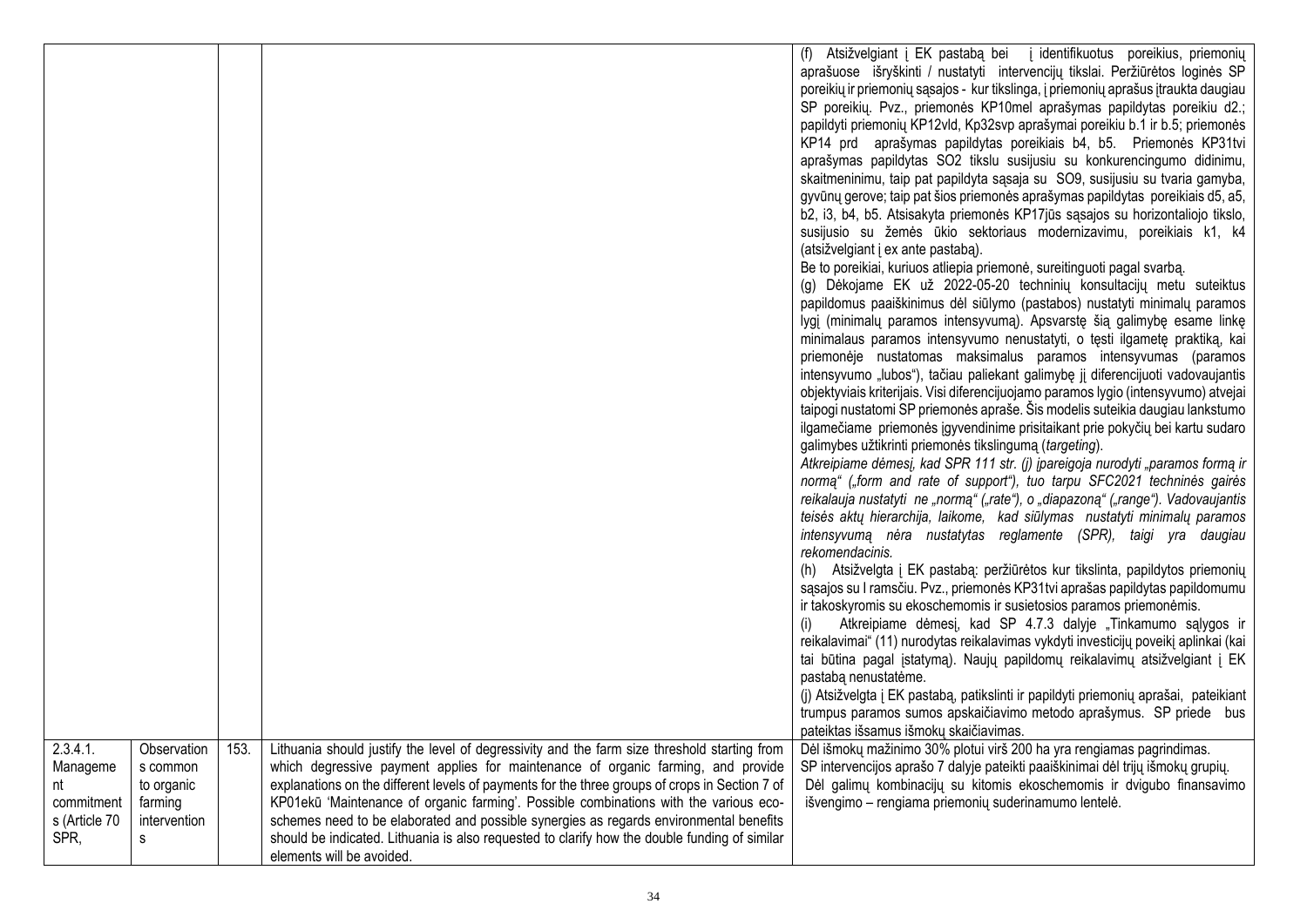| | | | | |
|---|---|---|---|---|
| | | | | (f) Atsižvelgiant į EK pastabą bei į identifikuotus poreikius, priemonių aprašuose išryškinti / nustatyti intervencijų tikslai. Peržiūrėtos loginės SP poreikių ir priemonių sąsajos - kur tikslinga, į priemonių aprašus įtraukta daugiau SP poreikių. Pvz., priemonės KP10mel aprašymas papildytas poreikiu d2.; papildyti priemonių KP12vld, Kp32svp aprašymai poreikiu b.1 ir b.5; priemonės KP14 prd aprašymas papildytas poreikiais b4, b5. Priemonės KP31tvi aprašymas papildytas SO2 tikslu susijusiu su konkurencingumo didinimu, skaitmeninimu, taip pat papildyta sąsaja su SO9, susijusiu su tvaria gamyba, gyvūnų gerove; taip pat šios priemonės aprašymas papildytas poreikiais d5, a5, b2, i3, b4, b5. Atsisakyta priemonės KP17jūs sąsajos su horizontaliojo tikslo, susijusio su žemės ūkio sektoriaus modernizavimu, poreikiais k1, k4 (atsižvelgiant į ex ante pastabą).<br>Be to poreikiai, kuriuos atliepia priemonė, sureitinguoti pagal svarbą.<br>(g) Dėkojame EK už 2022-05-20 techninių konsultacijų metu suteiktus papildomus paaiškinimus dėl siūlymo (pastabos) nustatyti minimalų paramos lygį (minimalų paramos intensyvumą). Apsvarstę šią galimybę esame linkę minimalaus paramos intensyvumo nenustatyti, o tęsti ilgametę praktiką, kai priemonėje nustatomas maksimalus paramos intensyvumas (paramos intensyvumo „lubos"), tačiau paliekant galimybę jį diferencijuoti vadovaujantis objektyviais kriterijais. Visi diferencijuojamo paramos lygio (intensyvumo) atvejai taipogi nustatomi SP priemonės apraše. Šis modelis suteikia daugiau lankstumo ilgamečiame priemonės įgyvendinime prisitaikant prie pokyčių bei kartu sudaro galimybes užtikrinti priemonės tikslingumą (*targeting*).<br>*Atkreipiame dėmesį, kad SPR 111 str. (j) įpareigoja nurodyti „paramos formą ir normą" („form and rate of support"), tuo tarpu SFC2021 techninės gairės reikalauja nustatyti ne „normą" („rate"), o „diapazoną" („range"). Vadovaujantis teisės aktų hierarchija, laikome, kad siūlymas nustatyti minimalų paramos intensyvumą nėra nustatytas reglamente (SPR), taigi yra daugiau rekomendacinis.*<br>(h) Atsižvelgta į EK pastabą: peržiūrėtos kur tikslinta, papildytos priemonių sąsajos su I ramsčiu. Pvz., priemonės KP31tvi aprašas papildytas papildomumu ir takoskyromis su ekoschemomis ir susietosios paramos priemonėmis.<br>(i) Atkreipiame dėmesį, kad SP 4.7.3 dalyje „Tinkamumo sąlygos ir reikalavimai" (11) nurodytas reikalavimas vykdyti investicijų poveikį aplinkai (kai tai būtina pagal įstatymą). Naujų papildomų reikalavimų atsižvelgiant į EK pastabą nenustatėme.<br>(j) Atsižvelgta į EK pastabą, patikslinti ir papildyti priemonių aprašai, pateikiant trumpus paramos sumos apskaičiavimo metodo aprašymus. SP priede bus pateiktas išsamus išmokų skaičiavimas. |
| 2.3.4.1. Management commitments (Article 70 SPR, | Observations common to organic farming interventions | 153. | Lithuania should justify the level of degressivity and the farm size threshold starting from which degressive payment applies for maintenance of organic farming, and provide explanations on the different levels of payments for the three groups of crops in Section 7 of KP01ekū 'Maintenance of organic farming'. Possible combinations with the various eco-schemes need to be elaborated and possible synergies as regards environmental benefits should be indicated. Lithuania is also requested to clarify how the double funding of similar elements will be avoided. | Dėl išmokų mažinimo 30% plotui virš 200 ha yra rengiamas pagrindimas.<br>SP intervencijos aprašo 7 dalyje pateikti paaiškinimai dėl trijų išmokų grupių.<br>Dėl galimų kombinacijų su kitomis ekoschemomis ir dvigubo finansavimo išvengimo – rengiama priemonių suderinamumo lentelė. |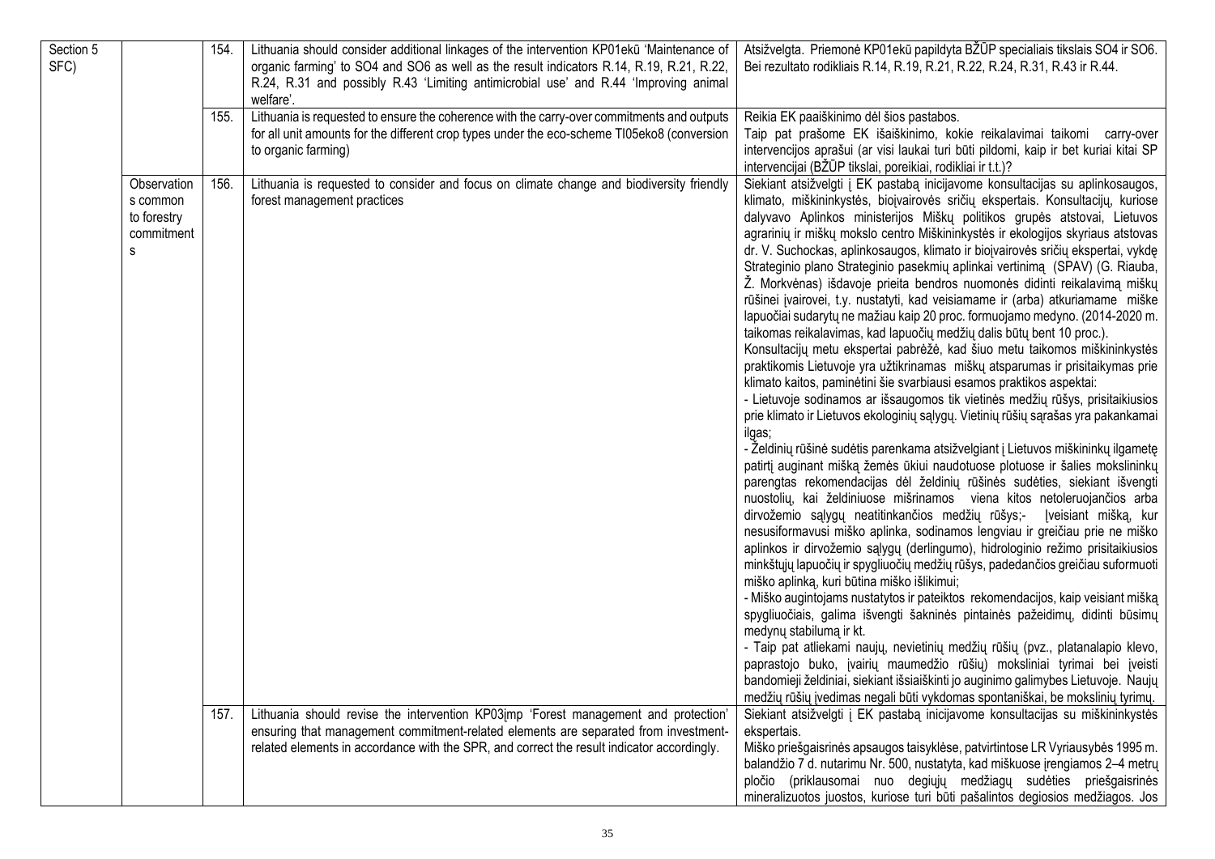| | | | | |
|---|---|---|---|---|
| Section 5 SFC) | | 154. | Lithuania should consider additional linkages of the intervention KP01ekū 'Maintenance of organic farming' to SO4 and SO6 as well as the result indicators R.14, R.19, R.21, R.22, R.24, R.31 and possibly R.43 'Limiting antimicrobial use' and R.44 'Improving animal welfare'. | Atsižvelgta. Priemonė KP01ekū papildyta BŽŪP specialiais tikslais SO4 ir SO6. Bei rezultato rodikliais R.14, R.19, R.21, R.22, R.24, R.31, R.43 ir R.44. |
| | | 155. | Lithuania is requested to ensure the coherence with the carry-over commitments and outputs for all unit amounts for the different crop types under the eco-scheme TI05eko8 (conversion to organic farming) | Reikia EK paaiškinimo dėl šios pastabos.<br>Taip pat prašome EK išaiškinimo, kokie reikalavimai taikomi carry-over intervencijos aprašui (ar visi laukai turi būti pildomi, kaip ir bet kuriai kitai SP intervencijai (BŽŪP tikslai, poreikiai, rodikliai ir t.t.)? |
| | Observations common to forestry commitments | 156. | Lithuania is requested to consider and focus on climate change and biodiversity friendly forest management practices | Siekiant atsižvelgti į EK pastabą inicijavome konsultacijas su aplinkosaugos, klimato, miškininkystės, bioįvairovės sričių ekspertais. Konsultacijų, kuriose dalyvavo Aplinkos ministerijos Miškų politikos grupės atstovai, Lietuvos agrarinių ir miškų mokslo centro Miškininkystės ir ekologijos skyriaus atstovas dr. V. Suchockas, aplinkosaugos, klimato ir bioįvairovės sričių ekspertai, vykdę Strateginio plano Strateginio pasekmių aplinkai vertinimą (SPAV) (G. Riauba, Ž. Morkvėnas) išdavoje prieita bendros nuomonės didinti reikalavimą miškų rūšinei įvairovei, t.y. nustatyti, kad veisiamame ir (arba) atkuriamame miške lapuočiai sudarytų ne mažiau kaip 20 proc. formuojamo medyno. (2014-2020 m. taikomas reikalavimas, kad lapuočių medžių dalis būtų bent 10 proc.).<br>Konsultacijų metu ekspertai pabrėžė, kad šiuo metu taikomos miškininkystės praktikomis Lietuvoje yra užtikrinamas miškų atsparumas ir prisitaikymas prie klimato kaitos, paminėtini šie svarbiausi esamos praktikos aspektai:<br>- Lietuvoje sodinamos ar išsaugomos tik vietinės medžių rūšys, prisitaikiusios prie klimato ir Lietuvos ekologinių sąlygų. Vietinių rūšių sąrašas yra pakankamai ilgas;<br>- Želdinių rūšinė sudėtis parenkama atsižvelgiant į Lietuvos miškininkų ilgametę patirtį auginant mišką žemės ūkiui naudotuose plotuose ir šalies mokslininkų parengtas rekomendacijas dėl želdinių rūšinės sudėties, siekiant išvengti nuostolių, kai želdiniuose mišrinamos viena kitos netoleruojančios arba dirvožemio sąlygų neatitinkančios medžių rūšys;- Įveisiant mišką, kur nesusiformavusi miško aplinka, sodinamos lengviau ir greičiau prie ne miško aplinkos ir dirvožemio sąlygų (derlingumo), hidrologinio režimo prisitaikiusios minkštųjų lapuočių ir spygliuočių medžių rūšys, padedančios greičiau suformuoti miško aplinką, kuri būtina miško išlikimui;<br>- Miško augintojams nustatytos ir pateiktos rekomendacijos, kaip veisiant mišką spygliuočiais, galima išvengti šakninės pintainės pažeidimų, didinti būsimų medynų stabilumą ir kt.<br>- Taip pat atliekami naujų, nevietinių medžių rūšių (pvz., platanalapio klevo, paprastojo buko, įvairių maumedžio rūšių) moksliniai tyrimai bei įveisti bandomieji želdiniai, siekiant išsiaiškinti jo auginimo galimybes Lietuvoje. Naujų medžių rūšių įvedimas negali būti vykdomas spontaniškai, be mokslinių tyrimų. |
| | | 157. | Lithuania should revise the intervention KP03įmp 'Forest management and protection' ensuring that management commitment-related elements are separated from investment-related elements in accordance with the SPR, and correct the result indicator accordingly. | Siekiant atsižvelgti į EK pastabą inicijavome konsultacijas su miškininkystės ekspertais.<br>Miško priešgaisrinės apsaugos taisyklėse, patvirtintose LR Vyriausybės 1995 m. balandžio 7 d. nutarimu Nr. 500, nustatyta, kad miškuose įrengiamos 2–4 metrų pločio (priklausomai nuo degiųjų medžiagų sudėties priešgaisrinės mineralizuotos juostos, kuriose turi būti pašalintos degiosios medžiagos. Jos |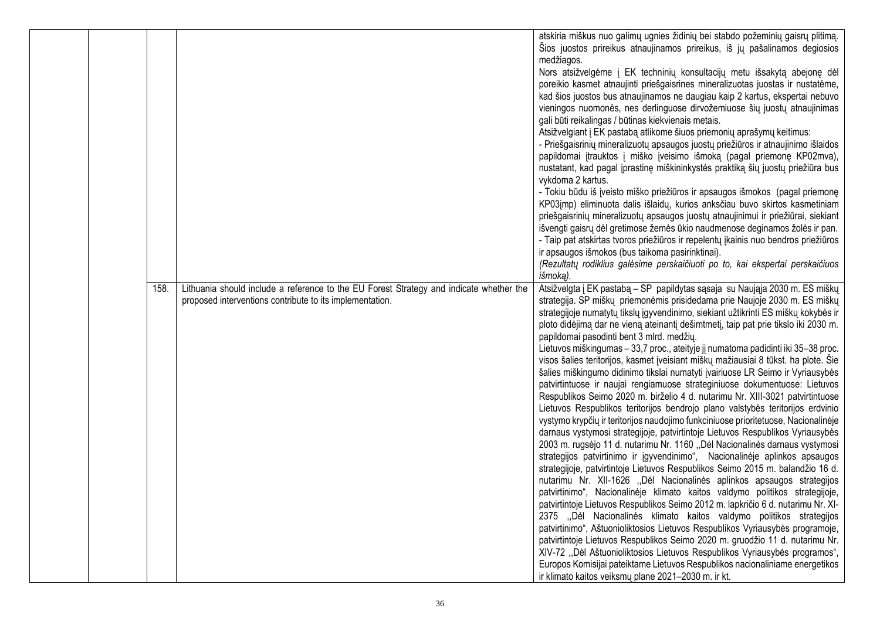|  |  |  |  | atskiria miškus nuo galimų ugnies židinių bei stabdo požeminių gaisrų plitimą. Šios juostos prireikus atnaujinamos prireikus, iš jų pašalinamos degiosios medžiagos.<br>Nors atsižvelgėme į EK techninių konsultacijų metu išsakytą abejonę dėl poreikio kasmet atnaujinti priešgaisrines mineralizuotas juostas ir nustatėme, kad šios juostos bus atnaujinamos ne daugiau kaip 2 kartus, ekspertai nebuvo vieningos nuomonės, nes derlinguose dirvožemiuose šių juostų atnaujinimas gali būti reikalingas / būtinas kiekvienais metais.<br>Atsižvelgiant į EK pastabą atlikome šiuos priemonių aprašymų keitimus:<br>- Priešgaisrinių mineralizuotų apsaugos juostų priežiūros ir atnaujinimo išlaidos papildomai įtrauktos į miško įveisimo išmoką (pagal priemonę KP02mva), nustatant, kad pagal įprastinę miškininkystės praktiką šių juostų priežiūra bus vykdoma 2 kartus.<br>- Tokiu būdu iš įveisto miško priežiūros ir apsaugos išmokos (pagal priemonę KP03įmp) eliminuota dalis išlaidų, kurios anksčiau buvo skirtos kasmetiniam priešgaisrinių mineralizuotų apsaugos juostų atnaujinimui ir priežiūrai, siekiant išvengti gaisrų dėl gretimose žemės ūkio naudmenose deginamos žolės ir pan.<br>- Taip pat atskirtas tvoros priežiūros ir repelentų įkainis nuo bendros priežiūros ir apsaugos išmokos (bus taikoma pasirinktinai).<br>*(Rezultatų rodiklius galėsime perskaičiuoti po to, kai ekspertai perskaičiuos išmoką).* |
|  |  | 158. | Lithuania should include a reference to the EU Forest Strategy and indicate whether the proposed interventions contribute to its implementation. | Atsižvelgta į EK pastabą – SP papildytas sąsaja su Naująja 2030 m. ES miškų strategija. SP miškų priemonėmis prisidedama prie Naujoje 2030 m. ES miškų strategijoje numatytų tikslų įgyvendinimo, siekiant užtikrinti ES miškų kokybės ir ploto didėjimą dar ne vieną ateinantį dešimtmetį, taip pat prie tikslo iki 2030 m. papildomai pasodinti bent 3 mlrd. medžių.<br>Lietuvos miškingumas – 33,7 proc., ateityje jį numatoma padidinti iki 35–38 proc. visos šalies teritorijos, kasmet įveisiant miškų mažiausiai 8 tūkst. ha plote. Šie šalies miškingumo didinimo tikslai numatyti įvairiuose LR Seimo ir Vyriausybės patvirtintuose ir naujai rengiamuose strateginiuose dokumentuose: Lietuvos Respublikos Seimo 2020 m. birželio 4 d. nutarimu Nr. XIII-3021 patvirtintuose Lietuvos Respublikos teritorijos bendrojo plano valstybės teritorijos erdvinio vystymo krypčių ir teritorijos naudojimo funkciniuose prioritetuose, Nacionalinėje darnaus vystymosi strategijoje, patvirtintoje Lietuvos Respublikos Vyriausybės 2003 m. rugsėjo 11 d. nutarimu Nr. 1160 ,,Dėl Nacionalinės darnaus vystymosi strategijos patvirtinimo ir įgyvendinimo", Nacionalinėje aplinkos apsaugos strategijoje, patvirtintoje Lietuvos Respublikos Seimo 2015 m. balandžio 16 d. nutarimu Nr. XII-1626 ,,Dėl Nacionalinės aplinkos apsaugos strategijos patvirtinimo", Nacionalinėje klimato kaitos valdymo politikos strategijoje, patvirtintoje Lietuvos Respublikos Seimo 2012 m. lapkričio 6 d. nutarimu Nr. XI-2375 ,,Dėl Nacionalinės klimato kaitos valdymo politikos strategijos patvirtinimo", Aštuonioliktosios Lietuvos Respublikos Vyriausybės programoje, patvirtintoje Lietuvos Respublikos Seimo 2020 m. gruodžio 11 d. nutarimu Nr. XIV-72 ,,Dėl Aštuonioliktosios Lietuvos Respublikos Vyriausybės programos", Europos Komisijai pateiktame Lietuvos Respublikos nacionaliniame energetikos ir klimato kaitos veiksmų plane 2021–2030 m. ir kt. |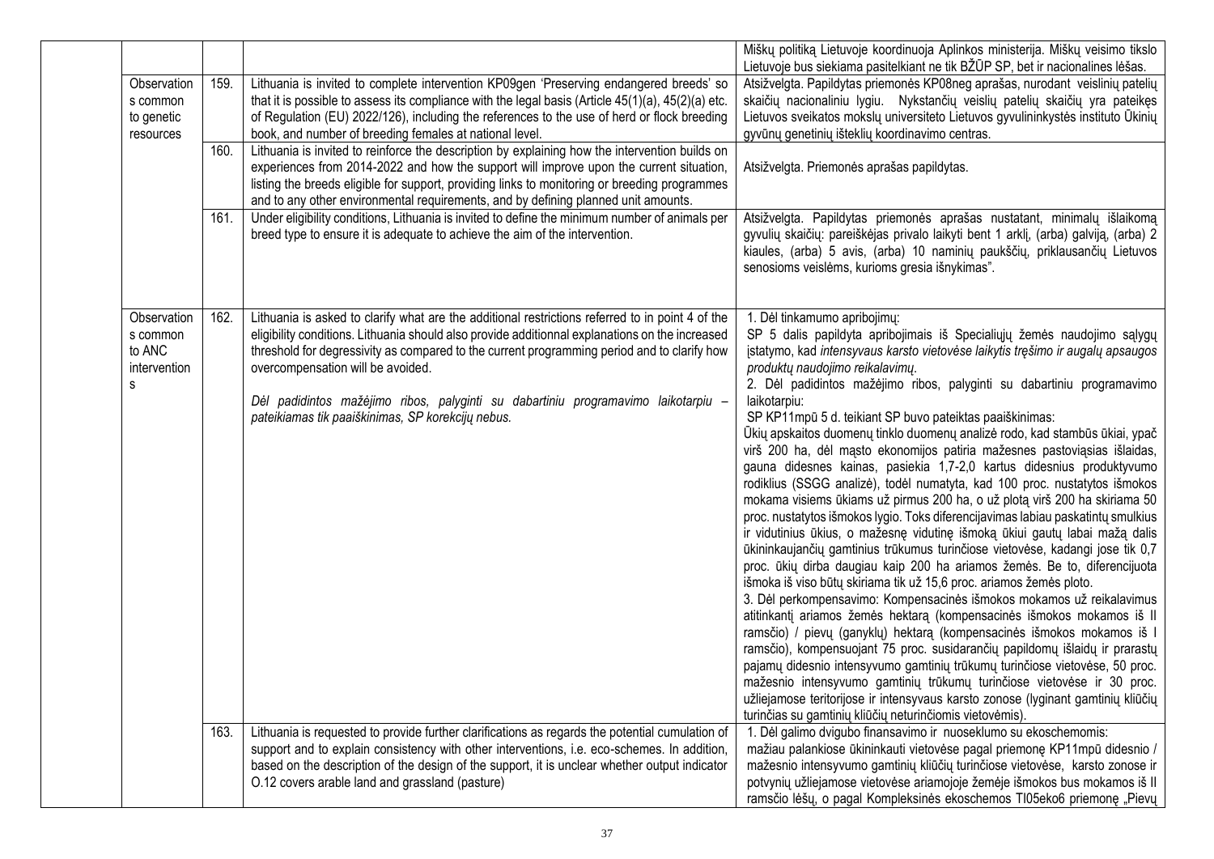| | | | |
|---|---|---|---|
| | | | Miškų politiką Lietuvoje koordinuoja Aplinkos ministerija. Miškų veisimo tikslo Lietuvoje bus siekiama pasitelkiant ne tik BŽŪP SP, bet ir nacionalines lėšas. |
| Observations common to genetic resources | 159. | Lithuania is invited to complete intervention KP09gen 'Preserving endangered breeds' so that it is possible to assess its compliance with the legal basis (Article 45(1)(a), 45(2)(a) etc. of Regulation (EU) 2022/126), including the references to the use of herd or flock breeding book, and number of breeding females at national level. | Atsižvelgta. Papildytas priemonės KP08neg aprašas, nurodant veislinių patelių skaičių nacionaliniu lygiu. Nykstančių veislių patelių skaičių yra pateikęs Lietuvos sveikatos mokslų universiteto Lietuvos gyvulininkystės instituto Ūkinių gyvūnų genetinių išteklių koordinavimo centras. |
| | 160. | Lithuania is invited to reinforce the description by explaining how the intervention builds on experiences from 2014-2022 and how the support will improve upon the current situation, listing the breeds eligible for support, providing links to monitoring or breeding programmes and to any other environmental requirements, and by defining planned unit amounts. | Atsižvelgta. Priemonės aprašas papildytas. |
| | 161. | Under eligibility conditions, Lithuania is invited to define the minimum number of animals per breed type to ensure it is adequate to achieve the aim of the intervention. | Atsižvelgta. Papildytas priemonės aprašas nustatant, minimalų išlaikomą gyvulių skaičių: pareiškėjas privalo laikyti bent 1 arklį, (arba) galviją, (arba) 2 kiaules, (arba) 5 avis, (arba) 10 naminių paukščių, priklausančių Lietuvos senosioms veislėms, kurioms gresia išnykimas". |
| Observations common to ANC interventions | 162. | Lithuania is asked to clarify what are the additional restrictions referred to in point 4 of the eligibility conditions. Lithuania should also provide additionnal explanations on the increased threshold for degressivity as compared to the current programming period and to clarify how overcompensation will be avoided.<br><br>*Dėl padidintos mažėjimo ribos, palyginti su dabartiniu programavimo laikotarpiu – pateikiamas tik paaiškinimas, SP korekcijų nebus.* | 1. Dėl tinkamumo apribojimų:<br>SP 5 dalis papildyta apribojimais iš Specialiųjų žemės naudojimo sąlygų įstatymo, kad *intensyvaus karsto vietovėse laikytis tręšimo ir augalų apsaugos produktų naudojimo reikalavimų*.<br>2. Dėl padidintos mažėjimo ribos, palyginti su dabartiniu programavimo laikotarpiu:<br>SP KP11mpū 5 d. teikiant SP buvo pateiktas paaiškinimas:<br>Ūkių apskaitos duomenų tinklo duomenų analizė rodo, kad stambūs ūkiai, ypač virš 200 ha, dėl masto ekonomijos patiria mažesnes pastoviąsias išlaidas, gauna didesnes kainas, pasiekia 1,7-2,0 kartus didesnius produktyvumo rodiklius (SSGG analizė), todėl numatyta, kad 100 proc. nustatytos išmokos mokama visiems ūkiams už pirmus 200 ha, o už plotą virš 200 ha skiriama 50 proc. nustatytos išmokos lygio. Toks diferencijavimas labiau paskatintų smulkius ir vidutinius ūkius, o mažesnę vidutinę išmoką ūkiui gautų labai mažą dalis ūkininkaujančių gamtinius trūkumus turinčiose vietovėse, kadangi jose tik 0,7 proc. ūkių dirba daugiau kaip 200 ha ariamos žemės. Be to, diferencijuota išmoka iš viso būtų skiriama tik už 15,6 proc. ariamos žemės ploto.<br>3. Dėl perkompensavimo: Kompensacinės išmokos mokamos už reikalavimus atitinkantį ariamos žemės hektarą (kompensacinės išmokos mokamos iš II ramsčio) / pievų (ganyklų) hektarą (kompensacinės išmokos mokamos iš I ramsčio), kompensuojant 75 proc. susidarančių papildomų išlaidų ir prarastų pajamų didesnio intensyvumo gamtinių trūkumų turinčiose vietovėse, 50 proc. mažesnio intensyvumo gamtinių trūkumų turinčiose vietovėse ir 30 proc. užliejamose teritorijose ir intensyvaus karsto zonose (lyginant gamtinių kliūčių turinčias su gamtinių kliūčių neturinčiomis vietovėmis). |
| | 163. | Lithuania is requested to provide further clarifications as regards the potential cumulation of support and to explain consistency with other interventions, i.e. eco-schemes. In addition, based on the description of the design of the support, it is unclear whether output indicator O.12 covers arable land and grassland (pasture) | 1. Dėl galimo dvigubo finansavimo ir nuoseklumo su ekoschemomis:<br>mažiau palankiose ūkininkauti vietovėse pagal priemonę KP11mpū didesnio / mažesnio intensyvumo gamtinių kliūčių turinčiose vietovėse, karsto zonose ir potvynių užliejamose vietovėse ariamojoje žemėje išmokos bus mokamos iš II ramsčio lėšų, o pagal Kompleksinės ekoschemos TI05eko6 priemonę „Pievų |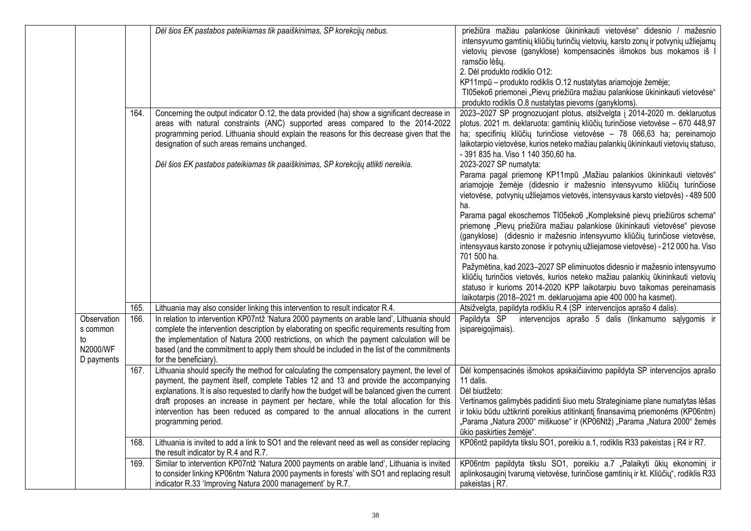| | | | |
|---|---|---|---|
| | | *Dėl šios EK pastabos pateikiamas tik paaiškinimas, SP korekcijų nebus.* | priežiūra mažiau palankiose ūkininkauti vietovėse" didesnio / mažesnio intensyvumo gamtinių kliūčių turinčių vietovių, karsto zonų ir potvynių užliejamų vietovių pievose (ganyklose) kompensacinės išmokos bus mokamos iš I ramsčio lėšų.<br>2. Dėl produkto rodiklio O12:<br>KP11mpū – produkto rodiklis O.12 nustatytas ariamojoje žemėje;<br>TI05eko6 priemonei „Pievų priežiūra mažiau palankiose ūkininkauti vietovėse" produkto rodiklis O.8 nustatytas pievoms (ganykloms). |
| | 164. | Concerning the output indicator O.12, the data provided (ha) show a significant decrease in areas with natural constraints (ANC) supported areas compared to the 2014-2022 programming period. Lithuania should explain the reasons for this decrease given that the designation of such areas remains unchanged.<br><br>*Dėl šios EK pastabos pateikiamas tik paaiškinimas, SP korekcijų atlikti nereikia.* | 2023–2027 SP prognozuojant plotus, atsižvelgta į 2014-2020 m. deklaruotus plotus. 2021 m. deklaruota: gamtinių kliūčių turinčiose vietovėse – 670 448,97 ha; specifinių kliūčių turinčiose vietovėse – 78 066,63 ha; pereinamojo laikotarpio vietovėse, kurios neteko mažiau palankių ūkininkauti vietovių statuso, - 391 835 ha. Viso 1 140 350,60 ha.<br>2023-2027 SP numatyta:<br>Parama pagal priemonę KP11mpū „Mažiau palankios ūkininkauti vietovės" ariamojoje žemėje (didesnio ir mažesnio intensyvumo kliūčių turinčiose vietovėse, potvynių užliejamos vietovės, intensyvaus karsto vietovės) - 489 500 ha.<br>Parama pagal ekoschemos TI05eko6 „Kompleksinė pievų priežiūros schema" priemonę „Pievų priežiūra mažiau palankiose ūkininkauti vietovėse" pievose (ganyklose) (didesnio ir mažesnio intensyvumo kliūčių turinčiose vietovėse, intensyvaus karsto zonose ir potvynių užliejamose vietovėse) - 212 000 ha. Viso 701 500 ha.<br>Pažymėtina, kad 2023–2027 SP eliminuotos didesnio ir mažesnio intensyvumo kliūčių turinčios vietovės, kurios neteko mažiau palankių ūkininkauti vietovių statuso ir kurioms 2014-2020 KPP laikotarpiu buvo taikomas pereinamasis laikotarpis (2018–2021 m. deklaruojama apie 400 000 ha kasmet). |
| | 165. | Lithuania may also consider linking this intervention to result indicator R.4. | Atsižvelgta, papildyta rodikliu R.4 (SP intervencijos aprašo 4 dalis). |
| Observation s common to N2000/WFD payments | 166. | In relation to intervention KP07ntž 'Natura 2000 payments on arable land', Lithuania should complete the intervention description by elaborating on specific requirements resulting from the implementation of Natura 2000 restrictions, on which the payment calculation will be based (and the commitment to apply them should be included in the list of the commitments for the beneficiary). | Papildyta SP intervencijos aprašo 5 dalis (tinkamumo sąlygomis ir įsipareigojimais). |
| | 167. | Lithuania should specify the method for calculating the compensatory payment, the level of payment, the payment itself, complete Tables 12 and 13 and provide the accompanying explanations. It is also requested to clarify how the budget will be balanced given the current draft proposes an increase in payment per hectare, while the total allocation for this intervention has been reduced as compared to the annual allocations in the current programming period. | Dėl kompensacinės išmokos apskaičiavimo papildyta SP intervencijos aprašo 11 dalis.<br>Dėl biudžeto:<br>Vertinamos galimybės padidinti šiuo metu Strateginiame plane numatytas lėšas ir tokiu būdu užtikrinti poreikius atitinkantį finansavimą priemonėms (KP06ntm) „Parama „Natura 2000" miškuose" ir (KP06Ntž) „Parama „Natura 2000" žemės ūkio paskirties žemėje". |
| | 168. | Lithuania is invited to add a link to SO1 and the relevant need as well as consider replacing the result indicator by R.4 and R.7. | KP06ntž papildyta tikslu SO1, poreikiu a.1, rodiklis R33 pakeistas į R4 ir R7. |
| | 169. | Similar to intervention KP07ntž 'Natura 2000 payments on arable land', Lithuania is invited to consider linking KP06ntm 'Natura 2000 payments in forests' with SO1 and replacing result indicator R.33 'Improving Natura 2000 management' by R.7. | KP06ntm papildyta tikslu SO1, poreikiu a.7 „Palaikyti ūkių ekonominį ir aplinkosauginį tvarumą vietovėse, turinčiose gamtinių ir kt. Kliūčių", rodiklis R33 pakeistas į R7. |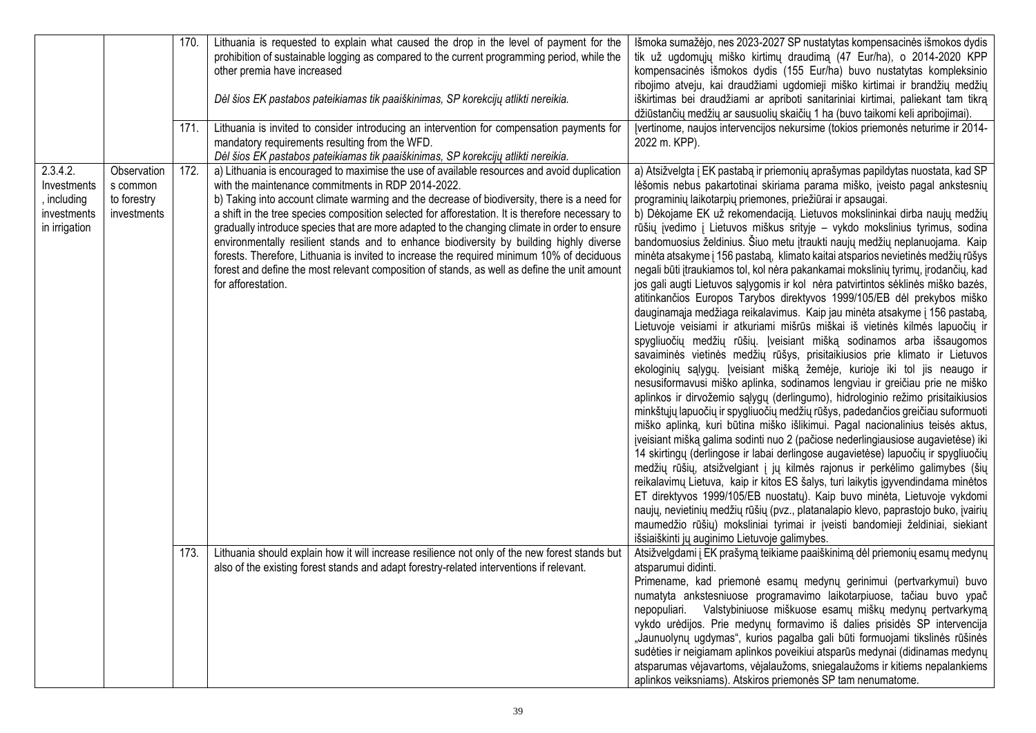|  |  | 170. | Lithuania is requested to explain what caused the drop in the level of payment for the prohibition of sustainable logging as compared to the current programming period, while the other premia have increased<br><br>*Dėl šios EK pastabos pateikiamas tik paaiškinimas, SP korekcijų atlikti nereikia.* | Išmoka sumažėjo, nes 2023-2027 SP nustatytas kompensacinės išmokos dydis tik už ugdomųjų miško kirtimų draudimą (47 Eur/ha), o 2014-2020 KPP kompensacinės išmokos dydis (155 Eur/ha) buvo nustatytas kompleksinio ribojimo atveju, kai draudžiami ugdomieji miško kirtimai ir brandžių medžių iškirtimas bei draudžiami ar apriboti sanitariniai kirtimai, paliekant tam tikrą džiūstančių medžių ar sausuolių skaičių 1 ha (buvo taikomi keli apribojimai). |
|---|---|---|---|---|
|  |  | 171. | Lithuania is invited to consider introducing an intervention for compensation payments for mandatory requirements resulting from the WFD.<br>*Dėl šios EK pastabos pateikiamas tik paaiškinimas, SP korekcijų atlikti nereikia.* | Įvertinome, naujos intervencijos nekursime (tokios priemonės neturime ir 2014-2022 m. KPP). |
| 2.3.4.2. Investments , including investments in irrigation | Observation s common to forestry investments | 172. | a) Lithuania is encouraged to maximise the use of available resources and avoid duplication with the maintenance commitments in RDP 2014-2022.<br>b) Taking into account climate warming and the decrease of biodiversity, there is a need for a shift in the tree species composition selected for afforestation. It is therefore necessary to gradually introduce species that are more adapted to the changing climate in order to ensure environmentally resilient stands and to enhance biodiversity by building highly diverse forests. Therefore, Lithuania is invited to increase the required minimum 10% of deciduous forest and define the most relevant composition of stands, as well as define the unit amount for afforestation. | a) Atsižvelgta į EK pastabą ir priemonių aprašymas papildytas nuostata, kad SP lėšomis nebus pakartotinai skiriama parama miško, įveisto pagal ankstesnių programinių laikotarpių priemones, priežiūrai ir apsaugai.<br>b) Dėkojame EK už rekomendaciją. Lietuvos mokslininkai dirba naujų medžių rūšių įvedimo į Lietuvos miškus srityje – vykdo mokslinius tyrimus, sodina bandomuosius želdinius. Šiuo metu įtraukti naujų medžių neplanuojama. Kaip minėta atsakyme į 156 pastabą, klimato kaitai atsparios nevietinės medžių rūšys negali būti įtraukiamos tol, kol nėra pakankamai mokslinių tyrimų, įrodančių, kad jos gali augti Lietuvos sąlygomis ir kol nėra patvirtintos sėklinės miško bazės, atitinkančios Europos Tarybos direktyvos 1999/105/EB dėl prekybos miško dauginamąja medžiaga reikalavimus. Kaip jau minėta atsakyme į 156 pastabą, Lietuvoje veisiami ir atkuriami mišrūs miškai iš vietinės kilmės lapuočių ir spygliuočių medžių rūšių. Įveisiant mišką sodinamos arba išsaugomos savaiminės vietinės medžių rūšys, prisitaikiusios prie klimato ir Lietuvos ekologinių sąlygų. Įveisiant mišką žemėje, kurioje iki tol jis neaugo ir nesusiformavusi miško aplinka, sodinamos lengviau ir greičiau prie ne miško aplinkos ir dirvožemio sąlygų (derlingumo), hidrologinio režimo prisitaikiusios minkštųjų lapuočių ir spygliuočių medžių rūšys, padedančios greičiau suformuoti miško aplinką, kuri būtina miško išlikimui. Pagal nacionalinius teisės aktus, įveisiant mišką galima sodinti nuo 2 (pačiose nederlingiausiose augavietėse) iki 14 skirtingų (derlingose ir labai derlingose augavietėse) lapuočių ir spygliuočių medžių rūšių, atsižvelgiant į jų kilmės rajonus ir perkėlimo galimybes (šių reikalavimų Lietuva, kaip ir kitos ES šalys, turi laikytis įgyvendindama minėtos ET direktyvos 1999/105/EB nuostatų). Kaip buvo minėta, Lietuvoje vykdomi naujų, nevietinių medžių rūšių (pvz., platanalapio klevo, paprastojo buko, įvairių maumedžio rūšių) moksliniai tyrimai ir įveisti bandomieji želdiniai, siekiant išsiaiškinti jų auginimo Lietuvoje galimybes. |
|  |  | 173. | Lithuania should explain how it will increase resilience not only of the new forest stands but also of the existing forest stands and adapt forestry-related interventions if relevant. | Atsižvelgdami į EK prašymą teikiame paaiškinimą dėl priemonių esamų medynų atsparumui didinti.<br>Primename, kad priemonė esamų medynų gerinimui (pertvarkymui) buvo numatyta ankstesniuose programavimo laikotarpiuose, tačiau buvo ypač nepopuliari. Valstybiniuose miškuose esamų miškų medynų pertvarkymą vykdo urėdijos. Prie medynų formavimo iš dalies prisidės SP intervencija „Jaunuolynų ugdymas“, kurios pagalba gali būti formuojami tikslinės rūšinės sudėties ir neigiamam aplinkos poveikiui atsparūs medynai (didinamas medynų atsparumas vėjavartoms, vėjalaužoms, sniegalaužoms ir kitiems nepalankiems aplinkos veiksniams). Atskiros priemonės SP tam nenumatome. |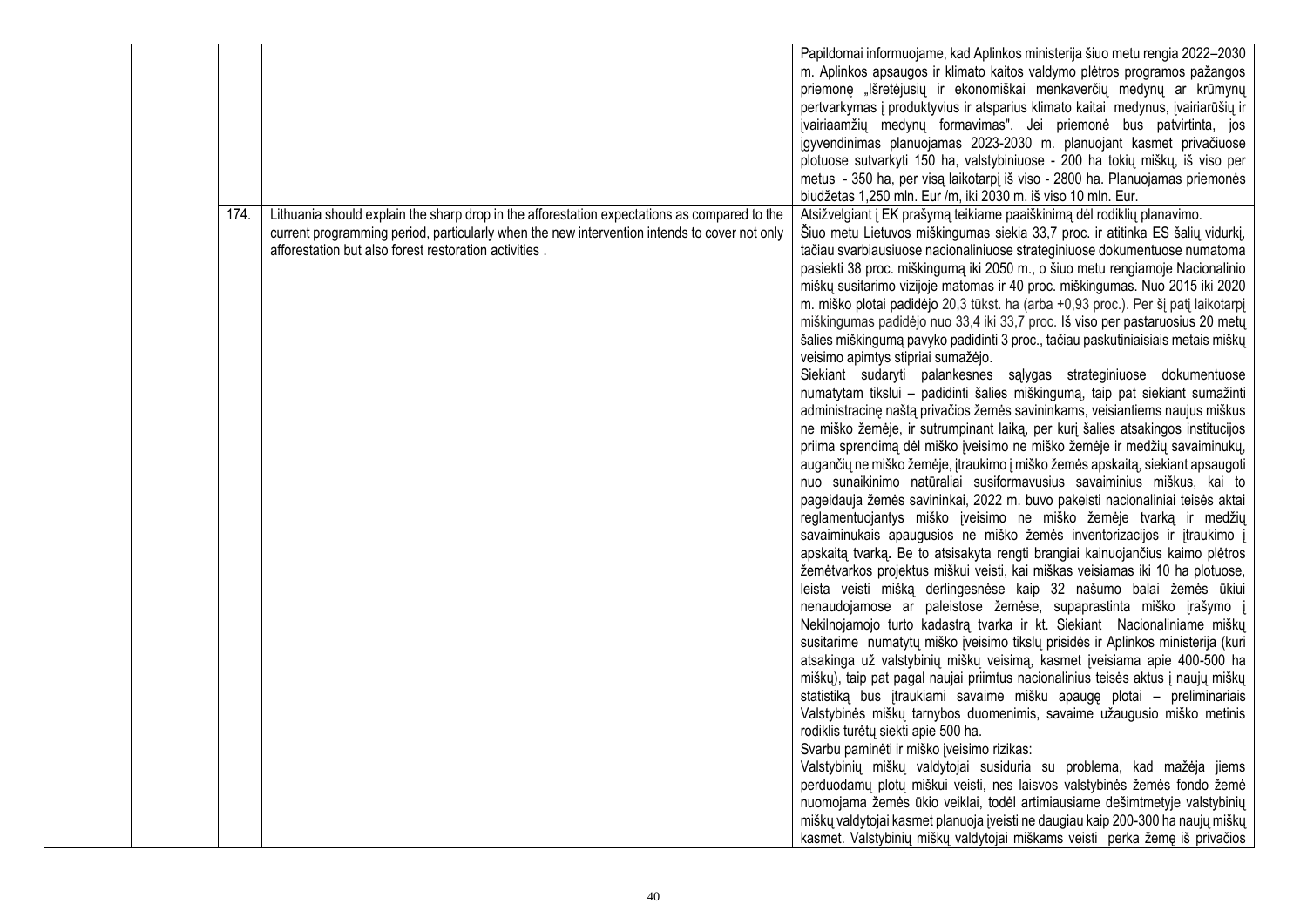|  |  |  |  |  |
|---|---|---|---|---|
|  |  |  |  | Papildomai informuojame, kad Aplinkos ministerija šiuo metu rengia 2022–2030 m. Aplinkos apsaugos ir klimato kaitos valdymo plėtros programos pažangos priemonę „Išretėjusių ir ekonomiškai menkaverčių medynų ar krūmynų pertvarkymas į produktyvius ir atsparius klimato kaitai medynus, įvairiarūšių ir įvairiaamžių medynų formavimas". Jei priemonė bus patvirtinta, jos įgyvendinimas planuojamas 2023-2030 m. planuojant kasmet privačiuose plotuose sutvarkyti 150 ha, valstybiniuose - 200 ha tokių miškų, iš viso per metus - 350 ha, per visą laikotarpį iš viso - 2800 ha. Planuojamas priemonės biudžetas 1,250 mln. Eur /m, iki 2030 m. iš viso 10 mln. Eur. |
|  |  | 174. | Lithuania should explain the sharp drop in the afforestation expectations as compared to the current programming period, particularly when the new intervention intends to cover not only afforestation but also forest restoration activities . | Atsižvelgiant į EK prašymą teikiame paaiškinimą dėl rodiklių planavimo. Šiuo metu Lietuvos miškingumas siekia 33,7 proc. ir atitinka ES šalių vidurkį, tačiau svarbiausiuose nacionaliniuose strateginiuose dokumentuose numatoma pasiekti 38 proc. miškingumą iki 2050 m., o šiuo metu rengiamoje Nacionalinio miškų susitarimo vizijoje matomas ir 40 proc. miškingumas. Nuo 2015 iki 2020 m. miško plotai padidėjo 20,3 tūkst. ha (arba +0,93 proc.). Per šį patį laikotarpį miškingumas padidėjo nuo 33,4 iki 33,7 proc. Iš viso per pastaruosius 20 metų šalies miškingumą pavyko padidinti 3 proc., tačiau paskutiniaisiais metais miškų veisimo apimtys stipriai sumažėjo.<br>Siekiant sudaryti palankesnes sąlygas strateginiuose dokumentuose numatytam tikslui – padidinti šalies miškingumą, taip pat siekiant sumažinti administracinę naštą privačios žemės savininkams, veisiantiems naujus miškus ne miško žemėje, ir sutrumpinant laiką, per kurį šalies atsakingos institucijos priima sprendimą dėl miško įveisimo ne miško žemėje ir medžių savaiminukų, augančių ne miško žemėje, įtraukimo į miško žemės apskaitą, siekiant apsaugoti nuo sunaikinimo natūraliai susiformavusius savaiminius miškus, kai to pageidauja žemės savininkai, 2022 m. buvo pakeisti nacionaliniai teisės aktai reglamentuojantys miško įveisimo ne miško žemėje tvarką ir medžių savaiminukais apaugusios ne miško žemės inventorizacijos ir įtraukimo į apskaitą tvarką. Be to atsisakyta rengti brangiai kainuojančius kaimo plėtros žemėtvarkos projektus miškui veisti, kai miškas veisiamas iki 10 ha plotuose, leista veisti mišką derlingesnėse kaip 32 našumo balai žemės ūkiui nenaudojamose ar paleistose žemėse, supaprastinta miško įrašymo į Nekilnojamojo turto kadastrą tvarka ir kt. Siekiant Nacionaliniame miškų susitarime numatytų miško įveisimo tikslų prisidės ir Aplinkos ministerija (kuri atsakinga už valstybinių miškų veisimą, kasmet įveisiama apie 400-500 ha miškų), taip pat pagal naujai priimtus nacionalinius teisės aktus į naujų miškų statistiką bus įtraukiami savaime mišku apaugę plotai – preliminariais Valstybinės miškų tarnybos duomenimis, savaime užaugusio miško metinis rodiklis turėtų siekti apie 500 ha.<br>Svarbu paminėti ir miško įveisimo rizikas:<br>Valstybinių miškų valdytojai susiduria su problema, kad mažėja jiems perduodamų plotų miškui veisti, nes laisvos valstybinės žemės fondo žemė nuomojama žemės ūkio veiklai, todėl artimiausiame dešimtmetyje valstybinių miškų valdytojai kasmet planuoja įveisti ne daugiau kaip 200-300 ha naujų miškų kasmet. Valstybinių miškų valdytojai miškams veisti perka žemę iš privačios |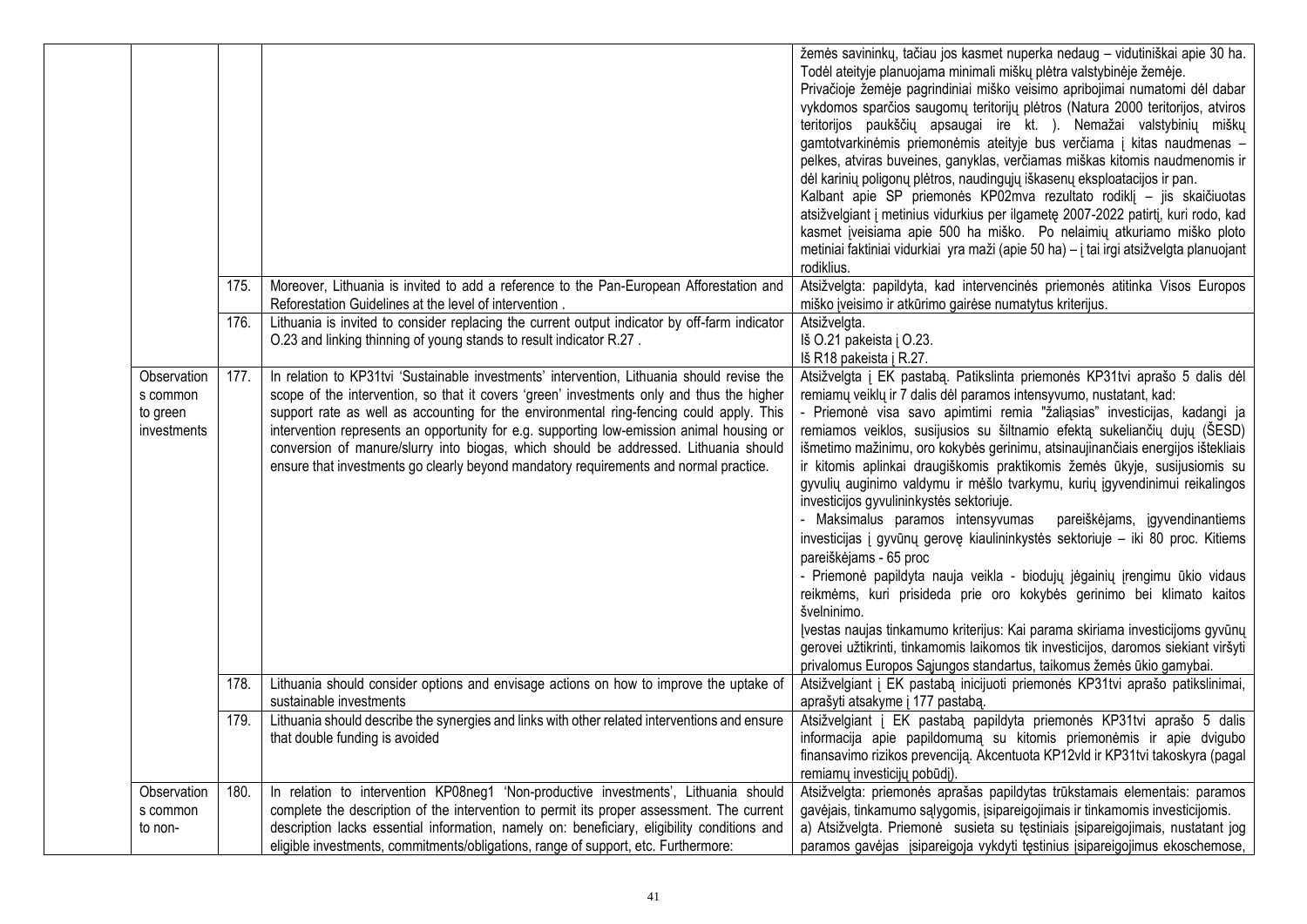|  |  |  |  |
|---|---|---|---|
|  |  |  | žemės savininkų, tačiau jos kasmet nuperka nedaug – vidutiniškai apie 30 ha. Todėl ateityje planuojama minimali miškų plėtra valstybinėje žemėje.<br>Privačioje žemėje pagrindiniai miško veisimo apribojimai numatomi dėl dabar vykdomos sparčios saugomų teritorijų plėtros (Natura 2000 teritorijos, atviros teritorijos paukščių apsaugai ire kt. ). Nemažai valstybinių miškų gamtotvarkinėmis priemonėmis ateityje bus verčiama į kitas naudmenas – pelkes, atviras buveines, ganyklas, verčiamas miškas kitomis naudmenomis ir dėl karinių poligonų plėtros, naudingųjų iškasenų eksploatacijos ir pan.<br>Kalbant apie SP priemonės KP02mva rezultato rodiklį – jis skaičiuotas atsižvelgiant į metinius vidurkius per ilgametę 2007-2022 patirtį, kuri rodo, kad kasmet įveisiama apie 500 ha miško. Po nelaimių atkuriamo miško ploto metiniai faktiniai vidurkiai yra maži (apie 50 ha) – į tai irgi atsižvelgta planuojant rodiklius. |
|  | 175. | Moreover, Lithuania is invited to add a reference to the Pan-European Afforestation and Reforestation Guidelines at the level of intervention . | Atsižvelgta: papildyta, kad intervencinės priemonės atitinka Visos Europos miško įveisimo ir atkūrimo gairėse numatytus kriterijus. |
|  | 176. | Lithuania is invited to consider replacing the current output indicator by off-farm indicator O.23 and linking thinning of young stands to result indicator R.27 . | Atsižvelgta.<br>Iš O.21 pakeista į O.23.<br>Iš R18 pakeista į R.27. |
| Observations common to green investments | 177. | In relation to KP31tvi 'Sustainable investments' intervention, Lithuania should revise the scope of the intervention, so that it covers 'green' investments only and thus the higher support rate as well as accounting for the environmental ring-fencing could apply. This intervention represents an opportunity for e.g. supporting low-emission animal housing or conversion of manure/slurry into biogas, which should be addressed. Lithuania should ensure that investments go clearly beyond mandatory requirements and normal practice. | Atsižvelgta į EK pastabą. Patikslinta priemonės KP31tvi aprašo 5 dalis dėl remiamų veiklų ir 7 dalis dėl paramos intensyvumo, nustatant, kad:<br>- Priemonė visa savo apimtimi remia "žaliąsias" investicijas, kadangi ja remiamos veiklos, susijusios su šiltnamio efektą sukeliančių dujų (ŠESD) išmetimo mažinimu, oro kokybės gerinimu, atsinaujinančiais energijos ištekliais ir kitomis aplinkai draugiškomis praktikomis žemės ūkyje, susijusiomis su gyvulių auginimo valdymu ir mėšlo tvarkymu, kurių įgyvendinimui reikalingos investicijos gyvulininkystės sektoriuje.<br>- Maksimalus paramos intensyvumas pareiškėjams, įgyvendinantiems investicijas į gyvūnų gerovę kiaulininkystės sektoriuje – iki 80 proc. Kitiems pareiškėjams - 65 proc<br>- Priemonė papildyta nauja veikla - biodujų jėgainių įrengimu ūkio vidaus reikmėms, kuri prisideda prie oro kokybės gerinimo bei klimato kaitos švelninimo.<br>Įvestas naujas tinkamumo kriterijus: Kai parama skiriama investicijoms gyvūnų gerovei užtikrinti, tinkamomis laikomos tik investicijos, daromos siekiant viršyti privalomus Europos Sąjungos standartus, taikomus žemės ūkio gamybai. |
|  | 178. | Lithuania should consider options and envisage actions on how to improve the uptake of sustainable investments | Atsižvelgiant į EK pastabą inicijuoti priemonės KP31tvi aprašo patikslinimai, aprašyti atsakyme į 177 pastabą. |
|  | 179. | Lithuania should describe the synergies and links with other related interventions and ensure that double funding is avoided | Atsižvelgiant į EK pastabą papildyta priemonės KP31tvi aprašo 5 dalis informacija apie papildomumą su kitomis priemonėmis ir apie dvigubo finansavimo rizikos prevenciją. Akcentuota KP12vld ir KP31tvi takoskyra (pagal remiamų investicijų pobūdį). |
| Observations common to non- | 180. | In relation to intervention KP08neg1 'Non-productive investments', Lithuania should complete the description of the intervention to permit its proper assessment. The current description lacks essential information, namely on: beneficiary, eligibility conditions and eligible investments, commitments/obligations, range of support, etc. Furthermore: | Atsižvelgta: priemonės aprašas papildytas trūkstamais elementais: paramos gavėjais, tinkamumo sąlygomis, įsipareigojimais ir tinkamomis investicijomis.<br>a) Atsižvelgta. Priemonė susieta su tęstiniais įsipareigojimais, nustatant jog paramos gavėjas įsipareigoja vykdyti tęstinius įsipareigojimus ekoschemose, |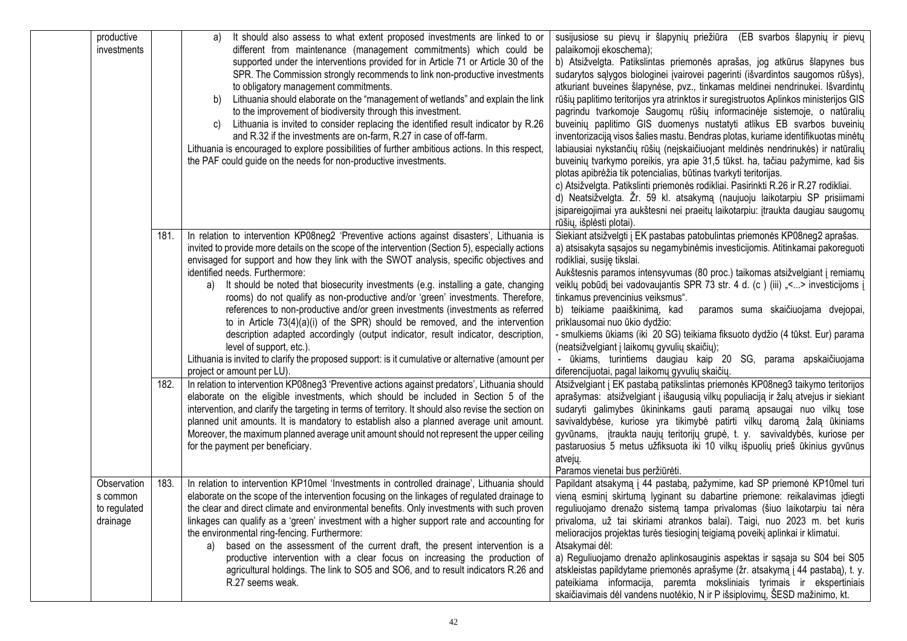|  |  |  |  |  |
|---|---|---|---|---|
|  | productive investments |  | a) It should also assess to what extent proposed investments are linked to or different from maintenance (management commitments) which could be supported under the interventions provided for in Article 71 or Article 30 of the SPR. The Commission strongly recommends to link non-productive investments to obligatory management commitments.<br>b) Lithuania should elaborate on the "management of wetlands" and explain the link to the improvement of biodiversity through this investment.<br>c) Lithuania is invited to consider replacing the identified result indicator by R.26 and R.32 if the investments are on-farm, R.27 in case of off-farm.<br>Lithuania is encouraged to explore possibilities of further ambitious actions. In this respect, the PAF could guide on the needs for non-productive investments. | susijusiose su pievų ir šlapynių priežiūra (EB svarbos šlapynių ir pievų palaikomoji ekoschema);<br>b) Atsižvelgta. Patikslintas priemonės aprašas, jog atkūrus šlapynes bus sudarytos sąlygos biologinei įvairovei pagerinti (išvardintos saugomos rūšys), atkuriant buveines šlapynėse, pvz., tinkamas meldinei nendrinukei. Išvardintų rūšių paplitimo teritorijos yra atrinktos iš suregistruotos Aplinkos ministerijos GIS pagrindu tvarkomoje Saugomų rūšių informacinėje sistemoje, o natūralių buveinių paplitimo GIS duomenys nustatyti atlikus EB svarbos buveinių inventorizaciją visos šalies mastu. Bendras plotas, kuriame identifikuotas minėtų labiausiai nykstančių rūšių (neįskaičiuojant meldinės nendrinukės) ir natūralių buveinių tvarkymo poreikis, yra apie 31,5 tūkst. ha, tačiau pažymime, kad šis plotas apibrėžia tik potencialias, būtinas tvarkyti teritorijas.<br>c) Atsižvelgta. Patikslinti priemonės rodikliai. Pasirinkti R.26 ir R.27 rodikliai.<br>d) Neatsižvelgta. Žr. 59 kl. atsakymą (naujuoju laikotarpiu SP prisiimami įsipareigojimai yra aukštesni nei praeitų laikotarpiu: įtraukta daugiau saugomų rūšių, išplėsti plotai). |
|  |  | 181. | In relation to intervention KP08neg2 'Preventive actions against disasters', Lithuania is invited to provide more details on the scope of the intervention (Section 5), especially actions envisaged for support and how they link with the SWOT analysis, specific objectives and identified needs. Furthermore:<br>a) It should be noted that biosecurity investments (e.g. installing a gate, changing rooms) do not qualify as non-productive and/or 'green' investments. Therefore, references to non-productive and/or green investments (investments as referred to in Article 73(4)(a)(i) of the SPR) should be removed, and the intervention description adapted accordingly (output indicator, result indicator, description, level of support, etc.).<br>Lithuania is invited to clarify the proposed support: is it cumulative or alternative (amount per project or amount per LU). | Siekiant atsižvelgti į EK pastabas patobulintas priemonės KP08neg2 aprašas.<br>a) atsisakyta sąsajos su negamybinėmis investicijomis. Atitinkamai pakoreguoti rodikliai, susiję tikslai.<br>Aukštesnis paramos intensyvumas (80 proc.) taikomas atsižvelgiant į remiamų veiklų pobūdį bei vadovaujantis SPR 73 str. 4 d. (c ) (iii) „<...> investicijoms į tinkamus prevencinius veiksmus".<br>b) teikiame paaiškinimą, kad paramos suma skaičiuojama dvejopai, priklausomai nuo ūkio dydžio:<br>- smulkiems ūkiams (iki 20 SG) teikiama fiksuoto dydžio (4 tūkst. Eur) parama (neatsižvelgiant į laikomų gyvulių skaičių);<br>- ūkiams, turintiems daugiau kaip 20 SG, parama apskaičiuojama diferencijuotai, pagal laikomų gyvulių skaičių. |
|  |  | 182. | In relation to intervention KP08neg3 'Preventive actions against predators', Lithuania should elaborate on the eligible investments, which should be included in Section 5 of the intervention, and clarify the targeting in terms of territory. It should also revise the section on planned unit amounts. It is mandatory to establish also a planned average unit amount. Moreover, the maximum planned average unit amount should not represent the upper ceiling for the payment per beneficiary. | Atsižvelgiant į EK pastabą patikslintas priemonės KP08neg3 taikymo teritorijos aprašymas: atsižvelgiant į išaugusią vilkų populiaciją ir žalų atvejus ir siekiant sudaryti galimybes ūkininkams gauti paramą apsaugai nuo vilkų tose savivaldybėse, kuriose yra tikimybė patirti vilkų daromą žalą ūkiniams gyvūnams, įtraukta naujų teritorijų grupė, t. y. savivaldybės, kuriose per pastaruosius 5 metus užfiksuota iki 10 vilkų išpuolių prieš ūkinius gyvūnus atvejų.<br>Paramos vienetai bus peržiūrėti. |
|  | Observations common to regulated drainage | 183. | In relation to intervention KP10mel 'Investments in controlled drainage', Lithuania should elaborate on the scope of the intervention focusing on the linkages of regulated drainage to the clear and direct climate and environmental benefits. Only investments with such proven linkages can qualify as a 'green' investment with a higher support rate and accounting for the environmental ring-fencing. Furthermore:<br>a) based on the assessment of the current draft, the present intervention is a productive intervention with a clear focus on increasing the production of agricultural holdings. The link to SO5 and SO6, and to result indicators R.26 and R.27 seems weak. | Papildant atsakymą į 44 pastabą, pažymime, kad SP priemonė KP10mel turi vieną esminį skirtumą lyginant su dabartine priemone: reikalavimas įdiegti reguliuojamo drenažo sistemą tampa privalomas (šiuo laikotarpiu tai nėra privaloma, už tai skiriami atrankos balai). Taigi, nuo 2023 m. bet kuris melioracijos projektas turės tiesioginį teigiamą poveikį aplinkai ir klimatui.<br>Atsakymai dėl:<br>a) Reguliuojamo drenažo aplinkosauginis aspektas ir sąsaja su S04 bei S05 atskleistas papildytame priemonės aprašyme (žr. atsakymą į 44 pastabą), t. y. pateikiama informacija, paremta moksliniais tyrimais ir ekspertiniais skaičiavimais dėl vandens nuotėkio, N ir P išsiplovimų, ŠESD mažinimo, kt. |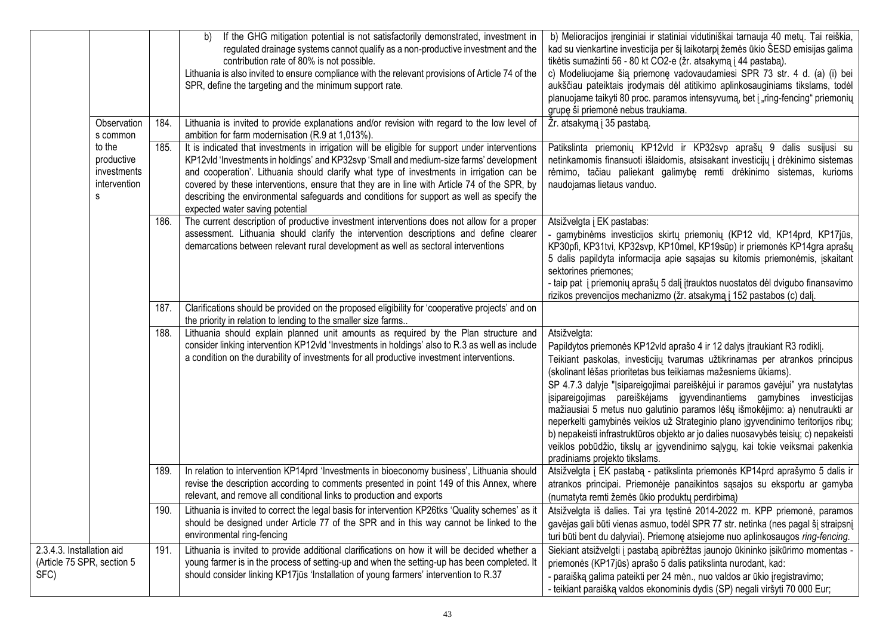| | | | | |
|---|---|---|---|---|
| | | | b) If the GHG mitigation potential is not satisfactorily demonstrated, investment in regulated drainage systems cannot qualify as a non-productive investment and the contribution rate of 80% is not possible.<br>Lithuania is also invited to ensure compliance with the relevant provisions of Article 74 of the SPR, define the targeting and the minimum support rate. | b) Melioracijos įrenginiai ir statiniai vidutiniškai tarnauja 40 metų. Tai reiškia, kad su vienkartine investicija per šį laikotarpį žemės ūkio ŠESD emisijas galima tikėtis sumažinti 56 - 80 kt CO2-e (žr. atsakymą į 44 pastabą).<br>c) Modeliuojame šią priemonę vadovaudamiesi SPR 73 str. 4 d. (a) (i) bei aukščiau pateiktais įrodymais dėl atitikimo aplinkosauginiams tikslams, todėl planuojame taikyti 80 proc. paramos intensyvumą, bet į „ring-fencing" priemonių grupę ši priemonė nebus traukiama. |
| | Observations common to the productive investments interventions | 184. | Lithuania is invited to provide explanations and/or revision with regard to the low level of ambition for farm modernisation (R.9 at 1,013%). | Žr. atsakymą į 35 pastabą. |
| | | 185. | It is indicated that investments in irrigation will be eligible for support under interventions KP12vld 'Investments in holdings' and KP32svp 'Small and medium-size farms' development and cooperation'. Lithuania should clarify what type of investments in irrigation can be covered by these interventions, ensure that they are in line with Article 74 of the SPR, by describing the environmental safeguards and conditions for support as well as specify the expected water saving potential | Patikslinta priemonių KP12vld ir KP32svp aprašų 9 dalis susijusi su netinkamomis finansuoti išlaidomis, atsisakant investicijų į drėkinimo sistemas rėmimo, tačiau paliekant galimybę remti drėkinimo sistemas, kurioms naudojamas lietaus vanduo. |
| | | 186. | The current description of productive investment interventions does not allow for a proper assessment. Lithuania should clarify the intervention descriptions and define clearer demarcations between relevant rural development as well as sectoral interventions | Atsižvelgta į EK pastabas:<br>- gamybinėms investicijos skirtų priemonių (KP12 vld, KP14prd, KP17jūs, KP30pfi, KP31tvi, KP32svp, KP10mel, KP19sūp) ir priemonės KP14gra aprašų 5 dalis papildyta informacija apie sąsajas su kitomis priemonėmis, įskaitant sektorines priemones;<br>- taip pat į priemonių aprašų 5 dalį įtrauktos nuostatos dėl dvigubo finansavimo rizikos prevencijos mechanizmo (žr. atsakymą į 152 pastabos (c) dalį. |
| | | 187. | Clarifications should be provided on the proposed eligibility for 'cooperative projects' and on the priority in relation to lending to the smaller size farms.. | |
| | | 188. | Lithuania should explain planned unit amounts as required by the Plan structure and consider linking intervention KP12vld 'Investments in holdings' also to R.3 as well as include a condition on the durability of investments for all productive investment interventions. | Atsižvelgta:<br>Papildytos priemonės KP12vld aprašo 4 ir 12 dalys įtraukiant R3 rodiklį.<br>Teikiant paskolas, investicijų tvarumas užtikrinamas per atrankos principus (skolinant lėšas prioritetas bus teikiamas mažesniems ūkiams).<br>SP 4.7.3 dalyje "Įsipareigojimai pareiškėjui ir paramos gavėjui" yra nustatytas įsipareigojimas pareiškėjams įgyvendinantiems gamybines investicijas mažiausiai 5 metus nuo galutinio paramos lėšų išmokėjimo: a) nenutraukti ar neperkelti gamybinės veiklos už Strateginio plano įgyvendinimo teritorijos ribų; b) nepakeisti infrastruktūros objekto ar jo dalies nuosavybės teisių; c) nepakeisti veiklos pobūdžio, tikslų ar įgyvendinimo sąlygų, kai tokie veiksmai pakenkia pradiniams projekto tikslams. |
| | | 189. | In relation to intervention KP14prd 'Investments in bioeconomy business', Lithuania should revise the description according to comments presented in point 149 of this Annex, where relevant, and remove all conditional links to production and exports | Atsižvelgta į EK pastabą - patikslinta priemonės KP14prd aprašymo 5 dalis ir atrankos principai. Priemonėje panaikintos sąsajos su eksportu ar gamyba (numatyta remti žemės ūkio produktų perdirbimą) |
| | | 190. | Lithuania is invited to correct the legal basis for intervention KP26tks 'Quality schemes' as it should be designed under Article 77 of the SPR and in this way cannot be linked to the environmental ring-fencing | Atsižvelgta iš dalies. Tai yra tęstinė 2014-2022 m. KPP priemonė, paramos gavėjas gali būti vienas asmuo, todėl SPR 77 str. netinka (nes pagal šį straipsnį turi būti bent du dalyviai). Priemonę atsiejome nuo aplinkosaugos *ring-fencing.* |
| 2.3.4.3. Installation aid (Article 75 SPR, section 5 SFC) | | 191. | Lithuania is invited to provide additional clarifications on how it will be decided whether a young farmer is in the process of setting-up and when the setting-up has been completed. It should consider linking KP17jūs 'Installation of young farmers' intervention to R.37 | Siekiant atsižvelgti į pastabą apibrėžtas jaunojo ūkininko įsikūrimo momentas - priemonės (KP17jūs) aprašo 5 dalis patikslinta nurodant, kad:<br>- paraišką galima pateikti per 24 mėn., nuo valdos ar ūkio įregistravimo;<br>- teikiant paraišką valdos ekonominis dydis (SP) negali viršyti 70 000 Eur; |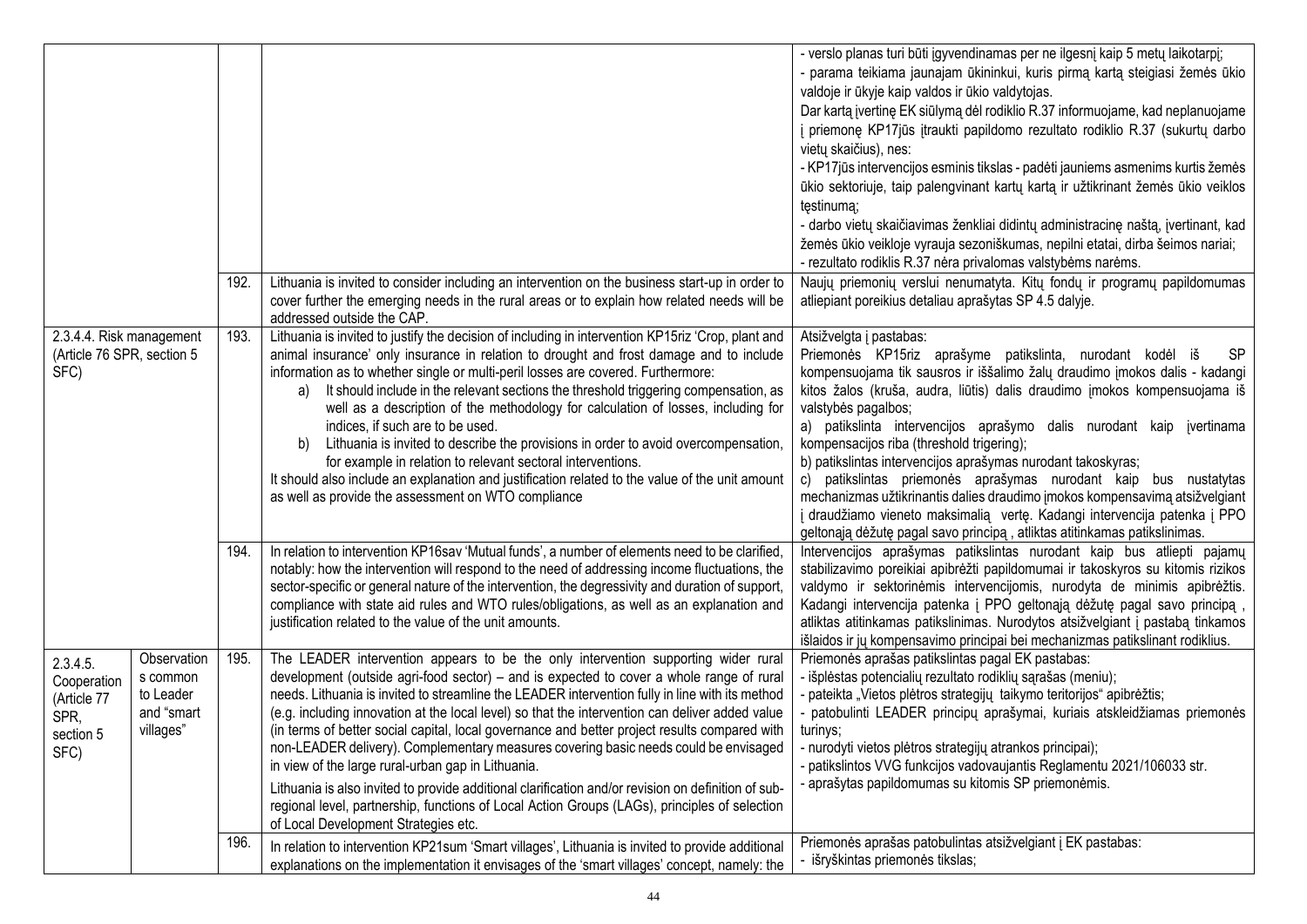| | | | | |
|---|---|---|---|---|
| | | | | - verslo planas turi būti įgyvendinamas per ne ilgesnį kaip 5 metų laikotarpį;<br>- parama teikiama jaunajam ūkininkui, kuris pirmą kartą steigiasi žemės ūkio valdoje ir ūkyje kaip valdos ir ūkio valdytojas.<br>Dar kartą įvertinę EK siūlymą dėl rodiklio R.37 informuojame, kad neplanuojame į priemonę KP17jūs įtraukti papildomo rezultato rodiklio R.37 (sukurtų darbo vietų skaičius), nes:<br>- KP17jūs intervencijos esminis tikslas - padėti jauniems asmenims kurtis žemės ūkio sektoriuje, taip palengvinant kartų kartą ir užtikrinant žemės ūkio veiklos tęstinumą;<br>- darbo vietų skaičiavimas ženkliai didintų administracinę naštą, įvertinant, kad žemės ūkio veikloje vyrauja sezoniškumas, nepilni etatai, dirba šeimos nariai;<br>- rezultato rodiklis R.37 nėra privalomas valstybėms narėms. |
| | | 192. | Lithuania is invited to consider including an intervention on the business start-up in order to cover further the emerging needs in the rural areas or to explain how related needs will be addressed outside the CAP. | Naujų priemonių verslui nenumatyta. Kitų fondų ir programų papildomumas atliepiant poreikius detaliau aprašytas SP 4.5 dalyje. |
| 2.3.4.4. Risk management (Article 76 SPR, section 5 SFC) | | 193. | Lithuania is invited to justify the decision of including in intervention KP15riz 'Crop, plant and animal insurance' only insurance in relation to drought and frost damage and to include information as to whether single or multi-peril losses are covered. Furthermore:<br>a) It should include in the relevant sections the threshold triggering compensation, as well as a description of the methodology for calculation of losses, including for indices, if such are to be used.<br>b) Lithuania is invited to describe the provisions in order to avoid overcompensation, for example in relation to relevant sectoral interventions.<br>It should also include an explanation and justification related to the value of the unit amount as well as provide the assessment on WTO compliance | Atsižvelgta į pastabas:<br>Priemonės KP15riz aprašyme patikslinta, nurodant kodėl iš SP kompensuojama tik sausros ir iššalimo žalų draudimo įmokos dalis - kadangi kitos žalos (kruša, audra, liūtis) dalis draudimo įmokos kompensuojama iš valstybės pagalbos;<br>a) patikslinta intervencijos aprašymo dalis nurodant kaip įvertinama kompensacijos riba (threshold trigering);<br>b) patikslintas intervencijos aprašymas nurodant takoskyras;<br>c) patikslintas priemonės aprašymas nurodant kaip bus nustatytas mechanizmas užtikrinantis dalies draudimo įmokos kompensavimą atsižvelgiant į draudžiamo vieneto maksimalią vertę. Kadangi intervencija patenka į PPO geltonąją dėžutę pagal savo principą , atliktas atitinkamas patikslinimas. |
| | | 194. | In relation to intervention KP16sav 'Mutual funds', a number of elements need to be clarified, notably: how the intervention will respond to the need of addressing income fluctuations, the sector-specific or general nature of the intervention, the degressivity and duration of support, compliance with state aid rules and WTO rules/obligations, as well as an explanation and justification related to the value of the unit amounts. | Intervencijos aprašymas patikslintas nurodant kaip bus atliepti pajamų stabilizavimo poreikiai apibrėžti papildomumai ir takoskyros su kitomis rizikos valdymo ir sektorinėmis intervencijomis, nurodyta de minimis apibrėžtis. Kadangi intervencija patenka į PPO geltonąją dėžutę pagal savo principą , atliktas atitinkamas patikslinimas. Nurodytos atsižvelgiant į pastabą tinkamos išlaidos ir jų kompensavimo principai bei mechanizmas patikslinant rodiklius. |
| 2.3.4.5. Cooperation (Article 77 SPR, section 5 SFC) | Observation s common to Leader and "smart villages" | 195. | The LEADER intervention appears to be the only intervention supporting wider rural development (outside agri-food sector) – and is expected to cover a whole range of rural needs. Lithuania is invited to streamline the LEADER intervention fully in line with its method (e.g. including innovation at the local level) so that the intervention can deliver added value (in terms of better social capital, local governance and better project results compared with non-LEADER delivery). Complementary measures covering basic needs could be envisaged in view of the large rural-urban gap in Lithuania.<br>Lithuania is also invited to provide additional clarification and/or revision on definition of sub-regional level, partnership, functions of Local Action Groups (LAGs), principles of selection of Local Development Strategies etc. | Priemonės aprašas patikslintas pagal EK pastabas:<br>- išplėstas potencialių rezultato rodiklių sąrašas (meniu);<br>- pateikta „Vietos plėtros strategijų taikymo teritorijos" apibrėžtis;<br>- patobulinti LEADER principų aprašymai, kuriais atskleidžiamas priemonės turinys;<br>- nurodyti vietos plėtros strategijų atrankos principai);<br>- patikslintos VVG funkcijos vadovaujantis Reglamentu 2021/106033 str.<br>- aprašytas papildomumas su kitomis SP priemonėmis. |
| | | 196. | In relation to intervention KP21sum 'Smart villages', Lithuania is invited to provide additional explanations on the implementation it envisages of the 'smart villages' concept, namely: the | Priemonės aprašas patobulintas atsižvelgiant į EK pastabas:<br>- išryškintas priemonės tikslas; |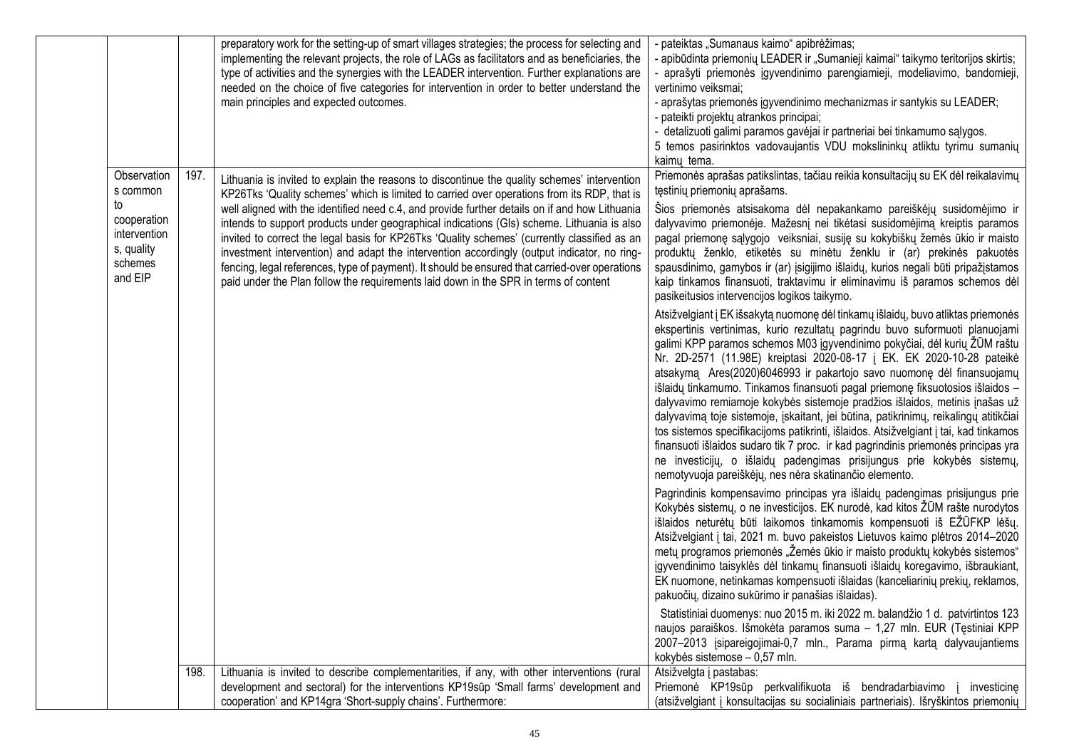| | | | | |
|---|---|---|---|---|
| | | | preparatory work for the setting-up of smart villages strategies; the process for selecting and implementing the relevant projects, the role of LAGs as facilitators and as beneficiaries, the type of activities and the synergies with the LEADER intervention. Further explanations are needed on the choice of five categories for intervention in order to better understand the main principles and expected outcomes. | - pateiktas „Sumanaus kaimo" apibrėžimas;<br>- apibūdinta priemonių LEADER ir „Sumanieji kaimai" taikymo teritorijos skirtis;<br>- aprašyti priemonės įgyvendinimo parengiamieji, modeliavimo, bandomieji, vertinimo veiksmai;<br>- aprašytas priemonės įgyvendinimo mechanizmas ir santykis su LEADER;<br>- pateikti projektų atrankos principai;<br>- detalizuoti galimi paramos gavėjai ir partneriai bei tinkamumo sąlygos.<br>5 temos pasirinktos vadovaujantis VDU mokslininkų atliktu tyrimu sumanių kaimų tema. |
| | Observations common to cooperation interventions, quality schemes and EIP | 197. | Lithuania is invited to explain the reasons to discontinue the quality schemes' intervention KP26Tks 'Quality schemes' which is limited to carried over operations from its RDP, that is well aligned with the identified need c.4, and provide further details on if and how Lithuania intends to support products under geographical indications (GIs) scheme. Lithuania is also invited to correct the legal basis for KP26Tks 'Quality schemes' (currently classified as an investment intervention) and adapt the intervention accordingly (output indicator, no ring-fencing, legal references, type of payment). It should be ensured that carried-over operations paid under the Plan follow the requirements laid down in the SPR in terms of content | Priemonės aprašas patikslintas, tačiau reikia konsultacijų su EK dėl reikalavimų tęstinių priemonių aprašams.<br>Šios priemonės atsisakoma dėl nepakankamo pareiškėjų susidomėjimo ir dalyvavimo priemonėje. Mažesnį nei tikėtasi susidomėjimą kreiptis paramos pagal priemonę sąlygojo veiksniai, susiję su kokybiškų žemės ūkio ir maisto produktų ženklo, etiketės su minėtu ženklu ir (ar) prekinės pakuotės spausdinimo, gamybos ir (ar) įsigijimo išlaidų, kurios negali būti pripažįstamos kaip tinkamos finansuoti, traktavimu ir eliminavimu iš paramos schemos dėl pasikeitusios intervencijos logikos taikymo.<br>Atsižvelgiant į EK išsakytą nuomonę dėl tinkamų išlaidų, buvo atliktas priemonės ekspertinis vertinimas, kurio rezultatų pagrindu buvo suformuoti planuojami galimi KPP paramos schemos M03 įgyvendinimo pokyčiai, dėl kurių ŽŪM raštu Nr. 2D-2571 (11.98E) kreiptasi 2020-08-17 į EK. EK 2020-10-28 pateikė atsakymą Ares(2020)6046993 ir pakartojo savo nuomonę dėl finansuojamų išlaidų tinkamumo. Tinkamos finansuoti pagal priemonę fiksuotosios išlaidos – dalyvavimo remiamoje kokybės sistemoje pradžios išlaidos, metinis įnašas už dalyvavimą toje sistemoje, įskaitant, jei būtina, patikrinimų, reikalingų atitikčiai tos sistemos specifikacijoms patikrinti, išlaidos. Atsižvelgiant į tai, kad tinkamos finansuoti išlaidos sudaro tik 7 proc. ir kad pagrindinis priemonės principas yra ne investicijų, o išlaidų padengimas prisijungus prie kokybės sistemų, nemotyvuoja pareiškėjų, nes nėra skatinančio elemento.<br>Pagrindinis kompensavimo principas yra išlaidų padengimas prisijungus prie Kokybės sistemų, o ne investicijos. EK nurodė, kad kitos ŽŪM rašte nurodytos išlaidos neturėtų būti laikomos tinkamomis kompensuoti iš EŽŪFKP lėšų. Atsižvelgiant į tai, 2021 m. buvo pakeistos Lietuvos kaimo plėtros 2014–2020 metų programos priemonės „Žemės ūkio ir maisto produktų kokybės sistemos" įgyvendinimo taisyklės dėl tinkamų finansuoti išlaidų koregavimo, išbraukiant, EK nuomone, netinkamas kompensuoti išlaidas (kanceliarinių prekių, reklamos, pakuočių, dizaino sukūrimo ir panašias išlaidas).<br>Statistiniai duomenys: nuo 2015 m. iki 2022 m. balandžio 1 d. patvirtintos 123 naujos paraiškos. Išmokėta paramos suma – 1,27 mln. EUR (Tęstiniai KPP 2007–2013 įsipareigojimai-0,7 mln., Parama pirmą kartą dalyvaujantiems kokybės sistemose – 0,57 mln. |
| | | 198. | Lithuania is invited to describe complementarities, if any, with other interventions (rural development and sectoral) for the interventions KP19sūp 'Small farms' development and cooperation' and KP14gra 'Short-supply chains'. Furthermore: | Atsižvelgta į pastabas:<br>Priemonė KP19sūp perkvalifikuota iš bendradarbiavimo į investicinę (atsižvelgiant į konsultacijas su socialiniais partneriais). Išryškintos priemonių |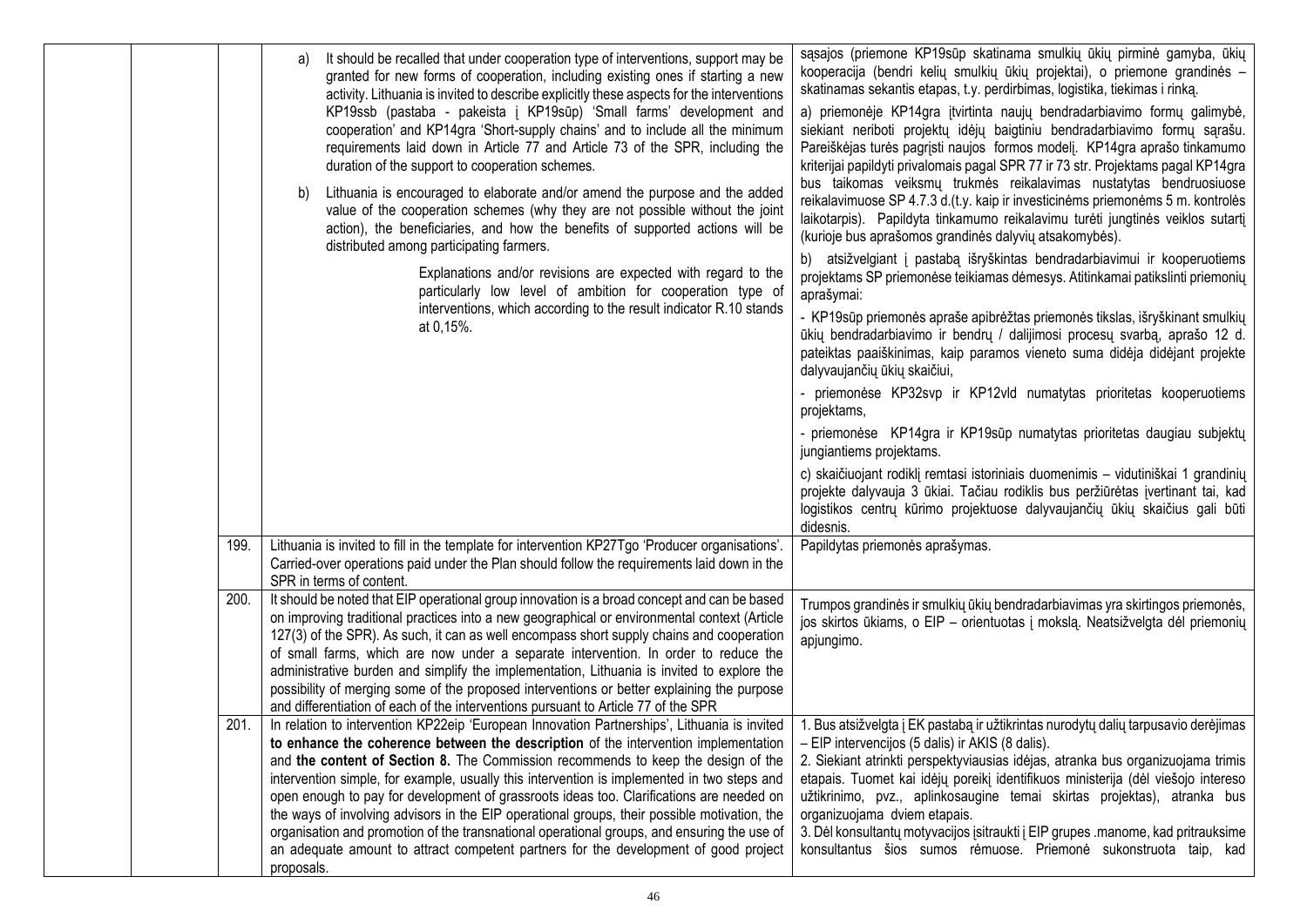| | | | | |
|---|---|---|---|---|
| | | | a) It should be recalled that under cooperation type of interventions, support may be granted for new forms of cooperation, including existing ones if starting a new activity. Lithuania is invited to describe explicitly these aspects for the interventions KP19ssb (pastaba - pakeista į KP19sūp) 'Small farms' development and cooperation' and KP14gra 'Short-supply chains' and to include all the minimum requirements laid down in Article 77 and Article 73 of the SPR, including the duration of the support to cooperation schemes.<br><br>b) Lithuania is encouraged to elaborate and/or amend the purpose and the added value of the cooperation schemes (why they are not possible without the joint action), the beneficiaries, and how the benefits of supported actions will be distributed among participating farmers.<br><br>Explanations and/or revisions are expected with regard to the particularly low level of ambition for cooperation type of interventions, which according to the result indicator R.10 stands at 0,15%. | sąsajos (priemone KP19sūp skatinama smulkių ūkių pirminė gamyba, ūkių kooperacija (bendri kelių smulkių ūkių projektai), o priemone grandinės – skatinamas sekantis etapas, t.y. perdirbimas, logistika, tiekimas į rinką.<br><br>a) priemonėje KP14gra įtvirtinta naujų bendradarbiavimo formų galimybė, siekiant neriboti projektų idėjų baigtiniu bendradarbiavimo formų sąrašu. Pareiškėjas turės pagrįsti naujos formos modelį. KP14gra aprašo tinkamumo kriterijai papildyti privalomais pagal SPR 77 ir 73 str. Projektams pagal KP14gra bus taikomas veiksmų trukmės reikalavimas nustatytas bendruosiuose reikalavimuose SP 4.7.3 d.(t.y. kaip ir investicinėms priemonėms 5 m. kontrolės laikotarpis). Papildyta tinkamumo reikalavimu turėti jungtinės veiklos sutartį (kurioje bus aprašomos grandinės dalyvių atsakomybės).<br><br>b) atsižvelgiant į pastabą išryškintas bendradarbiavimui ir kooperuotiems projektams SP priemonėse teikiamas dėmesys. Atitinkamai patikslinti priemonių aprašymai:<br><br>- KP19sūp priemonės apraše apibrėžtas priemonės tikslas, išryškinant smulkių ūkių bendradarbiavimo ir bendrų / dalijimosi procesų svarbą, aprašo 12 d. pateiktas paaiškinimas, kaip paramos vieneto suma didėja didėjant projekte dalyvaujančių ūkių skaičiui,<br><br>- priemonėse KP32svp ir KP12vld numatytas prioritetas kooperuotiems projektams,<br><br>- priemonėse KP14gra ir KP19sūp numatytas prioritetas daugiau subjektų jungiantiems projektams.<br><br>c) skaičiuojant rodiklį remtasi istoriniais duomenimis – vidutiniškai 1 grandinių projekte dalyvauja 3 ūkiai. Tačiau rodiklis bus peržiūrėtas įvertinant tai, kad logistikos centrų kūrimo projektuose dalyvaujančių ūkių skaičius gali būti didesnis. |
| | | 199. | Lithuania is invited to fill in the template for intervention KP27Tgo 'Producer organisations'. Carried-over operations paid under the Plan should follow the requirements laid down in the SPR in terms of content. | Papildytas priemonės aprašymas. |
| | | 200. | It should be noted that EIP operational group innovation is a broad concept and can be based on improving traditional practices into a new geographical or environmental context (Article 127(3) of the SPR). As such, it can as well encompass short supply chains and cooperation of small farms, which are now under a separate intervention. In order to reduce the administrative burden and simplify the implementation, Lithuania is invited to explore the possibility of merging some of the proposed interventions or better explaining the purpose and differentiation of each of the interventions pursuant to Article 77 of the SPR | Trumpos grandinės ir smulkių ūkių bendradarbiavimas yra skirtingos priemonės, jos skirtos ūkiams, o EIP – orientuotas į mokslą. Neatsižvelgta dėl priemonių apjungimo. |
| | | 201. | In relation to intervention KP22eip 'European Innovation Partnerships', Lithuania is invited **to enhance the coherence between the description** of the intervention implementation and **the content of Section 8.** The Commission recommends to keep the design of the intervention simple, for example, usually this intervention is implemented in two steps and open enough to pay for development of grassroots ideas too. Clarifications are needed on the ways of involving advisors in the EIP operational groups, their possible motivation, the organisation and promotion of the transnational operational groups, and ensuring the use of an adequate amount to attract competent partners for the development of good project proposals. | 1. Bus atsižvelgta į EK pastabą ir užtikrintas nurodytų dalių tarpusavio derėjimas – EIP intervencijos (5 dalis) ir AKIS (8 dalis).<br>2. Siekiant atrinkti perspektyviausias idėjas, atranka bus organizuojama trimis etapais. Tuomet kai idėjų poreikį identifikuos ministerija (dėl viešojo intereso užtikrinimo, pvz., aplinkosaugine temai skirtas projektas), atranka bus organizuojama dviem etapais.<br>3. Dėl konsultantų motyvacijos įsitraukti į EIP grupes .manome, kad pritrauksime konsultantus šios sumos rėmuose. Priemonė sukonstruota taip, kad |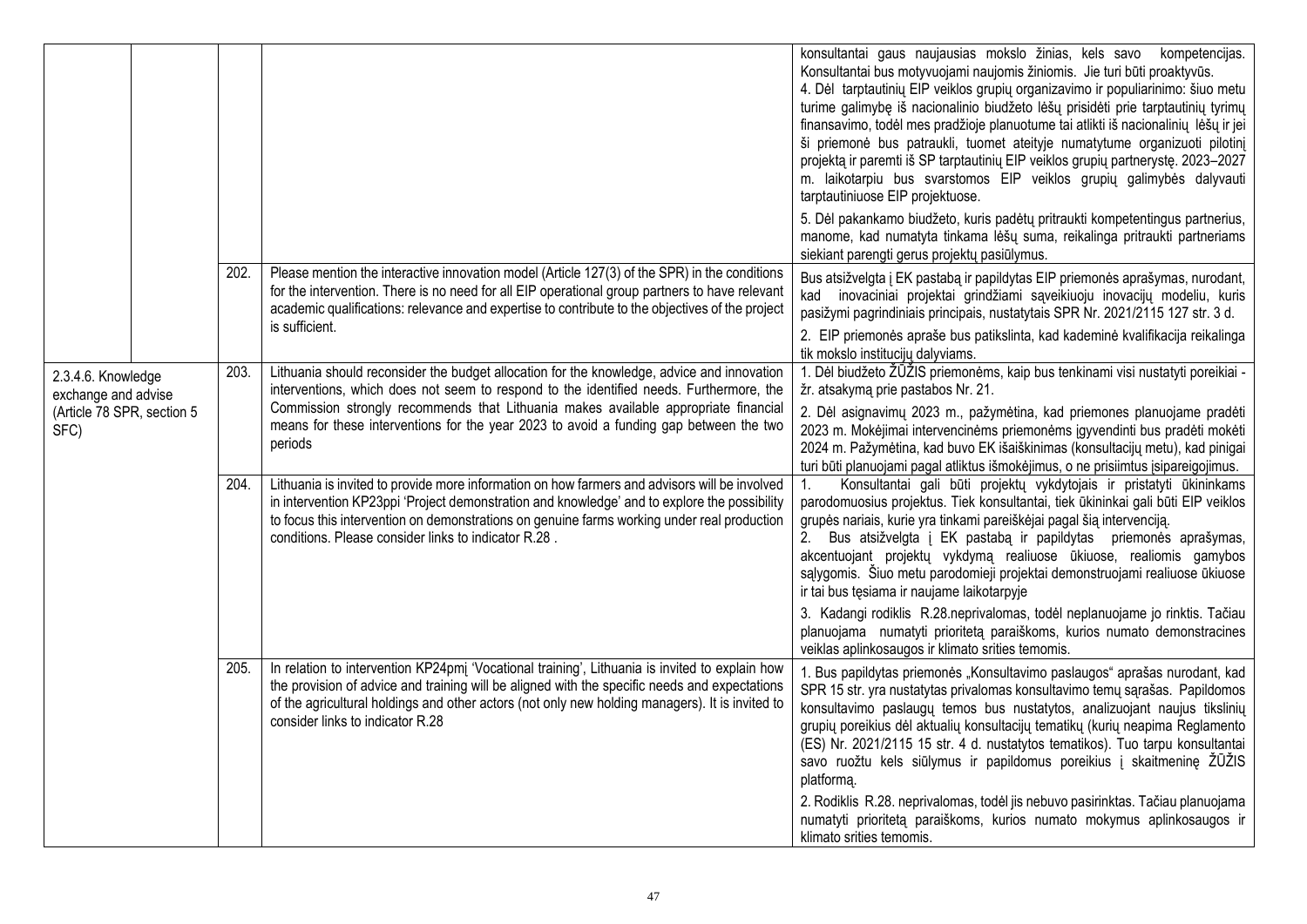| | | | | |
|---|---|---|---|---|
| | | | | konsultantai gaus naujausias mokslo žinias, kels savo kompetencijas. Konsultantai bus motyvuojami naujomis žiniomis. Jie turi būti proaktyvūs.<br>4. Dėl tarptautinių EIP veiklos grupių organizavimo ir populiarinimo: šiuo metu turime galimybę iš nacionalinio biudžeto lėšų prisidėti prie tarptautinių tyrimų finansavimo, todėl mes pradžioje planuotume tai atlikti iš nacionalinių lėšų ir jei ši priemonė bus patraukli, tuomet ateityje numatytume organizuoti pilotinį projektą ir paremti iš SP tarptautinių EIP veiklos grupių partnerystę. 2023–2027 m. laikotarpiu bus svarstomos EIP veiklos grupių galimybės dalyvauti tarptautiniuose EIP projektuose.<br>5. Dėl pakankamo biudžeto, kuris padėtų pritraukti kompetentingus partnerius, manome, kad numatyta tinkama lėšų suma, reikalinga pritraukti partneriams siekiant parengti gerus projektų pasiūlymus. |
| | | 202. | Please mention the interactive innovation model (Article 127(3) of the SPR) in the conditions for the intervention. There is no need for all EIP operational group partners to have relevant academic qualifications: relevance and expertise to contribute to the objectives of the project is sufficient. | Bus atsižvelgta į EK pastabą ir papildytas EIP priemonės aprašymas, nurodant, kad inovaciniai projektai grindžiami sąveikiuoju inovacijų modeliu, kuris pasižymi pagrindiniais principais, nustatytais SPR Nr. 2021/2115 127 str. 3 d.<br>2. EIP priemonės apraše bus patikslinta, kad kademinė kvalifikacija reikalinga tik mokslo institucijų dalyviams. |
| 2.3.4.6. Knowledge exchange and advise (Article 78 SPR, section 5 SFC) | | 203. | Lithuania should reconsider the budget allocation for the knowledge, advice and innovation interventions, which does not seem to respond to the identified needs. Furthermore, the Commission strongly recommends that Lithuania makes available appropriate financial means for these interventions for the year 2023 to avoid a funding gap between the two periods | 1. Dėl biudžeto ŽŪŽIS priemonėms, kaip bus tenkinami visi nustatyti poreikiai - žr. atsakymą prie pastabos Nr. 21.<br>2. Dėl asignavimų 2023 m., pažymėtina, kad priemones planuojame pradėti 2023 m. Mokėjimai intervencinėms priemonėms įgyvendinti bus pradėti mokėti 2024 m. Pažymėtina, kad buvo EK išaiškinimas (konsultacijų metu), kad pinigai turi būti planuojami pagal atliktus išmokėjimus, o ne prisiimtus įsipareigojimus. |
| | | 204. | Lithuania is invited to provide more information on how farmers and advisors will be involved in intervention KP23ppi 'Project demonstration and knowledge' and to explore the possibility to focus this intervention on demonstrations on genuine farms working under real production conditions. Please consider links to indicator R.28 . | 1. Konsultantai gali būti projektų vykdytojais ir pristatyti ūkininkams parodomuosius projektus. Tiek konsultantai, tiek ūkininkai gali būti EIP veiklos grupės nariais, kurie yra tinkami pareiškėjai pagal šią intervenciją.<br>2. Bus atsižvelgta į EK pastabą ir papildytas priemonės aprašymas, akcentuojant projektų vykdymą realiuose ūkiuose, realiomis gamybos sąlygomis. Šiuo metu parodomieji projektai demonstruojami realiuose ūkiuose ir tai bus tęsiama ir naujame laikotarpyje<br>3. Kadangi rodiklis R.28.neprivalomas, todėl neplanuojame jo rinktis. Tačiau planuojama numatyti prioritetą paraiškoms, kurios numato demonstracines veiklas aplinkosaugos ir klimato srities temomis. |
| | | 205. | In relation to intervention KP24pmį 'Vocational training', Lithuania is invited to explain how the provision of advice and training will be aligned with the specific needs and expectations of the agricultural holdings and other actors (not only new holding managers). It is invited to consider links to indicator R.28 | 1. Bus papildytas priemonės „Konsultavimo paslaugos" aprašas nurodant, kad SPR 15 str. yra nustatytas privalomas konsultavimo temų sąrašas. Papildomos konsultavimo paslaugų temos bus nustatytos, analizuojant naujus tikslinių grupių poreikius dėl aktualių konsultacijų tematikų (kurių neapima Reglamento (ES) Nr. 2021/2115 15 str. 4 d. nustatytos tematikos). Tuo tarpu konsultantai savo ruožtu kels siūlymus ir papildomus poreikius į skaitmeninę ŽŪŽIS platformą.<br>2. Rodiklis R.28. neprivalomas, todėl jis nebuvo pasirinktas. Tačiau planuojama numatyti prioritetą paraiškoms, kurios numato mokymus aplinkosaugos ir klimato srities temomis. |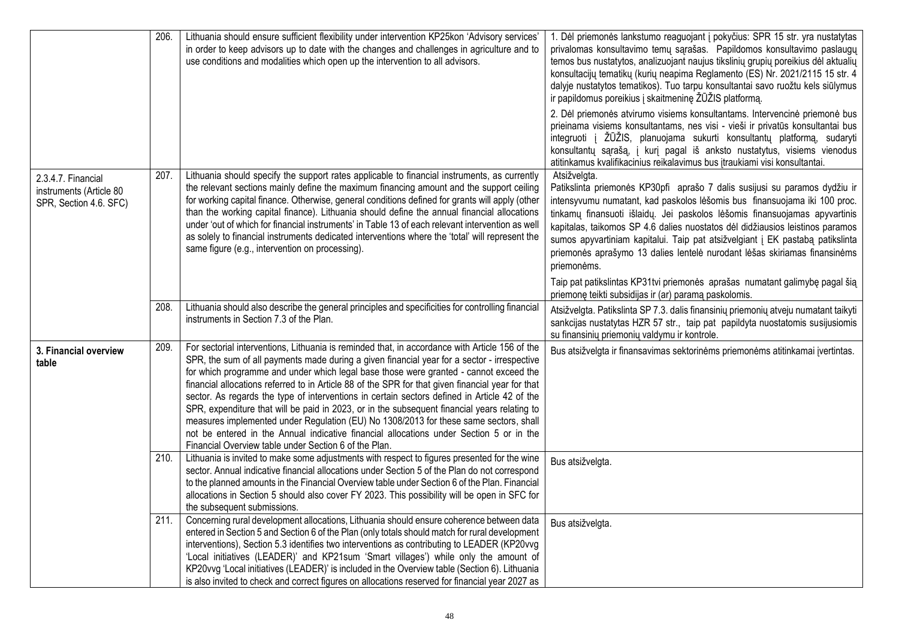| | | | |
|---|---|---|---|
| | 206. | Lithuania should ensure sufficient flexibility under intervention KP25kon 'Advisory services' in order to keep advisors up to date with the changes and challenges in agriculture and to use conditions and modalities which open up the intervention to all advisors. | 1. Dėl priemonės lankstumo reaguojant į pokyčius: SPR 15 str. yra nustatytas privalomas konsultavimo temų sąrašas. Papildomos konsultavimo paslaugų temos bus nustatytos, analizuojant naujus tikslinių grupių poreikius dėl aktualių konsultacijų tematikų (kurių neapima Reglamento (ES) Nr. 2021/2115 15 str. 4 dalyje nustatytos tematikos). Tuo tarpu konsultantai savo ruožtu kels siūlymus ir papildomus poreikius į skaitmeninę ŽŪŽIS platformą.<br><br>2. Dėl priemonės atvirumo visiems konsultantams. Intervencinė priemonė bus prieinama visiems konsultantams, nes visi - vieši ir privatūs konsultantai bus integruoti į ŽŪŽIS, planuojama sukurti konsultantų platformą, sudaryti konsultantų sąrašą, į kurį pagal iš anksto nustatytus, visiems vienodus atitinkamus kvalifikacinius reikalavimus bus įtraukiami visi konsultantai. |
| 2.3.4.7. Financial instruments (Article 80 SPR, Section 4.6. SFC) | 207. | Lithuania should specify the support rates applicable to financial instruments, as currently the relevant sections mainly define the maximum financing amount and the support ceiling for working capital finance. Otherwise, general conditions defined for grants will apply (other than the working capital finance). Lithuania should define the annual financial allocations under 'out of which for financial instruments' in Table 13 of each relevant intervention as well as solely to financial instruments dedicated interventions where the 'total' will represent the same figure (e.g., intervention on processing). | Atsižvelgta.<br>Patikslinta priemonės KP30pfi aprašo 7 dalis susijusi su paramos dydžiu ir intensyvumu numatant, kad paskolos lėšomis bus finansuojama iki 100 proc. tinkamų finansuoti išlaidų. Jei paskolos lėšomis finansuojamas apyvartinis kapitalas, taikomos SP 4.6 dalies nuostatos dėl didžiausios leistinos paramos sumos apyvartiniam kapitalui. Taip pat atsižvelgiant į EK pastabą patikslinta priemonės aprašymo 13 dalies lentelė nurodant lėšas skiriamas finansinėms priemonėms.<br><br>Taip pat patikslintas KP31tvi priemonės aprašas numatant galimybę pagal šią priemonę teikti subsidijas ir (ar) paramą paskolomis. |
| | 208. | Lithuania should also describe the general principles and specificities for controlling financial instruments in Section 7.3 of the Plan. | Atsižvelgta. Patikslinta SP 7.3. dalis finansinių priemonių atveju numatant taikyti sankcijas nustatytas HZR 57 str., taip pat papildyta nuostatomis susijusiomis su finansinių priemonių valdymu ir kontrole. |
| **3. Financial overview table** | 209. | For sectorial interventions, Lithuania is reminded that, in accordance with Article 156 of the SPR, the sum of all payments made during a given financial year for a sector - irrespective for which programme and under which legal base those were granted - cannot exceed the financial allocations referred to in Article 88 of the SPR for that given financial year for that sector. As regards the type of interventions in certain sectors defined in Article 42 of the SPR, expenditure that will be paid in 2023, or in the subsequent financial years relating to measures implemented under Regulation (EU) No 1308/2013 for these same sectors, shall not be entered in the Annual indicative financial allocations under Section 5 or in the Financial Overview table under Section 6 of the Plan. | Bus atsižvelgta ir finansavimas sektorinėms priemonėms atitinkamai įvertintas. |
| | 210. | Lithuania is invited to make some adjustments with respect to figures presented for the wine sector. Annual indicative financial allocations under Section 5 of the Plan do not correspond to the planned amounts in the Financial Overview table under Section 6 of the Plan. Financial allocations in Section 5 should also cover FY 2023. This possibility will be open in SFC for the subsequent submissions. | Bus atsižvelgta. |
| | 211. | Concerning rural development allocations, Lithuania should ensure coherence between data entered in Section 5 and Section 6 of the Plan (only totals should match for rural development interventions), Section 5.3 identifies two interventions as contributing to LEADER (KP20vvg 'Local initiatives (LEADER)' and KP21sum 'Smart villages') while only the amount of KP20vvg 'Local initiatives (LEADER)' is included in the Overview table (Section 6). Lithuania is also invited to check and correct figures on allocations reserved for financial year 2027 as | Bus atsižvelgta. |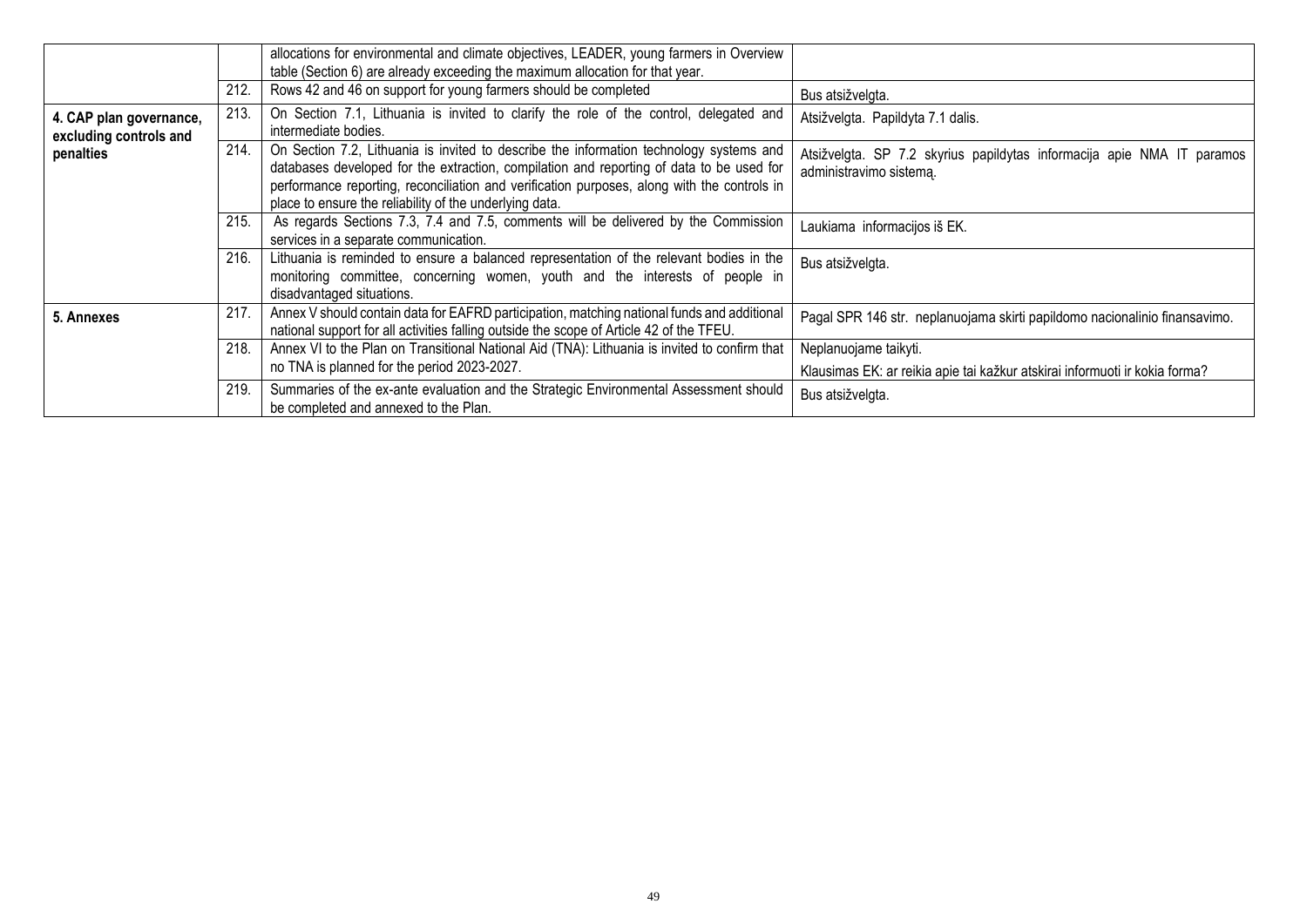| | | | |
|---|---|---|---|
| | | allocations for environmental and climate objectives, LEADER, young farmers in Overview table (Section 6) are already exceeding the maximum allocation for that year. | |
| | 212. | Rows 42 and 46 on support for young farmers should be completed | Bus atsižvelgta. |
| **4. CAP plan governance, excluding controls and penalties** | 213. | On Section 7.1, Lithuania is invited to clarify the role of the control, delegated and intermediate bodies. | Atsižvelgta. Papildyta 7.1 dalis. |
| | 214. | On Section 7.2, Lithuania is invited to describe the information technology systems and databases developed for the extraction, compilation and reporting of data to be used for performance reporting, reconciliation and verification purposes, along with the controls in place to ensure the reliability of the underlying data. | Atsižvelgta. SP 7.2 skyrius papildytas informacija apie NMA IT paramos administravimo sistemą. |
| | 215. | As regards Sections 7.3, 7.4 and 7.5, comments will be delivered by the Commission services in a separate communication. | Laukiama informacijos iš EK. |
| | 216. | Lithuania is reminded to ensure a balanced representation of the relevant bodies in the monitoring committee, concerning women, youth and the interests of people in disadvantaged situations. | Bus atsižvelgta. |
| **5. Annexes** | 217. | Annex V should contain data for EAFRD participation, matching national funds and additional national support for all activities falling outside the scope of Article 42 of the TFEU. | Pagal SPR 146 str. neplanuojama skirti papildomo nacionalinio finansavimo. |
| | 218. | Annex VI to the Plan on Transitional National Aid (TNA): Lithuania is invited to confirm that no TNA is planned for the period 2023-2027. | Neplanuojame taikyti.<br>Klausimas EK: ar reikia apie tai kažkur atskirai informuoti ir kokia forma? |
| | 219. | Summaries of the ex-ante evaluation and the Strategic Environmental Assessment should be completed and annexed to the Plan. | Bus atsižvelgta. |